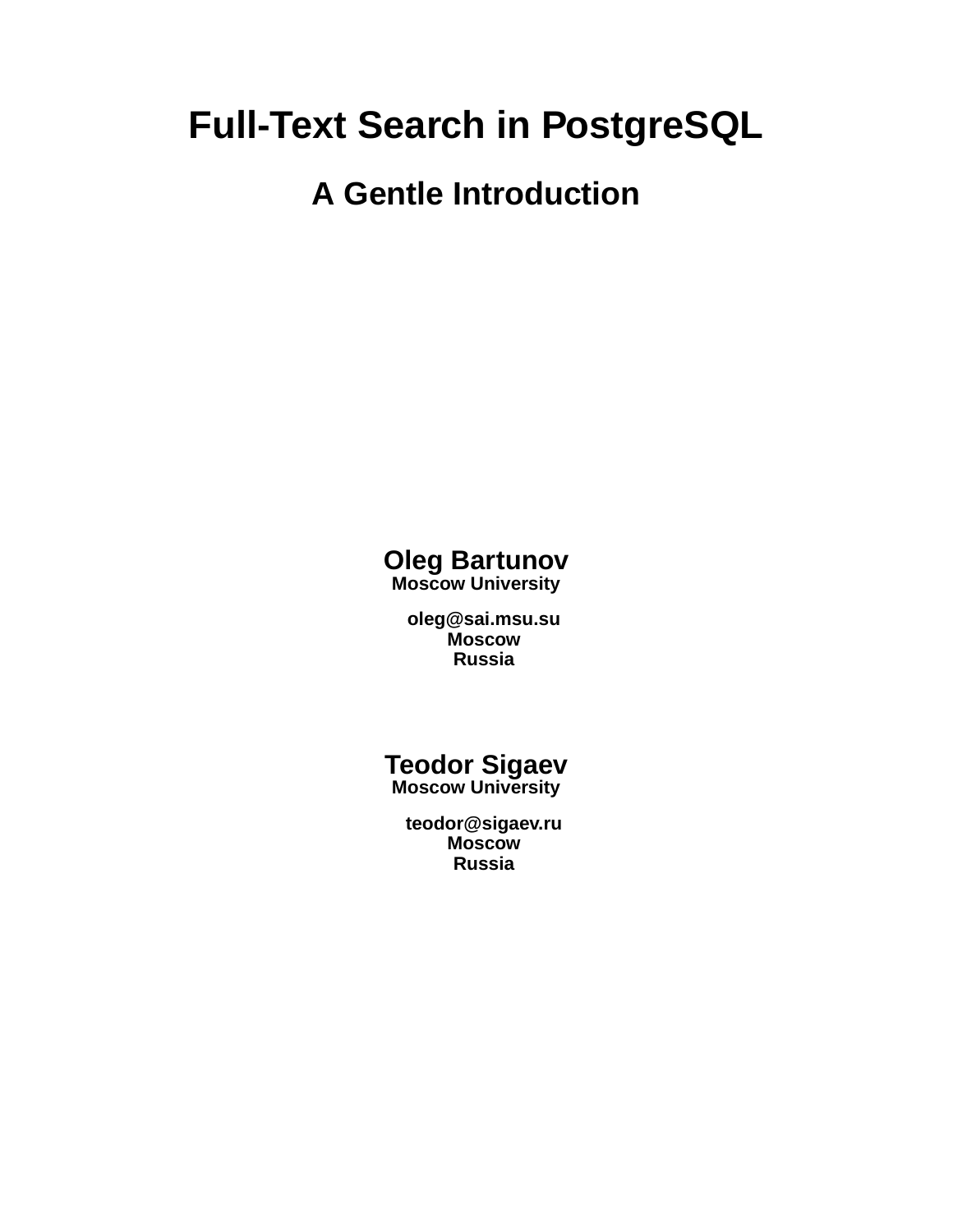# Full-Text Search in PostgreSQL

## A Gentle Introduction

**Oleg Bartunov**
**Moscow University**

**oleg@sai.msu.su**
**Moscow**
**Russia**

**Teodor Sigaev**
**Moscow University**

**teodor@sigaev.ru**
**Moscow**
**Russia**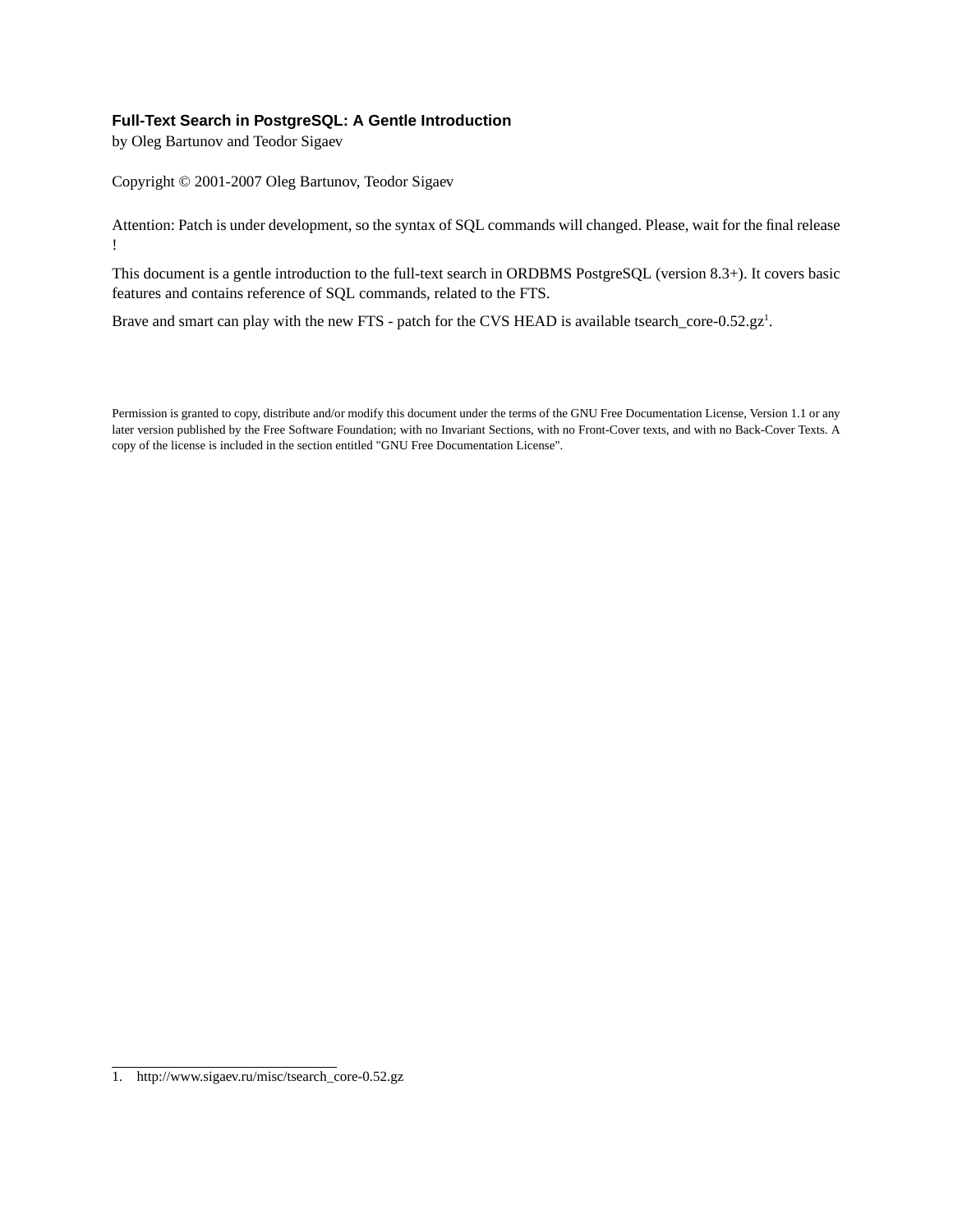# Full-Text Search in PostgreSQL: A Gentle Introduction

by Oleg Bartunov and Teodor Sigaev

Copyright © 2001-2007 Oleg Bartunov, Teodor Sigaev

Attention: Patch is under development, so the syntax of SQL commands will changed. Please, wait for the final release !

This document is a gentle introduction to the full-text search in ORDBMS PostgreSQL (version 8.3+). It covers basic features and contains reference of SQL commands, related to the FTS.

Brave and smart can play with the new FTS - patch for the CVS HEAD is available tsearch_core-0.52.gz[1].

Permission is granted to copy, distribute and/or modify this document under the terms of the GNU Free Documentation License, Version 1.1 or any later version published by the Free Software Foundation; with no Invariant Sections, with no Front-Cover texts, and with no Back-Cover Texts. A copy of the license is included in the section entitled "GNU Free Documentation License".

---

1. http://www.sigaev.ru/misc/tsearch_core-0.52.gz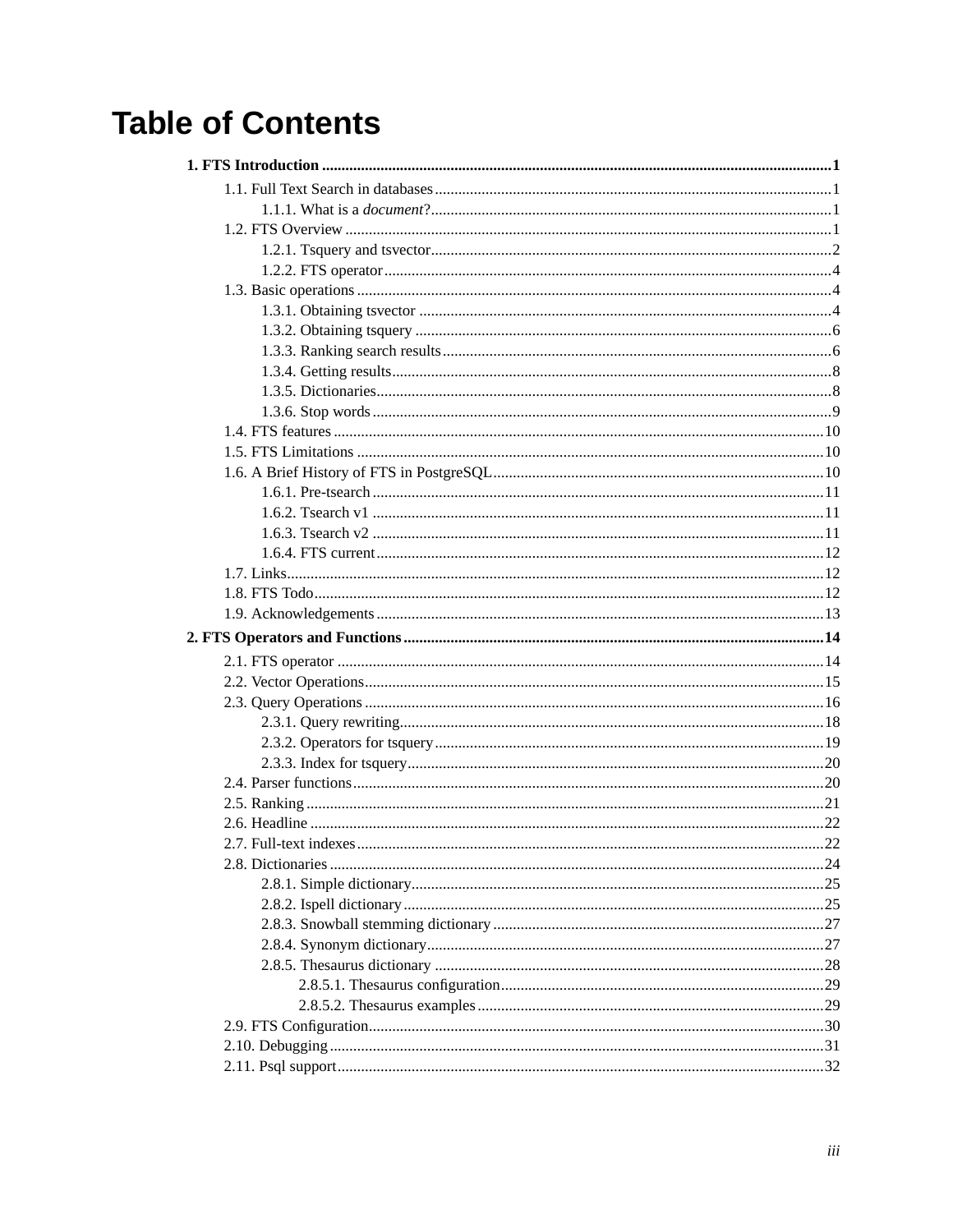# Table of Contents

**1. FTS Introduction ......1**

- 1.1. Full Text Search in databases ......1
  - 1.1.1. What is a *document*? ......1
- 1.2. FTS Overview ......1
  - 1.2.1. Tsquery and tsvector ......2
  - 1.2.2. FTS operator ......4
- 1.3. Basic operations ......4
  - 1.3.1. Obtaining tsvector ......4
  - 1.3.2. Obtaining tsquery ......6
  - 1.3.3. Ranking search results ......6
  - 1.3.4. Getting results ......8
  - 1.3.5. Dictionaries ......8
  - 1.3.6. Stop words ......9
- 1.4. FTS features ......10
- 1.5. FTS Limitations ......10
- 1.6. A Brief History of FTS in PostgreSQL ......10
  - 1.6.1. Pre-tsearch ......11
  - 1.6.2. Tsearch v1 ......11
  - 1.6.3. Tsearch v2 ......11
  - 1.6.4. FTS current ......12
- 1.7. Links ......12
- 1.8. FTS Todo ......12
- 1.9. Acknowledgements ......13

**2. FTS Operators and Functions ......14**

- 2.1. FTS operator ......14
- 2.2. Vector Operations ......15
- 2.3. Query Operations ......16
  - 2.3.1. Query rewriting ......18
  - 2.3.2. Operators for tsquery ......19
  - 2.3.3. Index for tsquery ......20
- 2.4. Parser functions ......20
- 2.5. Ranking ......21
- 2.6. Headline ......22
- 2.7. Full-text indexes ......22
- 2.8. Dictionaries ......24
  - 2.8.1. Simple dictionary ......25
  - 2.8.2. Ispell dictionary ......25
  - 2.8.3. Snowball stemming dictionary ......27
  - 2.8.4. Synonym dictionary ......27
  - 2.8.5. Thesaurus dictionary ......28
    - 2.8.5.1. Thesaurus configuration ......29
    - 2.8.5.2. Thesaurus examples ......29
- 2.9. FTS Configuration ......30
- 2.10. Debugging ......31
- 2.11. Psql support ......32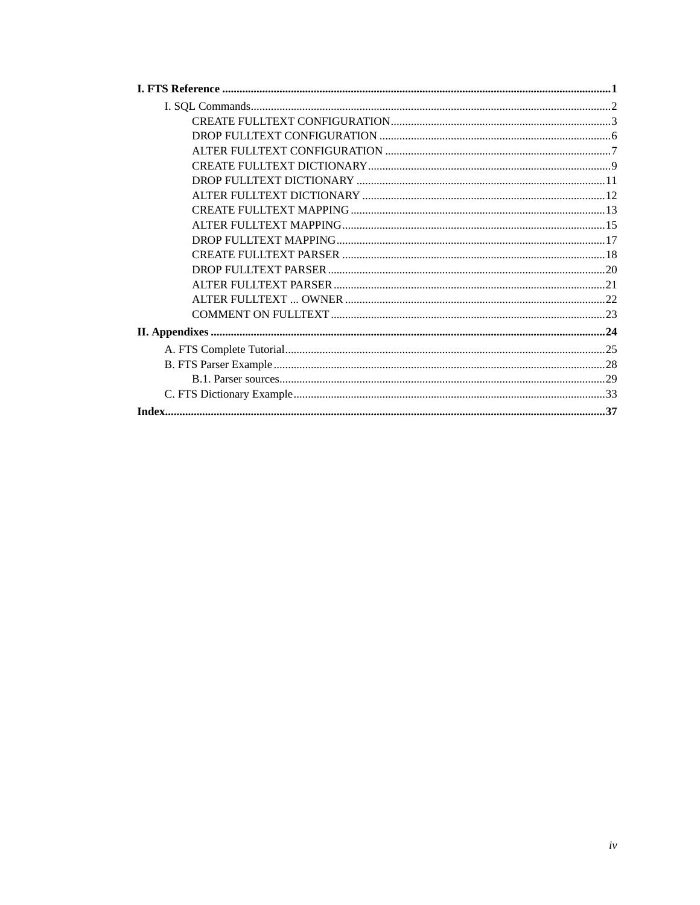**I. FTS Reference** ......................................................................................................................................1

- I. SQL Commands.............................................................................................................................2
  - CREATE FULLTEXT CONFIGURATION............................................................................3
  - DROP FULLTEXT CONFIGURATION ................................................................................6
  - ALTER FULLTEXT CONFIGURATION ..............................................................................7
  - CREATE FULLTEXT DICTIONARY....................................................................................9
  - DROP FULLTEXT DICTIONARY ......................................................................................11
  - ALTER FULLTEXT DICTIONARY ....................................................................................12
  - CREATE FULLTEXT MAPPING ........................................................................................13
  - ALTER FULLTEXT MAPPING...........................................................................................15
  - DROP FULLTEXT MAPPING.............................................................................................17
  - CREATE FULLTEXT PARSER ...........................................................................................18
  - DROP FULLTEXT PARSER................................................................................................20
  - ALTER FULLTEXT PARSER..............................................................................................21
  - ALTER FULLTEXT ... OWNER ..........................................................................................22
  - COMMENT ON FULLTEXT...............................................................................................23

**II. Appendixes** .........................................................................................................................................24

- A. FTS Complete Tutorial...............................................................................................................25
- B. FTS Parser Example...................................................................................................................28
  - B.1. Parser sources.................................................................................................................29
- C. FTS Dictionary Example............................................................................................................33

**Index**.........................................................................................................................................................37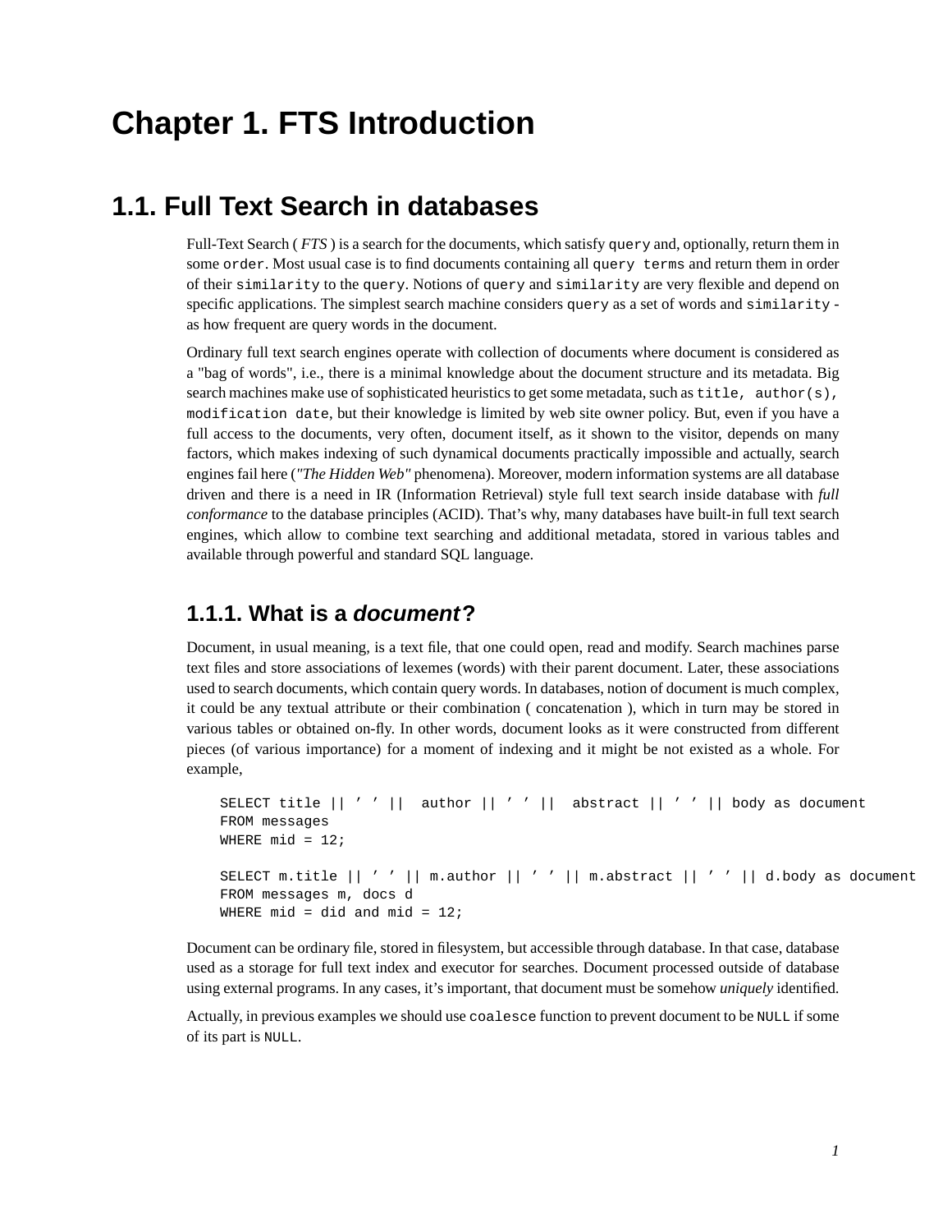# Chapter 1. FTS Introduction

## 1.1. Full Text Search in databases

Full-Text Search ( *FTS* ) is a search for the documents, which satisfy `query` and, optionally, return them in some `order`. Most usual case is to find documents containing all `query terms` and return them in order of their `similarity` to the `query`. Notions of `query` and `similarity` are very flexible and depend on specific applications. The simplest search machine considers `query` as a set of words and `similarity` - as how frequent are query words in the document.

Ordinary full text search engines operate with collection of documents where document is considered as a "bag of words", i.e., there is a minimal knowledge about the document structure and its metadata. Big search machines make use of sophisticated heuristics to get some metadata, such as `title, author(s), modification date`, but their knowledge is limited by web site owner policy. But, even if you have a full access to the documents, very often, document itself, as it shown to the visitor, depends on many factors, which makes indexing of such dynamical documents practically impossible and actually, search engines fail here (*"The Hidden Web"* phenomena). Moreover, modern information systems are all database driven and there is a need in IR (Information Retrieval) style full text search inside database with *full conformance* to the database principles (ACID). That's why, many databases have built-in full text search engines, which allow to combine text searching and additional metadata, stored in various tables and available through powerful and standard SQL language.

### 1.1.1. What is a *document*?

Document, in usual meaning, is a text file, that one could open, read and modify. Search machines parse text files and store associations of lexemes (words) with their parent document. Later, these associations used to search documents, which contain query words. In databases, notion of document is much complex, it could be any textual attribute or their combination ( concatenation ), which in turn may be stored in various tables or obtained on-fly. In other words, document looks as it were constructed from different pieces (of various importance) for a moment of indexing and it might be not existed as a whole. For example,

```
SELECT title || ' ' ||  author || ' ' ||  abstract || ' ' || body as document
FROM messages
WHERE mid = 12;

SELECT m.title || ' ' || m.author || ' ' || m.abstract || ' ' || d.body as document
FROM messages m, docs d
WHERE mid = did and mid = 12;
```

Document can be ordinary file, stored in filesystem, but accessible through database. In that case, database used as a storage for full text index and executor for searches. Document processed outside of database using external programs. In any cases, it's important, that document must be somehow *uniquely* identified.

Actually, in previous examples we should use `coalesce` function to prevent document to be `NULL` if some of its part is `NULL`.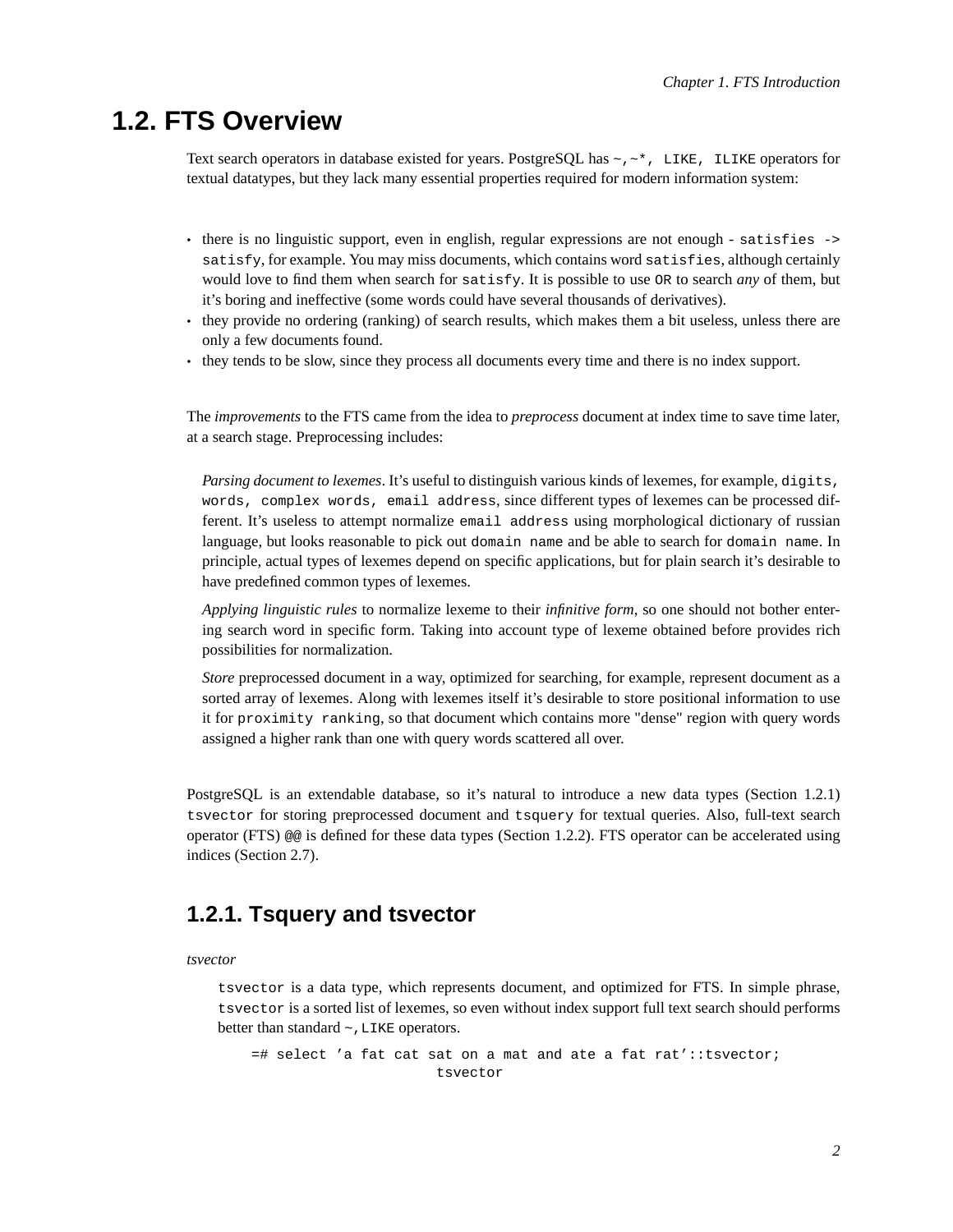## 1.2. FTS Overview

Text search operators in database existed for years. PostgreSQL has `~`,`~*`, `LIKE`, `ILIKE` operators for textual datatypes, but they lack many essential properties required for modern information system:

- there is no linguistic support, even in english, regular expressions are not enough - `satisfies -> satisfy`, for example. You may miss documents, which contains word `satisfies`, although certainly would love to find them when search for `satisfy`. It is possible to use `OR` to search *any* of them, but it's boring and ineffective (some words could have several thousands of derivatives).
- they provide no ordering (ranking) of search results, which makes them a bit useless, unless there are only a few documents found.
- they tends to be slow, since they process all documents every time and there is no index support.

The *improvements* to the FTS came from the idea to *preprocess* document at index time to save time later, at a search stage. Preprocessing includes:

*Parsing document to lexemes*. It's useful to distinguish various kinds of lexemes, for example, `digits`, `words`, `complex words`, `email address`, since different types of lexemes can be processed different. It's useless to attempt normalize `email address` using morphological dictionary of russian language, but looks reasonable to pick out `domain name` and be able to search for `domain name`. In principle, actual types of lexemes depend on specific applications, but for plain search it's desirable to have predefined common types of lexemes.

*Applying linguistic rules* to normalize lexeme to their *infinitive form*, so one should not bother entering search word in specific form. Taking into account type of lexeme obtained before provides rich possibilities for normalization.

*Store* preprocessed document in a way, optimized for searching, for example, represent document as a sorted array of lexemes. Along with lexemes itself it's desirable to store positional information to use it for `proximity ranking`, so that document which contains more "dense" region with query words assigned a higher rank than one with query words scattered all over.

PostgreSQL is an extendable database, so it's natural to introduce a new data types (Section 1.2.1) `tsvector` for storing preprocessed document and `tsquery` for textual queries. Also, full-text search operator (FTS) `@@` is defined for these data types (Section 1.2.2). FTS operator can be accelerated using indices (Section 2.7).

### 1.2.1. Tsquery and tsvector

*tsvector*

`tsvector` is a data type, which represents document, and optimized for FTS. In simple phrase, `tsvector` is a sorted list of lexemes, so even without index support full text search should performs better than standard `~`,`LIKE` operators.

```
=# select 'a fat cat sat on a mat and ate a fat rat'::tsvector;
                       tsvector
```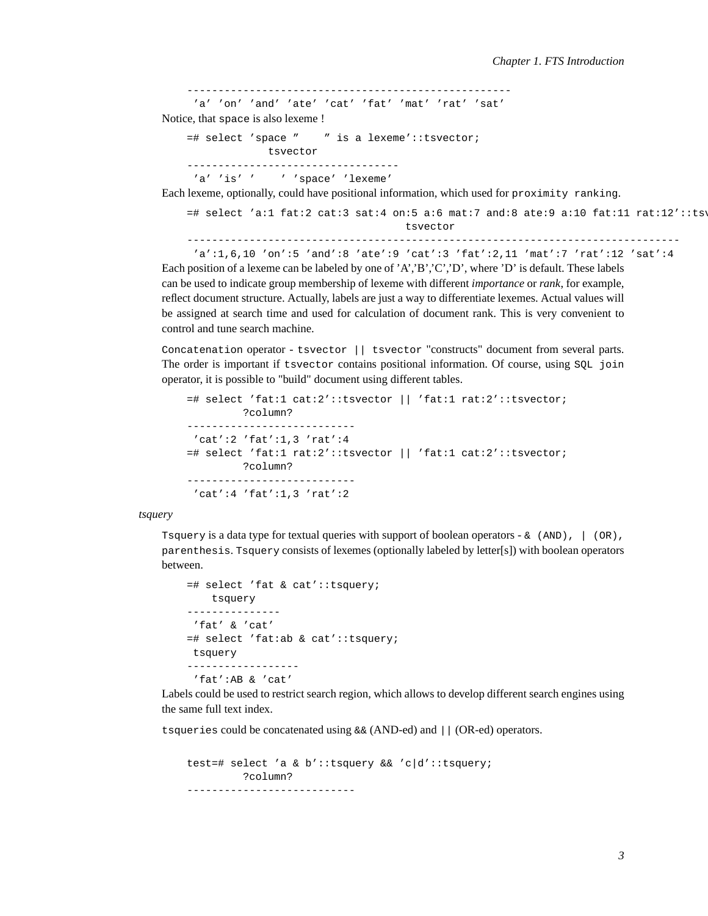```
----------------------------------------------------
 'a' 'on' 'and' 'ate' 'cat' 'fat' 'mat' 'rat' 'sat'
```

Notice, that space is also lexeme !

```
=# select 'space ''    '' is a lexeme'::tsvector;
            tsvector
----------------------------------
 'a' 'is' '    ' 'space' 'lexeme'
```

Each lexeme, optionally, could have positional information, which used for `proximity ranking`.

```
=# select 'a:1 fat:2 cat:3 sat:4 on:5 a:6 mat:7 and:8 ate:9 a:10 fat:11 rat:12'::tsv
                                   tsvector
-------------------------------------------------------------------------------
 'a':1,6,10 'on':5 'and':8 'ate':9 'cat':3 'fat':2,11 'mat':7 'rat':12 'sat':4
```

Each position of a lexeme can be labeled by one of 'A','B','C','D', where 'D' is default. These labels can be used to indicate group membership of lexeme with different *importance* or *rank*, for example, reflect document structure. Actually, labels are just a way to differentiate lexemes. Actual values will be assigned at search time and used for calculation of document rank. This is very convenient to control and tune search machine.

`Concatenation` operator - `tsvector || tsvector` "constructs" document from several parts. The order is important if `tsvector` contains positional information. Of course, using `SQL join` operator, it is possible to "build" document using different tables.

```
=# select 'fat:1 cat:2'::tsvector || 'fat:1 rat:2'::tsvector;
         ?column?
---------------------------
 'cat':2 'fat':1,3 'rat':4
=# select 'fat:1 rat:2'::tsvector || 'fat:1 cat:2'::tsvector;
         ?column?
---------------------------
 'cat':4 'fat':1,3 'rat':2
```

*tsquery*

`Tsquery` is a data type for textual queries with support of boolean operators - `& (AND), | (OR), parenthesis`. `Tsquery` consists of lexemes (optionally labeled by letter[s]) with boolean operators between.

```
=# select 'fat & cat'::tsquery;
    tsquery
---------------
 'fat' & 'cat'
=# select 'fat:ab & cat'::tsquery;
 tsquery
------------------
 'fat':AB & 'cat'
```

Labels could be used to restrict search region, which allows to develop different search engines using the same full text index.

`tsqueries` could be concatenated using `&&` (AND-ed) and `||` (OR-ed) operators.

```
test=# select 'a & b'::tsquery && 'c|d'::tsquery;
         ?column?
---------------------------
```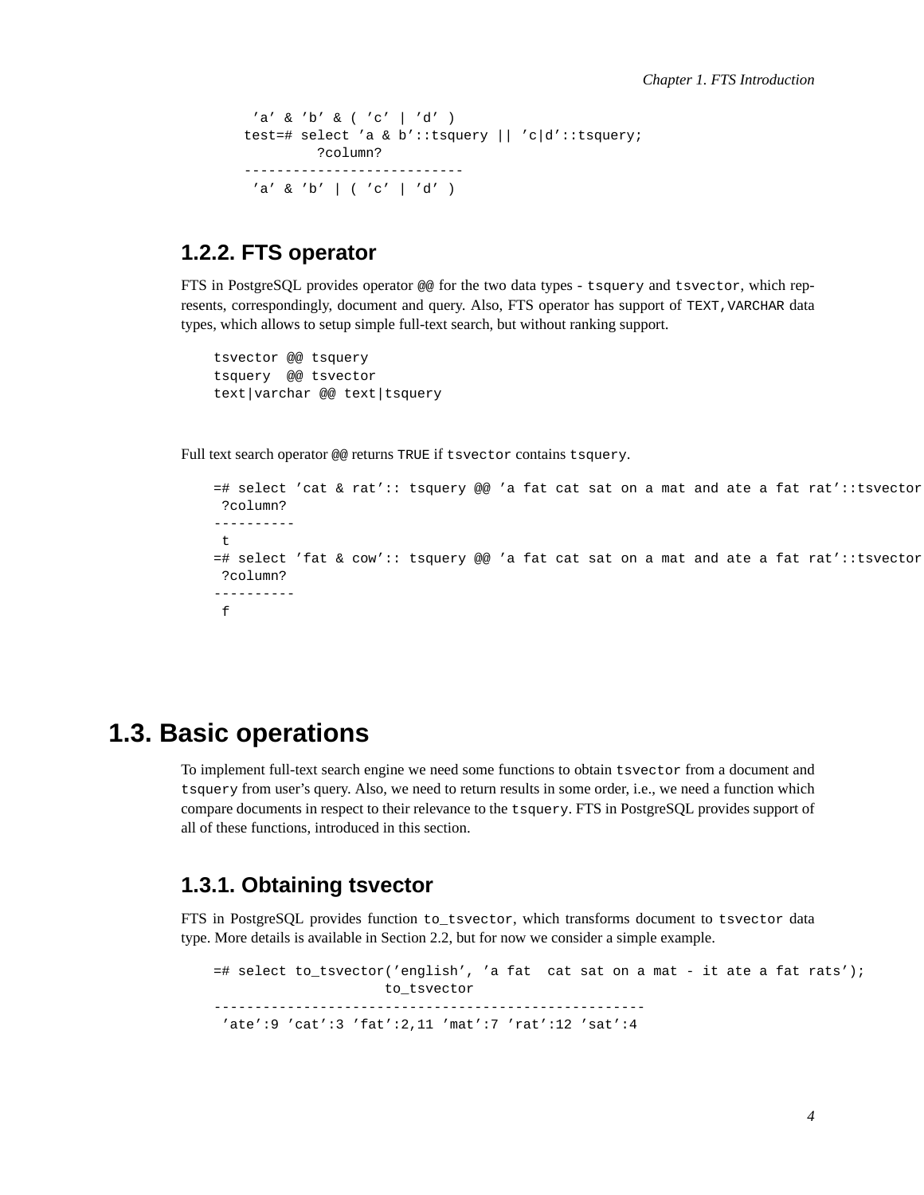```
 'a' & 'b' & ( 'c' | 'd' )
test=# select 'a & b'::tsquery || 'c|d'::tsquery;
         ?column?
---------------------------
 'a' & 'b' | ( 'c' | 'd' )
```

### 1.2.2. FTS operator

FTS in PostgreSQL provides operator `@@` for the two data types - `tsquery` and `tsvector`, which represents, correspondingly, document and query. Also, FTS operator has support of `TEXT`,`VARCHAR` data types, which allows to setup simple full-text search, but without ranking support.

```
tsvector @@ tsquery
tsquery  @@ tsvector
text|varchar @@ text|tsquery
```

Full text search operator `@@` returns `TRUE` if `tsvector` contains `tsquery`.

```
=# select 'cat & rat':: tsquery @@ 'a fat cat sat on a mat and ate a fat rat'::tsvector
 ?column?
----------
 t
=# select 'fat & cow':: tsquery @@ 'a fat cat sat on a mat and ate a fat rat'::tsvector
 ?column?
----------
 f
```

## 1.3. Basic operations

To implement full-text search engine we need some functions to obtain `tsvector` from a document and `tsquery` from user's query. Also, we need to return results in some order, i.e., we need a function which compare documents in respect to their relevance to the `tsquery`. FTS in PostgreSQL provides support of all of these functions, introduced in this section.

### 1.3.1. Obtaining tsvector

FTS in PostgreSQL provides function `to_tsvector`, which transforms document to `tsvector` data type. More details is available in Section 2.2, but for now we consider a simple example.

```
=# select to_tsvector('english', 'a fat  cat sat on a mat - it ate a fat rats');
                     to_tsvector
-----------------------------------------------------
 'ate':9 'cat':3 'fat':2,11 'mat':7 'rat':12 'sat':4
```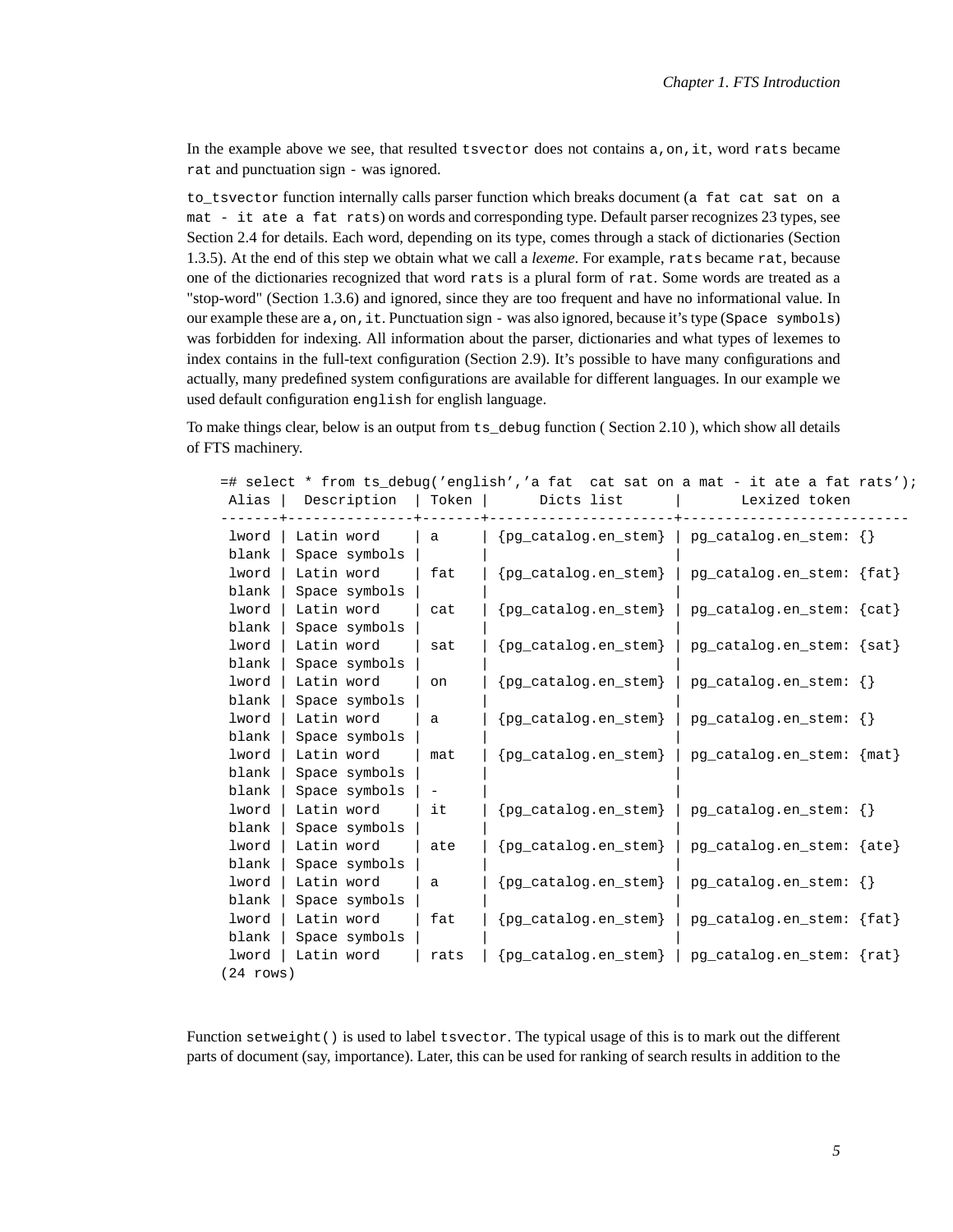In the example above we see, that resulted `tsvector` does not contains `a,on,it`, word `rats` became `rat` and punctuation sign `-` was ignored.

`to_tsvector` function internally calls parser function which breaks document (`a fat cat sat on a mat - it ate a fat rats`) on words and corresponding type. Default parser recognizes 23 types, see Section 2.4 for details. Each word, depending on its type, comes through a stack of dictionaries (Section 1.3.5). At the end of this step we obtain what we call a *lexeme*. For example, `rats` became `rat`, because one of the dictionaries recognized that word `rats` is a plural form of `rat`. Some words are treated as a "stop-word" (Section 1.3.6) and ignored, since they are too frequent and have no informational value. In our example these are `a,on,it`. Punctuation sign `-` was also ignored, because it's type (`Space symbols`) was forbidden for indexing. All information about the parser, dictionaries and what types of lexemes to index contains in the full-text configuration (Section 2.9). It's possible to have many configurations and actually, many predefined system configurations are available for different languages. In our example we used default configuration `english` for english language.

To make things clear, below is an output from `ts_debug` function ( Section 2.10 ), which show all details of FTS machinery.

```
=# select * from ts_debug('english','a fat  cat sat on a mat - it ate a fat rats');
 Alias |  Description  | Token |      Dicts list      |       Lexized token
-------+---------------+-------+----------------------+---------------------------
 lword | Latin word    | a     | {pg_catalog.en_stem} | pg_catalog.en_stem: {}
 blank | Space symbols |       |                      |
 lword | Latin word    | fat   | {pg_catalog.en_stem} | pg_catalog.en_stem: {fat}
 blank | Space symbols |       |                      |
 lword | Latin word    | cat   | {pg_catalog.en_stem} | pg_catalog.en_stem: {cat}
 blank | Space symbols |       |                      |
 lword | Latin word    | sat   | {pg_catalog.en_stem} | pg_catalog.en_stem: {sat}
 blank | Space symbols |       |                      |
 lword | Latin word    | on    | {pg_catalog.en_stem} | pg_catalog.en_stem: {}
 blank | Space symbols |       |                      |
 lword | Latin word    | a     | {pg_catalog.en_stem} | pg_catalog.en_stem: {}
 blank | Space symbols |       |                      |
 lword | Latin word    | mat   | {pg_catalog.en_stem} | pg_catalog.en_stem: {mat}
 blank | Space symbols |       |                      |
 blank | Space symbols | -     |                      |
 lword | Latin word    | it    | {pg_catalog.en_stem} | pg_catalog.en_stem: {}
 blank | Space symbols |       |                      |
 lword | Latin word    | ate   | {pg_catalog.en_stem} | pg_catalog.en_stem: {ate}
 blank | Space symbols |       |                      |
 lword | Latin word    | a     | {pg_catalog.en_stem} | pg_catalog.en_stem: {}
 blank | Space symbols |       |                      |
 lword | Latin word    | fat   | {pg_catalog.en_stem} | pg_catalog.en_stem: {fat}
 blank | Space symbols |       |                      |
 lword | Latin word    | rats  | {pg_catalog.en_stem} | pg_catalog.en_stem: {rat}
(24 rows)
```

Function `setweight()` is used to label `tsvector`. The typical usage of this is to mark out the different parts of document (say, importance). Later, this can be used for ranking of search results in addition to the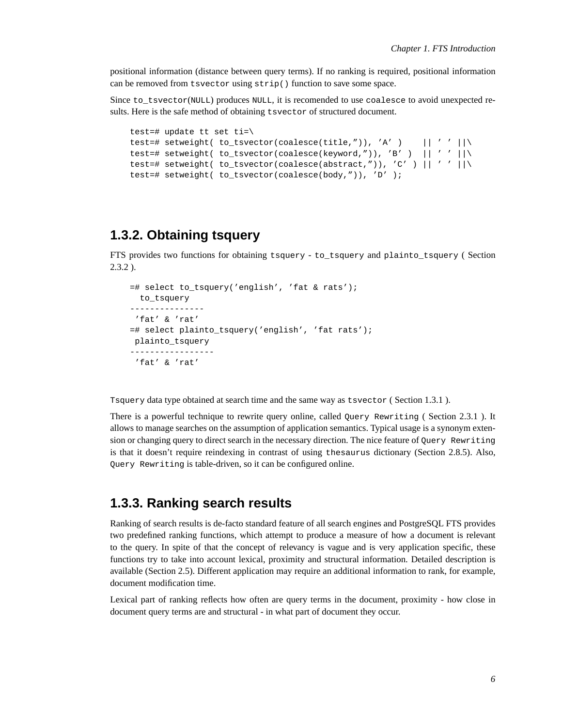positional information (distance between query terms). If no ranking is required, positional information can be removed from `tsvector` using `strip()` function to save some space.

Since `to_tsvector(NULL)` produces `NULL`, it is recomended to use `coalesce` to avoid unexpected results. Here is the safe method of obtaining `tsvector` of structured document.

```
test=# update tt set ti=\
test=# setweight( to_tsvector(coalesce(title,”)), ’A’ )    || ’ ’ ||\
test=# setweight( to_tsvector(coalesce(keyword,”)), ’B’ )  || ’ ’ ||\
test=# setweight( to_tsvector(coalesce(abstract,”)), ’C’ ) || ’ ’ ||\
test=# setweight( to_tsvector(coalesce(body,”)), ’D’ );
```

## 1.3.2. Obtaining tsquery

FTS provides two functions for obtaining `tsquery` - `to_tsquery` and `plainto_tsquery` ( Section 2.3.2 ).

```
=# select to_tsquery(’english’, ’fat & rats’);
  to_tsquery
---------------
 ’fat’ & ’rat’
=# select plainto_tsquery(’english’, ’fat rats’);
 plainto_tsquery
-----------------
 ’fat’ & ’rat’
```

`Tsquery` data type obtained at search time and the same way as `tsvector` ( Section 1.3.1 ).

There is a powerful technique to rewrite query online, called `Query Rewriting` ( Section 2.3.1 ). It allows to manage searches on the assumption of application semantics. Typical usage is a synonym extension or changing query to direct search in the necessary direction. The nice feature of `Query Rewriting` is that it doesn’t require reindexing in contrast of using `thesaurus` dictionary (Section 2.8.5). Also, `Query Rewriting` is table-driven, so it can be configured online.

## 1.3.3. Ranking search results

Ranking of search results is de-facto standard feature of all search engines and PostgreSQL FTS provides two predefined ranking functions, which attempt to produce a measure of how a document is relevant to the query. In spite of that the concept of relevancy is vague and is very application specific, these functions try to take into account lexical, proximity and structural information. Detailed description is available (Section 2.5). Different application may require an additional information to rank, for example, document modification time.

Lexical part of ranking reflects how often are query terms in the document, proximity - how close in document query terms are and structural - in what part of document they occur.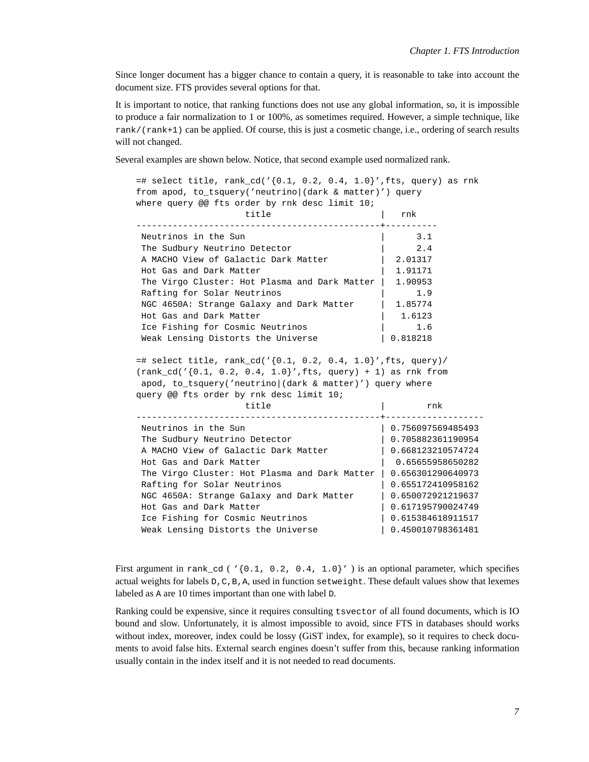Since longer document has a bigger chance to contain a query, it is reasonable to take into account the document size. FTS provides several options for that.

It is important to notice, that ranking functions does not use any global information, so, it is impossible to produce a fair normalization to 1 or 100%, as sometimes required. However, a simple technique, like `rank/(rank+1)` can be applied. Of course, this is just a cosmetic change, i.e., ordering of search results will not changed.

Several examples are shown below. Notice, that second example used normalized rank.

```
=# select title, rank_cd('{0.1, 0.2, 0.4, 1.0}',fts, query) as rnk
from apod, to_tsquery('neutrino|(dark & matter)') query
where query @@ fts order by rnk desc limit 10;
                    title                      |   rnk
-----------------------------------------------+----------
 Neutrinos in the Sun                          |      3.1
 The Sudbury Neutrino Detector                 |      2.4
 A MACHO View of Galactic Dark Matter          |  2.01317
 Hot Gas and Dark Matter                       |  1.91171
 The Virgo Cluster: Hot Plasma and Dark Matter |  1.90953
 Rafting for Solar Neutrinos                   |      1.9
 NGC 4650A: Strange Galaxy and Dark Matter     |  1.85774
 Hot Gas and Dark Matter                       |   1.6123
 Ice Fishing for Cosmic Neutrinos              |      1.6
 Weak Lensing Distorts the Universe            | 0.818218

=# select title, rank_cd('{0.1, 0.2, 0.4, 1.0}',fts, query)/
(rank_cd('{0.1, 0.2, 0.4, 1.0}',fts, query) + 1) as rnk from
 apod, to_tsquery('neutrino|(dark & matter)') query where
query @@ fts order by rnk desc limit 10;
                    title                      |        rnk
-----------------------------------------------+-------------------
 Neutrinos in the Sun                          | 0.756097569485493
 The Sudbury Neutrino Detector                 | 0.705882361190954
 A MACHO View of Galactic Dark Matter          | 0.668123210574724
 Hot Gas and Dark Matter                       |  0.65655958650282
 The Virgo Cluster: Hot Plasma and Dark Matter | 0.656301290640973
 Rafting for Solar Neutrinos                   | 0.655172410958162
 NGC 4650A: Strange Galaxy and Dark Matter     | 0.650072921219637
 Hot Gas and Dark Matter                       | 0.617195790024749
 Ice Fishing for Cosmic Neutrinos              | 0.615384618911517
 Weak Lensing Distorts the Universe            | 0.450010798361481
```

First argument in `rank_cd ( '{0.1, 0.2, 0.4, 1.0}' )` is an optional parameter, which specifies actual weights for labels `D,C,B,A`, used in function `setweight`. These default values show that lexemes labeled as `A` are 10 times important than one with label `D`.

Ranking could be expensive, since it requires consulting `tsvector` of all found documents, which is IO bound and slow. Unfortunately, it is almost impossible to avoid, since FTS in databases should works without index, moreover, index could be lossy (GiST index, for example), so it requires to check documents to avoid false hits. External search engines doesn't suffer from this, because ranking information usually contain in the index itself and it is not needed to read documents.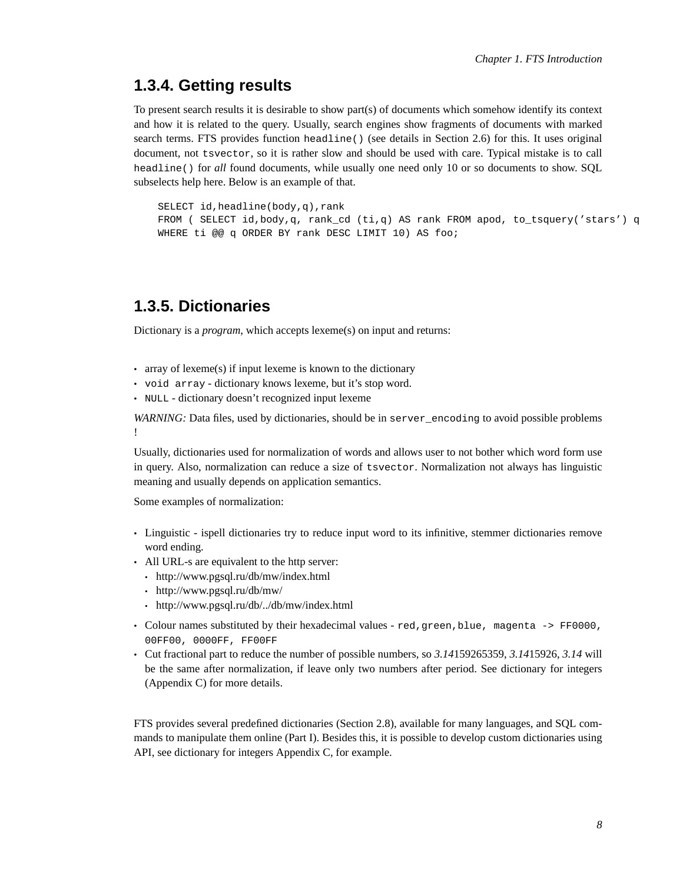### 1.3.4. Getting results

To present search results it is desirable to show part(s) of documents which somehow identify its context and how it is related to the query. Usually, search engines show fragments of documents with marked search terms. FTS provides function `headline()` (see details in Section 2.6) for this. It uses original document, not `tsvector`, so it is rather slow and should be used with care. Typical mistake is to call `headline()` for *all* found documents, while usually one need only 10 or so documents to show. SQL subselects help here. Below is an example of that.

```
SELECT id,headline(body,q),rank
FROM ( SELECT id,body,q, rank_cd (ti,q) AS rank FROM apod, to_tsquery('stars') q
WHERE ti @@ q ORDER BY rank DESC LIMIT 10) AS foo;
```

### 1.3.5. Dictionaries

Dictionary is a *program*, which accepts lexeme(s) on input and returns:

- array of lexeme(s) if input lexeme is known to the dictionary
- `void array` - dictionary knows lexeme, but it's stop word.
- `NULL` - dictionary doesn't recognized input lexeme

*WARNING:* Data files, used by dictionaries, should be in `server_encoding` to avoid possible problems !

Usually, dictionaries used for normalization of words and allows user to not bother which word form use in query. Also, normalization can reduce a size of `tsvector`. Normalization not always has linguistic meaning and usually depends on application semantics.

Some examples of normalization:

- Linguistic - ispell dictionaries try to reduce input word to its infinitive, stemmer dictionaries remove word ending.
- All URL-s are equivalent to the http server:
  - http://www.pgsql.ru/db/mw/index.html
  - http://www.pgsql.ru/db/mw/
  - http://www.pgsql.ru/db/../db/mw/index.html
- Colour names substituted by their hexadecimal values - `red,green,blue, magenta -> FF0000, 00FF00, 0000FF, FF00FF`
- Cut fractional part to reduce the number of possible numbers, so *3.14*159265359, *3.14*15926, *3.14* will be the same after normalization, if leave only two numbers after period. See dictionary for integers (Appendix C) for more details.

FTS provides several predefined dictionaries (Section 2.8), available for many languages, and SQL commands to manipulate them online (Part I). Besides this, it is possible to develop custom dictionaries using API, see dictionary for integers Appendix C, for example.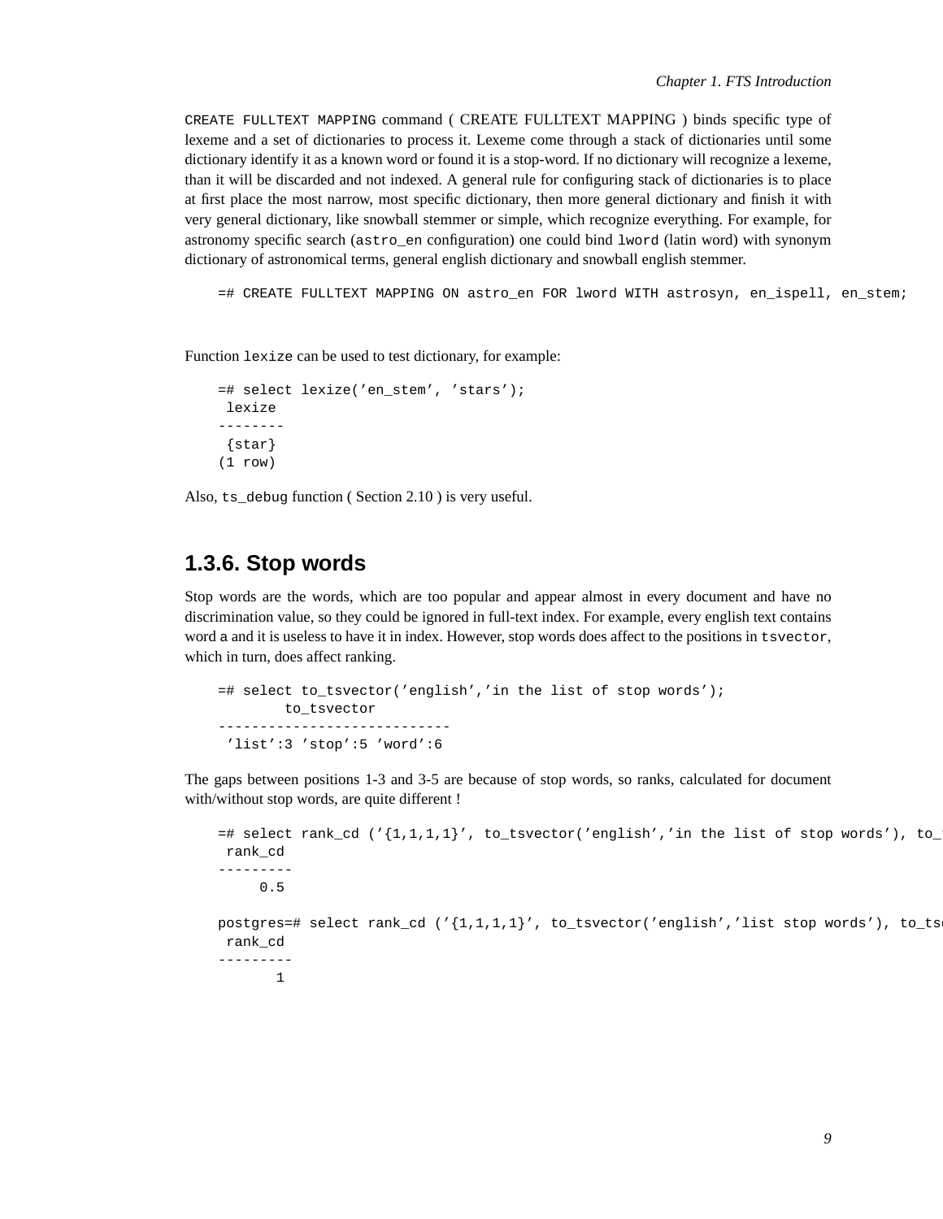`CREATE FULLTEXT MAPPING` command ( CREATE FULLTEXT MAPPING ) binds specific type of lexeme and a set of dictionaries to process it. Lexeme come through a stack of dictionaries until some dictionary identify it as a known word or found it is a stop-word. If no dictionary will recognize a lexeme, than it will be discarded and not indexed. A general rule for configuring stack of dictionaries is to place at first place the most narrow, most specific dictionary, then more general dictionary and finish it with very general dictionary, like snowball stemmer or simple, which recognize everything. For example, for astronomy specific search (`astro_en` configuration) one could bind `lword` (latin word) with synonym dictionary of astronomical terms, general english dictionary and snowball english stemmer.

```
=# CREATE FULLTEXT MAPPING ON astro_en FOR lword WITH astrosyn, en_ispell, en_stem;
```

Function `lexize` can be used to test dictionary, for example:

```
=# select lexize('en_stem', 'stars');
 lexize
--------
 {star}
(1 row)
```

Also, `ts_debug` function ( Section 2.10 ) is very useful.

### 1.3.6. Stop words

Stop words are the words, which are too popular and appear almost in every document and have no discrimination value, so they could be ignored in full-text index. For example, every english text contains word a and it is useless to have it in index. However, stop words does affect to the positions in `tsvector`, which in turn, does affect ranking.

```
=# select to_tsvector('english','in the list of stop words');
        to_tsvector
----------------------------
 'list':3 'stop':5 'word':6
```

The gaps between positions 1-3 and 3-5 are because of stop words, so ranks, calculated for document with/without stop words, are quite different !

```
=# select rank_cd ('{1,1,1,1}', to_tsvector('english','in the list of stop words'), to_t
 rank_cd
---------
     0.5

postgres=# select rank_cd ('{1,1,1,1}', to_tsvector('english','list stop words'), to_ts
 rank_cd
---------
       1
```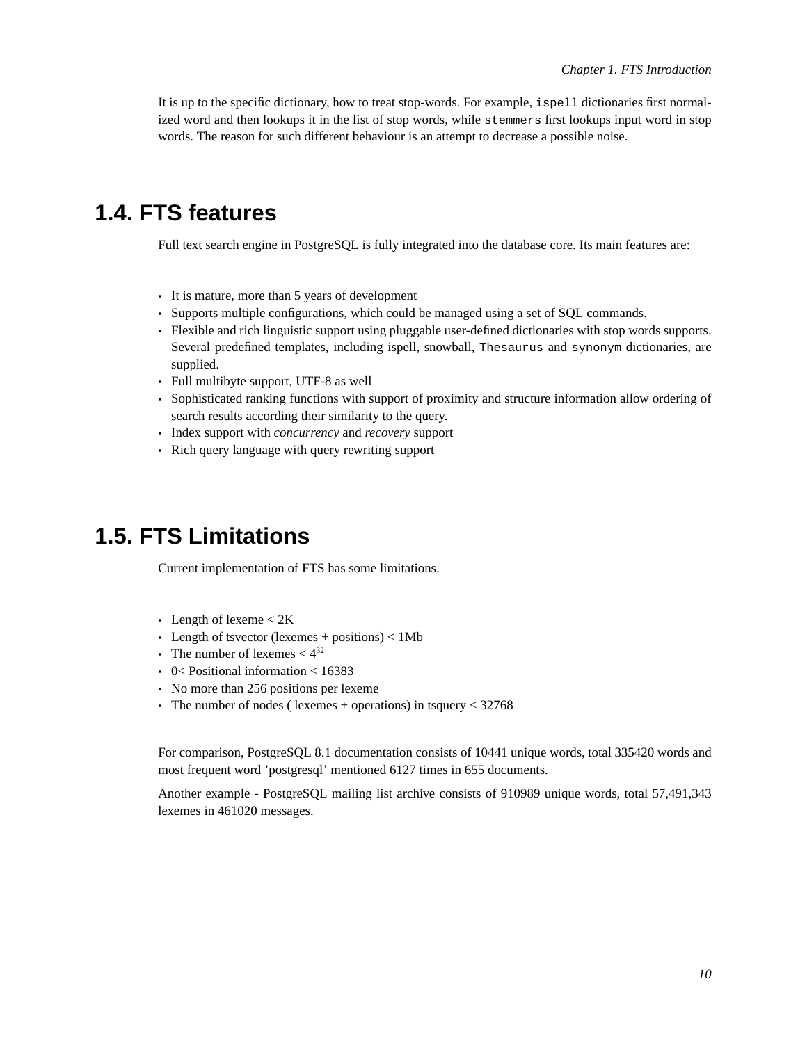It is up to the specific dictionary, how to treat stop-words. For example, `ispell` dictionaries first normalized word and then lookups it in the list of stop words, while `stemmers` first lookups input word in stop words. The reason for such different behaviour is an attempt to decrease a possible noise.

## 1.4. FTS features

Full text search engine in PostgreSQL is fully integrated into the database core. Its main features are:

- It is mature, more than 5 years of development
- Supports multiple configurations, which could be managed using a set of SQL commands.
- Flexible and rich linguistic support using pluggable user-defined dictionaries with stop words supports. Several predefined templates, including ispell, snowball, `Thesaurus` and `synonym` dictionaries, are supplied.
- Full multibyte support, UTF-8 as well
- Sophisticated ranking functions with support of proximity and structure information allow ordering of search results according their similarity to the query.
- Index support with *concurrency* and *recovery* support
- Rich query language with query rewriting support

## 1.5. FTS Limitations

Current implementation of FTS has some limitations.

- Length of lexeme < 2K
- Length of tsvector (lexemes + positions) < 1Mb
- The number of lexemes < $4^{32}$
- 0< Positional information < 16383
- No more than 256 positions per lexeme
- The number of nodes ( lexemes + operations) in tsquery < 32768

For comparison, PostgreSQL 8.1 documentation consists of 10441 unique words, total 335420 words and most frequent word 'postgresql' mentioned 6127 times in 655 documents.

Another example - PostgreSQL mailing list archive consists of 910989 unique words, total 57,491,343 lexemes in 461020 messages.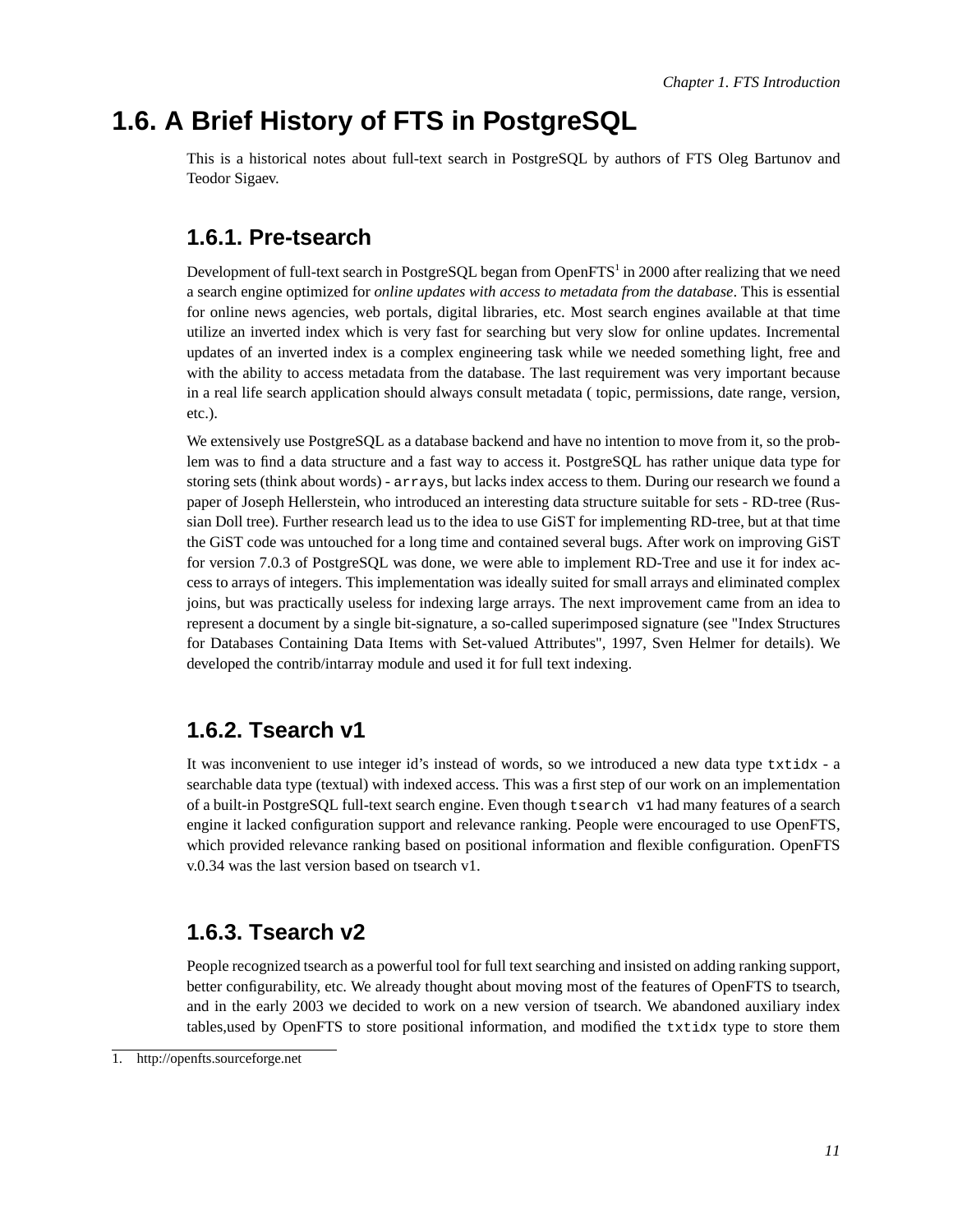## 1.6. A Brief History of FTS in PostgreSQL

This is a historical notes about full-text search in PostgreSQL by authors of FTS Oleg Bartunov and Teodor Sigaev.

### 1.6.1. Pre-tsearch

Development of full-text search in PostgreSQL began from OpenFTS[1] in 2000 after realizing that we need a search engine optimized for *online updates with access to metadata from the database*. This is essential for online news agencies, web portals, digital libraries, etc. Most search engines available at that time utilize an inverted index which is very fast for searching but very slow for online updates. Incremental updates of an inverted index is a complex engineering task while we needed something light, free and with the ability to access metadata from the database. The last requirement was very important because in a real life search application should always consult metadata ( topic, permissions, date range, version, etc.).

We extensively use PostgreSQL as a database backend and have no intention to move from it, so the problem was to find a data structure and a fast way to access it. PostgreSQL has rather unique data type for storing sets (think about words) - `arrays`, but lacks index access to them. During our research we found a paper of Joseph Hellerstein, who introduced an interesting data structure suitable for sets - RD-tree (Russian Doll tree). Further research lead us to the idea to use GiST for implementing RD-tree, but at that time the GiST code was untouched for a long time and contained several bugs. After work on improving GiST for version 7.0.3 of PostgreSQL was done, we were able to implement RD-Tree and use it for index access to arrays of integers. This implementation was ideally suited for small arrays and eliminated complex joins, but was practically useless for indexing large arrays. The next improvement came from an idea to represent a document by a single bit-signature, a so-called superimposed signature (see "Index Structures for Databases Containing Data Items with Set-valued Attributes", 1997, Sven Helmer for details). We developed the contrib/intarray module and used it for full text indexing.

### 1.6.2. Tsearch v1

It was inconvenient to use integer id's instead of words, so we introduced a new data type `txtidx` - a searchable data type (textual) with indexed access. This was a first step of our work on an implementation of a built-in PostgreSQL full-text search engine. Even though `tsearch v1` had many features of a search engine it lacked configuration support and relevance ranking. People were encouraged to use OpenFTS, which provided relevance ranking based on positional information and flexible configuration. OpenFTS v.0.34 was the last version based on tsearch v1.

### 1.6.3. Tsearch v2

People recognized tsearch as a powerful tool for full text searching and insisted on adding ranking support, better configurability, etc. We already thought about moving most of the features of OpenFTS to tsearch, and in the early 2003 we decided to work on a new version of tsearch. We abandoned auxiliary index tables,used by OpenFTS to store positional information, and modified the `txtidx` type to store them

1. http://openfts.sourceforge.net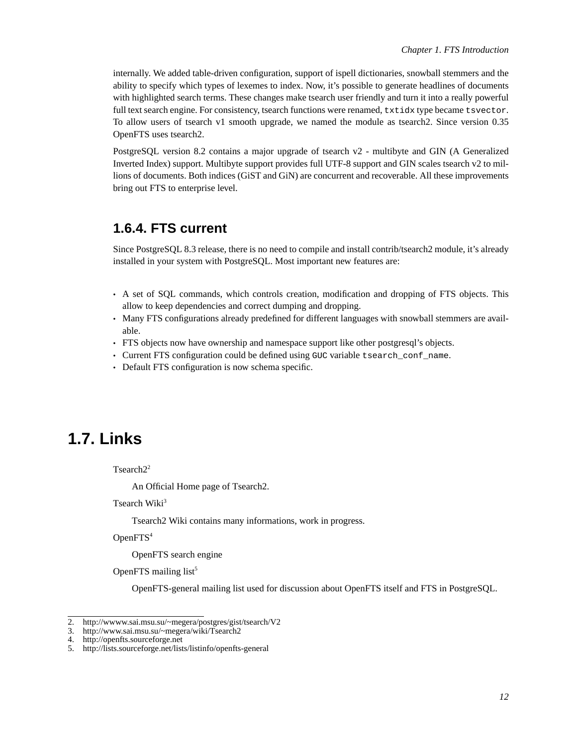internally. We added table-driven configuration, support of ispell dictionaries, snowball stemmers and the ability to specify which types of lexemes to index. Now, it's possible to generate headlines of documents with highlighted search terms. These changes make tsearch user friendly and turn it into a really powerful full text search engine. For consistency, tsearch functions were renamed, `txtidx` type became `tsvector`. To allow users of tsearch v1 smooth upgrade, we named the module as tsearch2. Since version 0.35 OpenFTS uses tsearch2.

PostgreSQL version 8.2 contains a major upgrade of tsearch v2 - multibyte and GIN (A Generalized Inverted Index) support. Multibyte support provides full UTF-8 support and GIN scales tsearch v2 to millions of documents. Both indices (GiST and GiN) are concurrent and recoverable. All these improvements bring out FTS to enterprise level.

### 1.6.4. FTS current

Since PostgreSQL 8.3 release, there is no need to compile and install contrib/tsearch2 module, it's already installed in your system with PostgreSQL. Most important new features are:

- A set of SQL commands, which controls creation, modification and dropping of FTS objects. This allow to keep dependencies and correct dumping and dropping.
- Many FTS configurations already predefined for different languages with snowball stemmers are available.
- FTS objects now have ownership and namespace support like other postgresql's objects.
- Current FTS configuration could be defined using `GUC` variable `tsearch_conf_name`.
- Default FTS configuration is now schema specific.

## 1.7. Links

Tsearch2[2]

An Official Home page of Tsearch2.

Tsearch Wiki[3]

Tsearch2 Wiki contains many informations, work in progress.

OpenFTS[4]

OpenFTS search engine

OpenFTS mailing list[5]

OpenFTS-general mailing list used for discussion about OpenFTS itself and FTS in PostgreSQL.

---

2. http://wwww.sai.msu.su/~megera/postgres/gist/tsearch/V2
3. http://www.sai.msu.su/~megera/wiki/Tsearch2
4. http://openfts.sourceforge.net
5. http://lists.sourceforge.net/lists/listinfo/openfts-general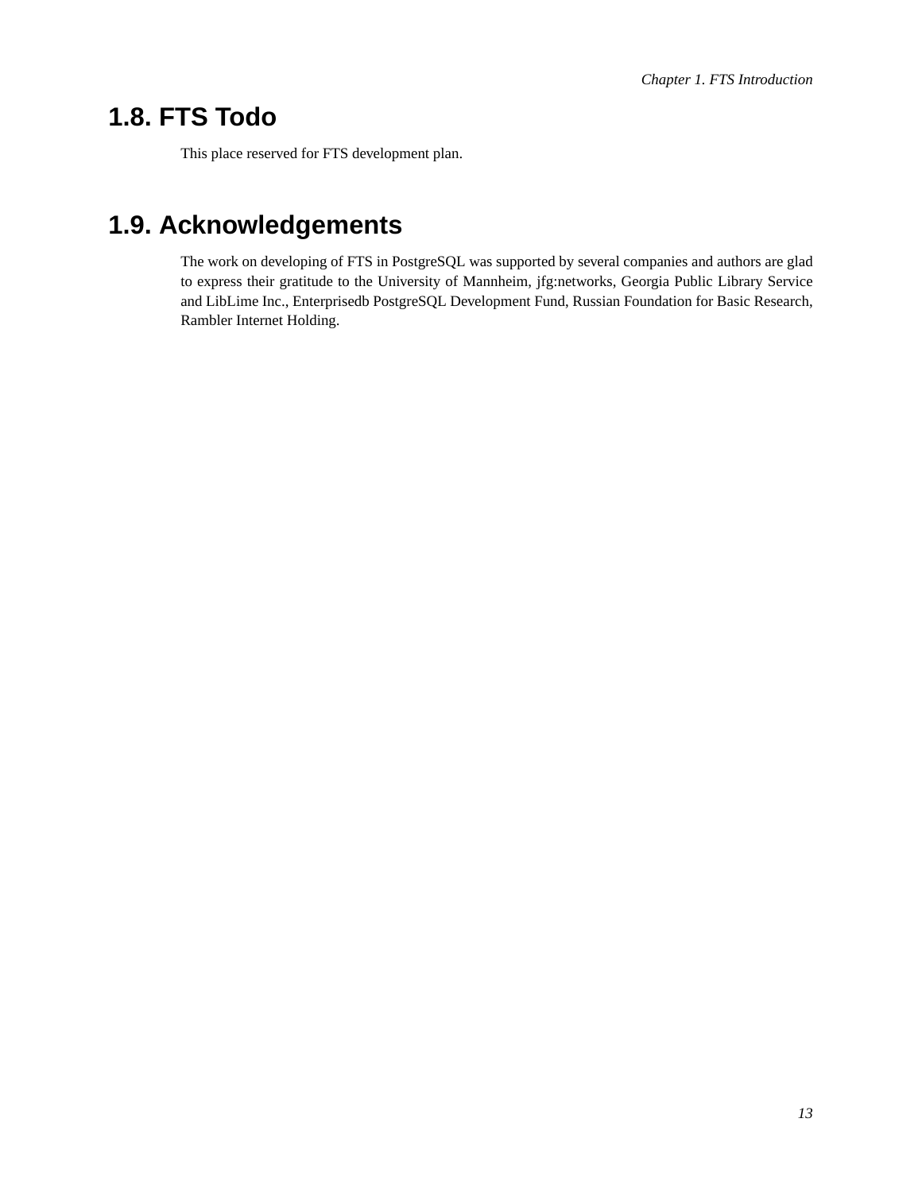## 1.8. FTS Todo

This place reserved for FTS development plan.

## 1.9. Acknowledgements

The work on developing of FTS in PostgreSQL was supported by several companies and authors are glad to express their gratitude to the University of Mannheim, jfg:networks, Georgia Public Library Service and LibLime Inc., Enterprisedb PostgreSQL Development Fund, Russian Foundation for Basic Research, Rambler Internet Holding.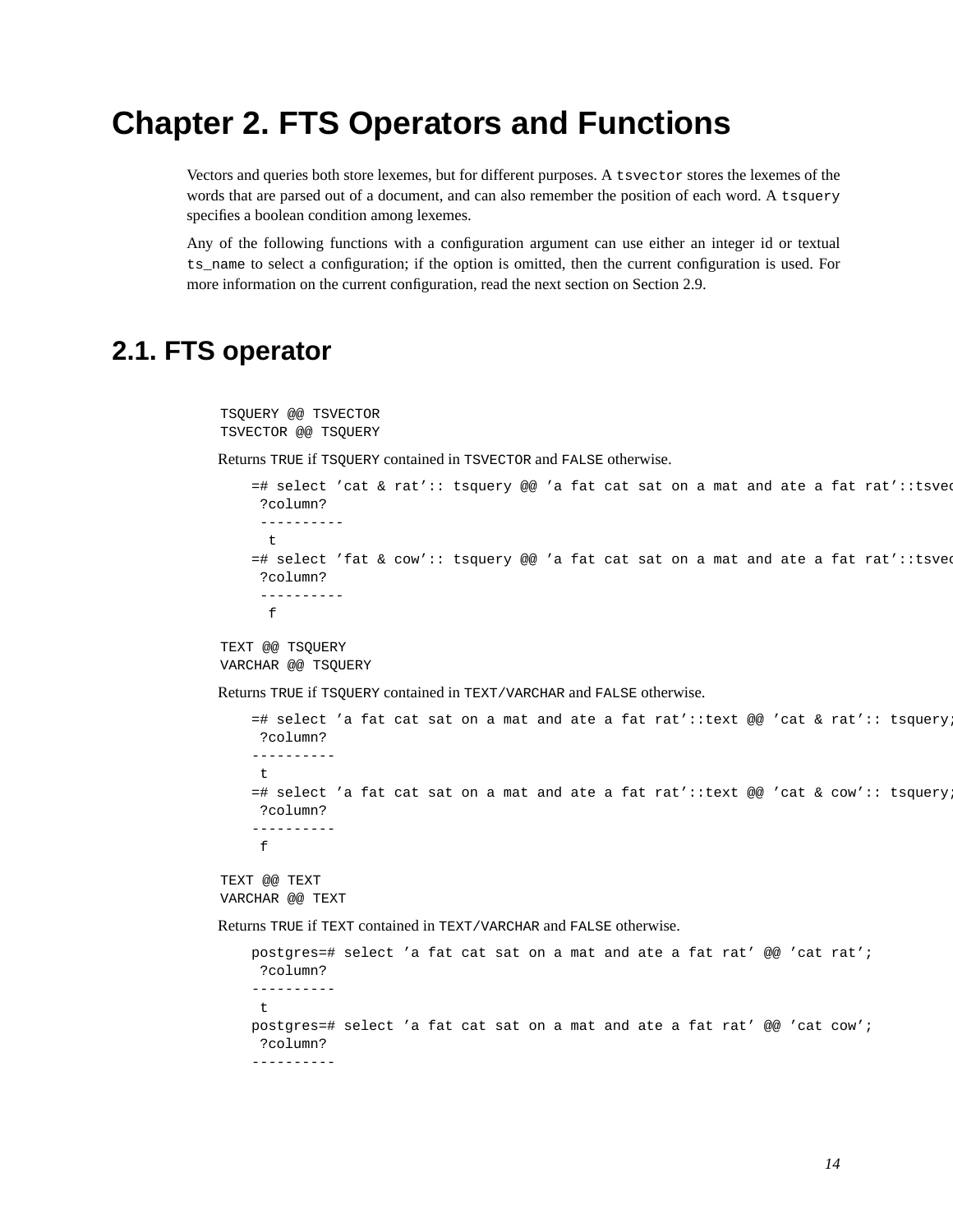# Chapter 2. FTS Operators and Functions

Vectors and queries both store lexemes, but for different purposes. A `tsvector` stores the lexemes of the words that are parsed out of a document, and can also remember the position of each word. A `tsquery` specifies a boolean condition among lexemes.

Any of the following functions with a configuration argument can use either an integer id or textual `ts_name` to select a configuration; if the option is omitted, then the current configuration is used. For more information on the current configuration, read the next section on Section 2.9.

## 2.1. FTS operator

```
TSQUERY @@ TSVECTOR
TSVECTOR @@ TSQUERY
```

Returns `TRUE` if `TSQUERY` contained in `TSVECTOR` and `FALSE` otherwise.

```
=# select 'cat & rat':: tsquery @@ 'a fat cat sat on a mat and ate a fat rat'::tsvec
 ?column?
 ----------
  t
=# select 'fat & cow':: tsquery @@ 'a fat cat sat on a mat and ate a fat rat'::tsvec
 ?column?
 ----------
  f
```

```
TEXT @@ TSQUERY
VARCHAR @@ TSQUERY
```

Returns `TRUE` if `TSQUERY` contained in `TEXT/VARCHAR` and `FALSE` otherwise.

```
=# select 'a fat cat sat on a mat and ate a fat rat'::text @@ 'cat & rat':: tsquery;
 ?column?
----------
 t
=# select 'a fat cat sat on a mat and ate a fat rat'::text @@ 'cat & cow':: tsquery;
 ?column?
----------
 f
```

```
TEXT @@ TEXT
VARCHAR @@ TEXT
```

Returns `TRUE` if `TEXT` contained in `TEXT/VARCHAR` and `FALSE` otherwise.

```
postgres=# select 'a fat cat sat on a mat and ate a fat rat' @@ 'cat rat';
 ?column?
----------
 t
postgres=# select 'a fat cat sat on a mat and ate a fat rat' @@ 'cat cow';
 ?column?
----------
```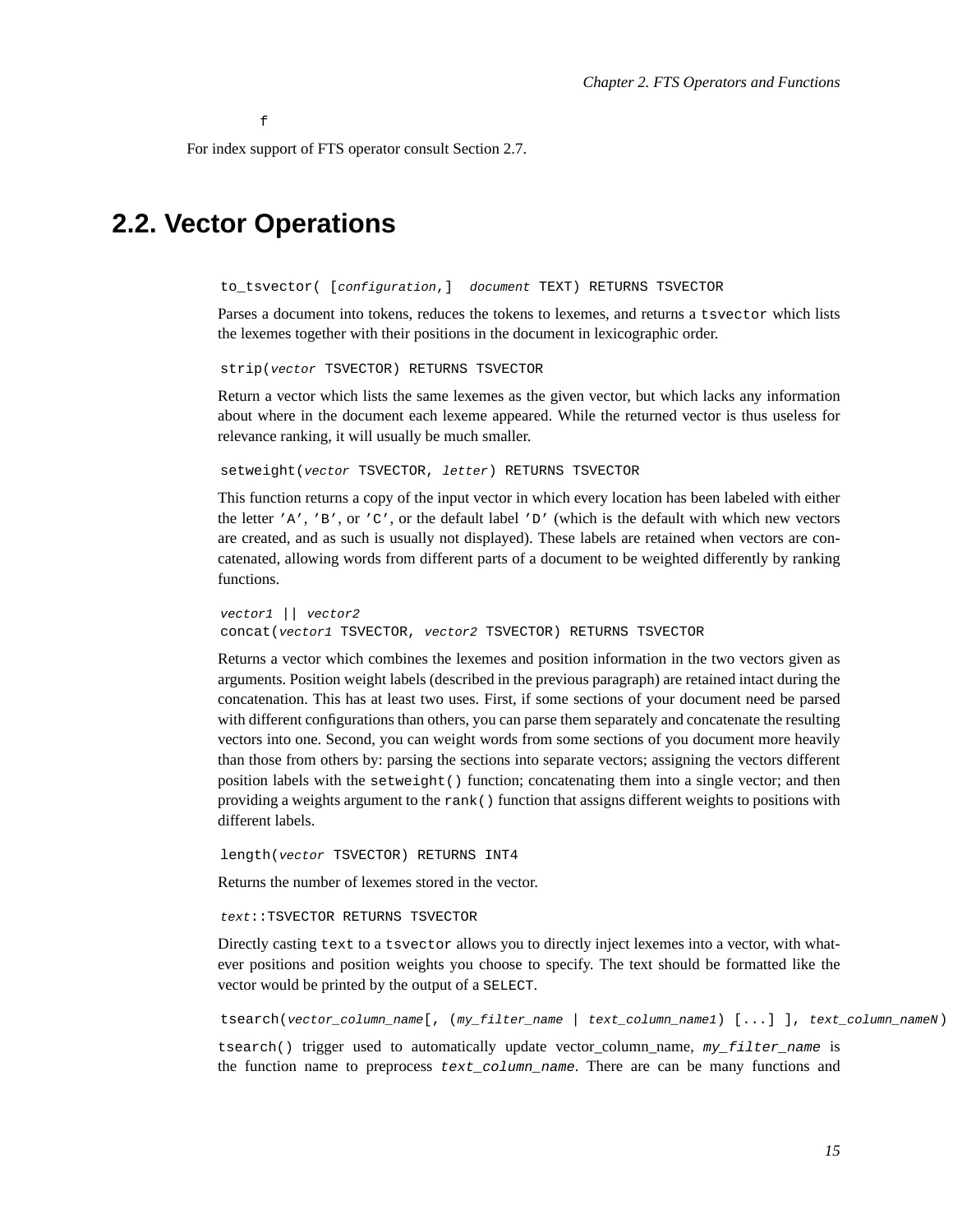```
f
```

For index support of FTS operator consult Section 2.7.

## 2.2. Vector Operations

`to_tsvector( [configuration,] document TEXT) RETURNS TSVECTOR`

Parses a document into tokens, reduces the tokens to lexemes, and returns a `tsvector` which lists the lexemes together with their positions in the document in lexicographic order.

`strip(vector TSVECTOR) RETURNS TSVECTOR`

Return a vector which lists the same lexemes as the given vector, but which lacks any information about where in the document each lexeme appeared. While the returned vector is thus useless for relevance ranking, it will usually be much smaller.

`setweight(vector TSVECTOR, letter) RETURNS TSVECTOR`

This function returns a copy of the input vector in which every location has been labeled with either the letter `'A'`, `'B'`, or `'C'`, or the default label `'D'` (which is the default with which new vectors are created, and as such is usually not displayed). These labels are retained when vectors are concatenated, allowing words from different parts of a document to be weighted differently by ranking functions.

`vector1 || vector2`
`concat(vector1 TSVECTOR, vector2 TSVECTOR) RETURNS TSVECTOR`

Returns a vector which combines the lexemes and position information in the two vectors given as arguments. Position weight labels (described in the previous paragraph) are retained intact during the concatenation. This has at least two uses. First, if some sections of your document need be parsed with different configurations than others, you can parse them separately and concatenate the resulting vectors into one. Second, you can weight words from some sections of you document more heavily than those from others by: parsing the sections into separate vectors; assigning the vectors different position labels with the `setweight()` function; concatenating them into a single vector; and then providing a weights argument to the `rank()` function that assigns different weights to positions with different labels.

`length(vector TSVECTOR) RETURNS INT4`

Returns the number of lexemes stored in the vector.

`text::TSVECTOR RETURNS TSVECTOR`

Directly casting `text` to a `tsvector` allows you to directly inject lexemes into a vector, with whatever positions and position weights you choose to specify. The text should be formatted like the vector would be printed by the output of a `SELECT`.

`tsearch(vector_column_name[, (my_filter_name | text_column_name1) [...] ], text_column_nameN)`

`tsearch()` trigger used to automatically update vector_column_name, *my_filter_name* is the function name to preprocess *text_column_name*. There are can be many functions and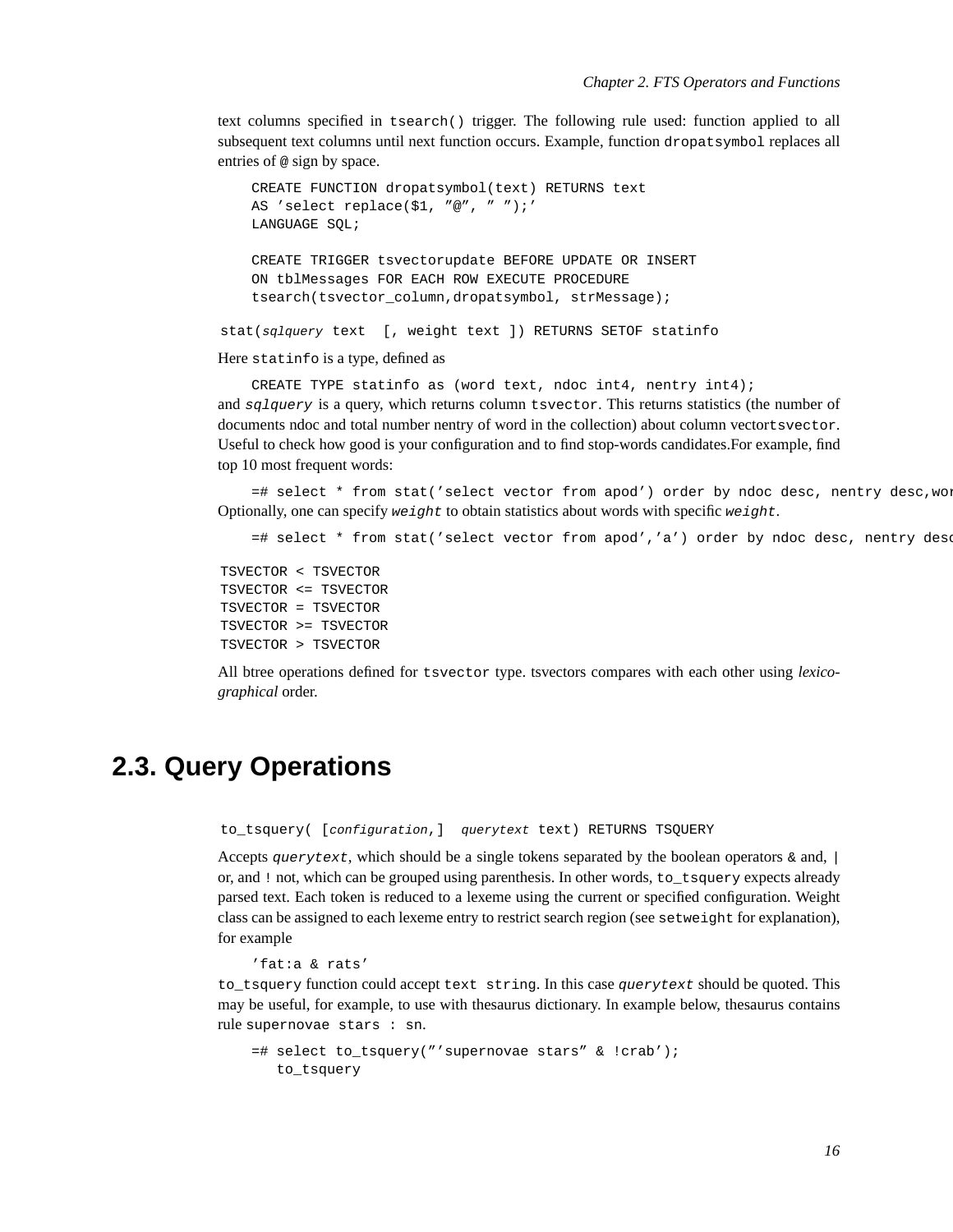text columns specified in `tsearch()` trigger. The following rule used: function applied to all subsequent text columns until next function occurs. Example, function `dropatsymbol` replaces all entries of `@` sign by space.

```
CREATE FUNCTION dropatsymbol(text) RETURNS text
AS 'select replace($1, ''@'', '' '');'
LANGUAGE SQL;

CREATE TRIGGER tsvectorupdate BEFORE UPDATE OR INSERT
ON tblMessages FOR EACH ROW EXECUTE PROCEDURE
tsearch(tsvector_column,dropatsymbol, strMessage);
```

```
stat(sqlquery text  [, weight text ]) RETURNS SETOF statinfo
```

Here `statinfo` is a type, defined as

```
CREATE TYPE statinfo as (word text, ndoc int4, nentry int4);
```

and *`sqlquery`* is a query, which returns column `tsvector`. This returns statistics (the number of documents ndoc and total number nentry of word in the collection) about column vector`tsvector`. Useful to check how good is your configuration and to find stop-words candidates.For example, find top 10 most frequent words:

```
=# select * from stat('select vector from apod') order by ndoc desc, nentry desc,wor
```

Optionally, one can specify *`weight`* to obtain statistics about words with specific *`weight`*.

```
=# select * from stat('select vector from apod','a') order by ndoc desc, nentry desc
```

```
TSVECTOR < TSVECTOR
TSVECTOR <= TSVECTOR
TSVECTOR = TSVECTOR
TSVECTOR >= TSVECTOR
TSVECTOR > TSVECTOR
```

All btree operations defined for `tsvector` type. tsvectors compares with each other using *lexicographical* order.

## 2.3. Query Operations

```
to_tsquery( [configuration,]  querytext text) RETURNS TSQUERY
```

Accepts *`querytext`*, which should be a single tokens separated by the boolean operators `&` and, `|` or, and `!` not, which can be grouped using parenthesis. In other words, `to_tsquery` expects already parsed text. Each token is reduced to a lexeme using the current or specified configuration. Weight class can be assigned to each lexeme entry to restrict search region (see `setweight` for explanation), for example

```
'fat:a & rats'
```

`to_tsquery` function could accept `text string`. In this case *`querytext`* should be quoted. This may be useful, for example, to use with thesaurus dictionary. In example below, thesaurus contains rule `supernovae stars : sn`.

```
=# select to_tsquery('''supernovae stars'' & !crab');
   to_tsquery
```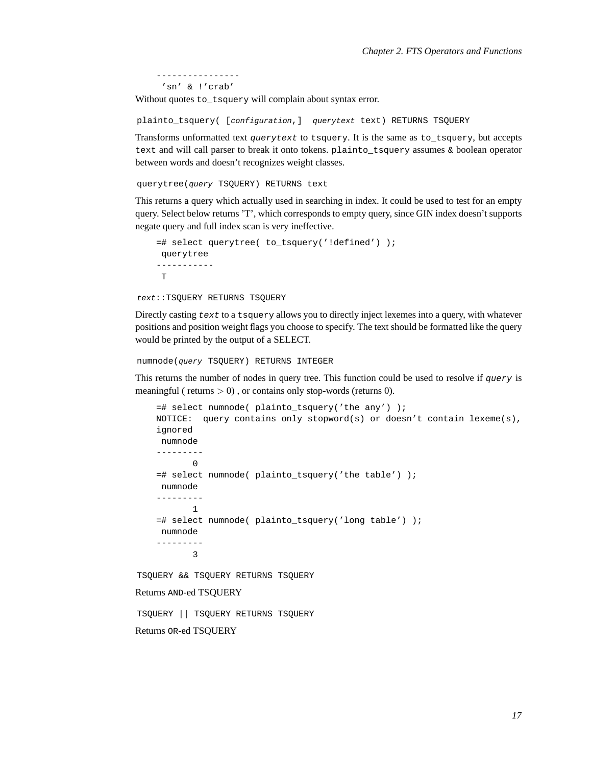```
----------------
 'sn' & !'crab'
```

Without quotes `to_tsquery` will complain about syntax error.

`plainto_tsquery( [configuration,] querytext text) RETURNS TSQUERY`

Transforms unformatted text *querytext* to `tsquery`. It is the same as `to_tsquery`, but accepts `text` and will call parser to break it onto tokens. `plainto_tsquery` assumes `&` boolean operator between words and doesn't recognizes weight classes.

`querytree(query TSQUERY) RETURNS text`

This returns a query which actually used in searching in index. It could be used to test for an empty query. Select below returns 'T', which corresponds to empty query, since GIN index doesn't supports negate query and full index scan is very ineffective.

```
=# select querytree( to_tsquery('!defined') );
 querytree
-----------
 T
```

`text::TSQUERY RETURNS TSQUERY`

Directly casting *text* to a `tsquery` allows you to directly inject lexemes into a query, with whatever positions and position weight flags you choose to specify. The text should be formatted like the query would be printed by the output of a SELECT.

`numnode(query TSQUERY) RETURNS INTEGER`

This returns the number of nodes in query tree. This function could be used to resolve if *query* is meaningful ( returns > 0) , or contains only stop-words (returns 0).

```
=# select numnode( plainto_tsquery('the any') );
NOTICE:  query contains only stopword(s) or doesn't contain lexeme(s),
ignored
 numnode
---------
       0
=# select numnode( plainto_tsquery('the table') );
 numnode
---------
       1
=# select numnode( plainto_tsquery('long table') );
 numnode
---------
       3
```

`TSQUERY && TSQUERY RETURNS TSQUERY`

Returns `AND`-ed TSQUERY

`TSQUERY || TSQUERY RETURNS TSQUERY`

Returns `OR`-ed TSQUERY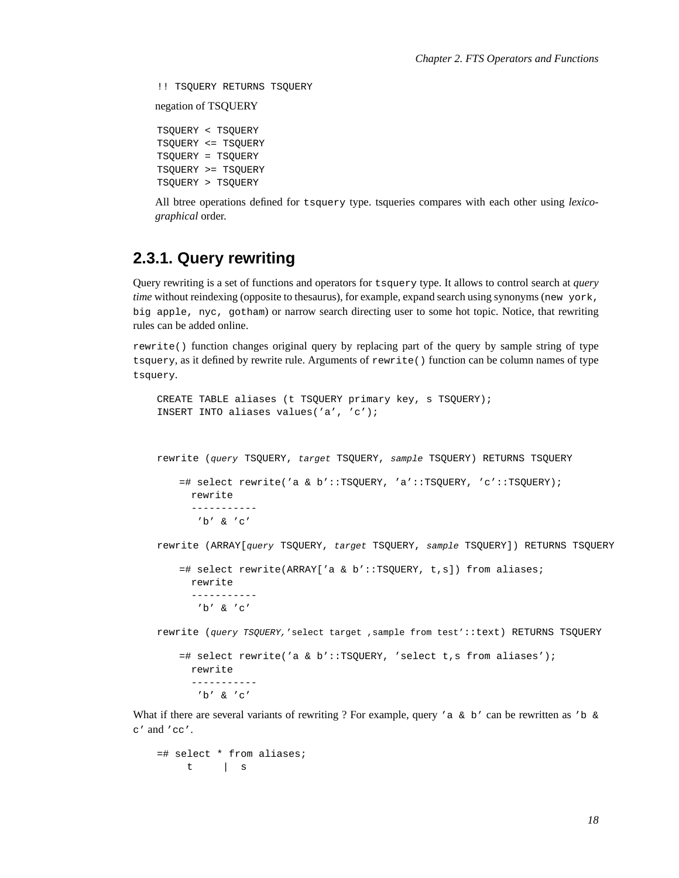```
!! TSQUERY RETURNS TSQUERY
```

negation of TSQUERY

```
TSQUERY < TSQUERY
TSQUERY <= TSQUERY
TSQUERY = TSQUERY
TSQUERY >= TSQUERY
TSQUERY > TSQUERY
```

All btree operations defined for `tsquery` type. tsqueries compares with each other using *lexicographical* order.

## 2.3.1. Query rewriting

Query rewriting is a set of functions and operators for `tsquery` type. It allows to control search at *query time* without reindexing (opposite to thesaurus), for example, expand search using synonyms (`new york`, `big apple`, `nyc`, `gotham`) or narrow search directing user to some hot topic. Notice, that rewriting rules can be added online.

`rewrite()` function changes original query by replacing part of the query by sample string of type `tsquery`, as it defined by rewrite rule. Arguments of `rewrite()` function can be column names of type `tsquery`.

```
CREATE TABLE aliases (t TSQUERY primary key, s TSQUERY);
INSERT INTO aliases values('a', 'c');
```

```
rewrite (query TSQUERY, target TSQUERY, sample TSQUERY) RETURNS TSQUERY
```

```
=# select rewrite('a & b'::TSQUERY, 'a'::TSQUERY, 'c'::TSQUERY);
  rewrite
  -----------
   'b' & 'c'
```

```
rewrite (ARRAY[query TSQUERY, target TSQUERY, sample TSQUERY]) RETURNS TSQUERY
```

```
=# select rewrite(ARRAY['a & b'::TSQUERY, t,s]) from aliases;
  rewrite
  -----------
   'b' & 'c'
```

```
rewrite (query TSQUERY,'select target ,sample from test'::text) RETURNS TSQUERY
```

```
=# select rewrite('a & b'::TSQUERY, 'select t,s from aliases');
  rewrite
  -----------
   'b' & 'c'
```

What if there are several variants of rewriting ? For example, query `'a & b'` can be rewritten as `'b & c'` and `'cc'`.

```
=# select * from aliases;
     t     |  s
```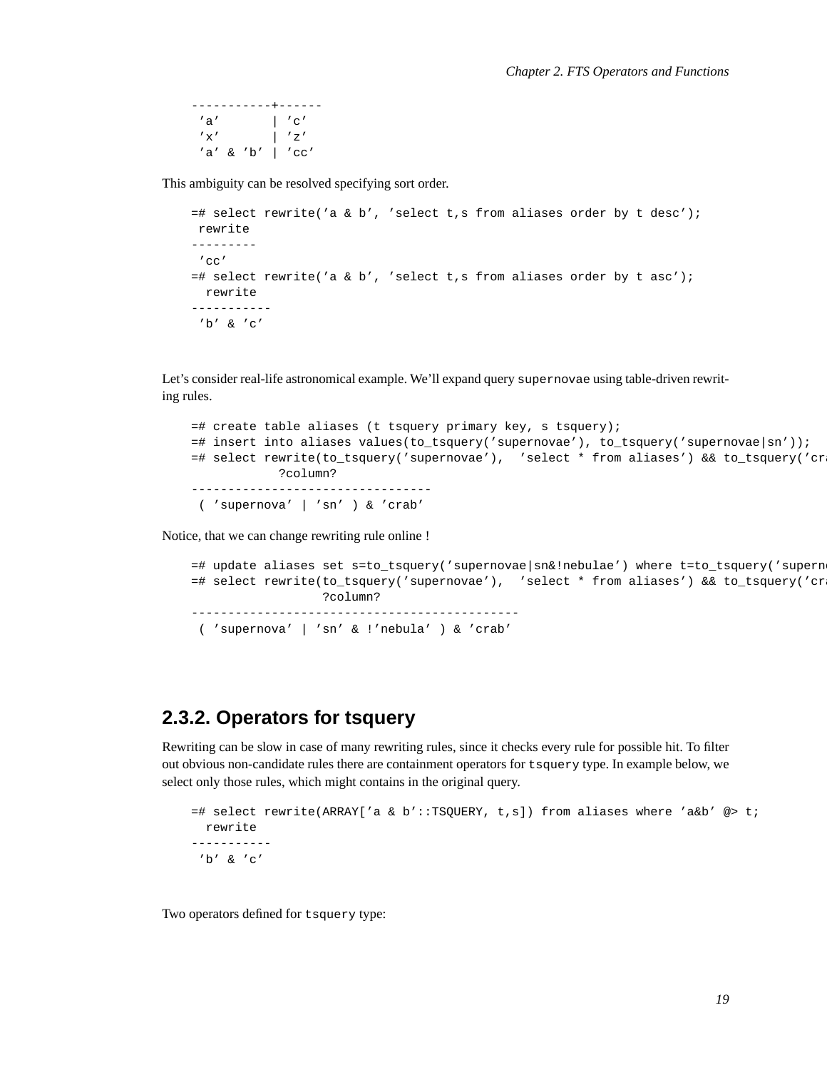```
-----------+------
 'a'       | 'c'
 'x'       | 'z'
 'a' & 'b' | 'cc'
```

This ambiguity can be resolved specifying sort order.

```
=# select rewrite('a & b', 'select t,s from aliases order by t desc');
 rewrite
---------
 'cc'
=# select rewrite('a & b', 'select t,s from aliases order by t asc');
  rewrite
-----------
 'b' & 'c'
```

Let's consider real-life astronomical example. We'll expand query `supernovae` using table-driven rewriting rules.

```
=# create table aliases (t tsquery primary key, s tsquery);
=# insert into aliases values(to_tsquery('supernovae'), to_tsquery('supernovae|sn'));
=# select rewrite(to_tsquery('supernovae'),  'select * from aliases') && to_tsquery('cra
            ?column?
---------------------------------
 ( 'supernova' | 'sn' ) & 'crab'
```

Notice, that we can change rewriting rule online !

```
=# update aliases set s=to_tsquery('supernovae|sn&!nebulae') where t=to_tsquery('superno
=# select rewrite(to_tsquery('supernovae'),  'select * from aliases') && to_tsquery('cra
                  ?column?
---------------------------------------------
 ( 'supernova' | 'sn' & !'nebula' ) & 'crab'
```

## 2.3.2. Operators for tsquery

Rewriting can be slow in case of many rewriting rules, since it checks every rule for possible hit. To filter out obvious non-candidate rules there are containment operators for `tsquery` type. In example below, we select only those rules, which might contains in the original query.

```
=# select rewrite(ARRAY['a & b'::TSQUERY, t,s]) from aliases where 'a&b' @> t;
  rewrite
-----------
 'b' & 'c'
```

Two operators defined for `tsquery` type: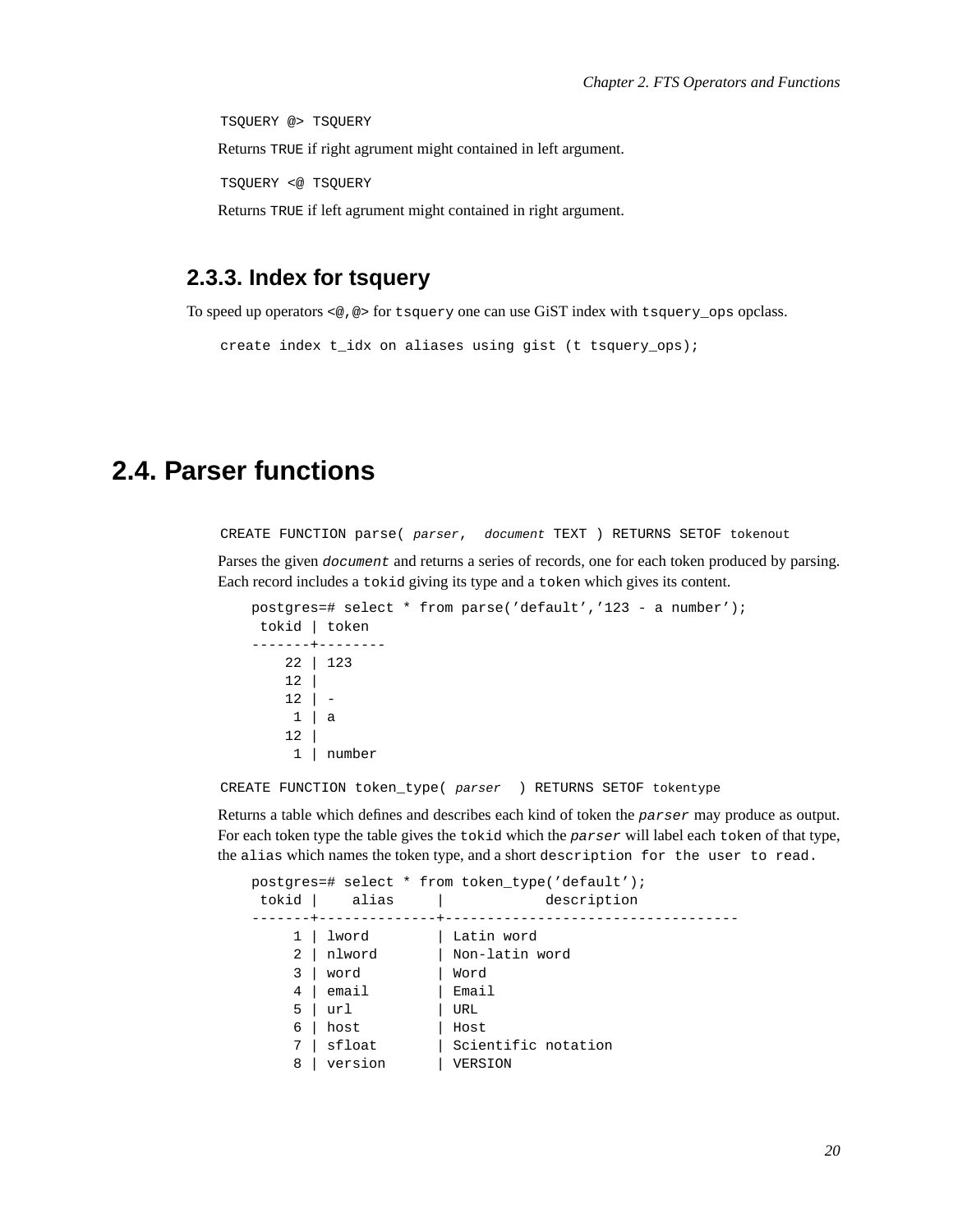```
TSQUERY @> TSQUERY
```

Returns `TRUE` if right agrument might contained in left argument.

```
TSQUERY <@ TSQUERY
```

Returns `TRUE` if left agrument might contained in right argument.

### 2.3.3. Index for tsquery

To speed up operators `<@`, `@>` for `tsquery` one can use GiST index with `tsquery_ops` opclass.

```
create index t_idx on aliases using gist (t tsquery_ops);
```

## 2.4. Parser functions

```
CREATE FUNCTION parse( parser,  document TEXT ) RETURNS SETOF tokenout
```

Parses the given *document* and returns a series of records, one for each token produced by parsing. Each record includes a `tokid` giving its type and a `token` which gives its content.

```
postgres=# select * from parse('default','123 - a number');
 tokid | token
-------+--------
    22 | 123
    12 |
    12 | -
     1 | a
    12 |
     1 | number
```

```
CREATE FUNCTION token_type( parser  ) RETURNS SETOF tokentype
```

Returns a table which defines and describes each kind of token the *parser* may produce as output. For each token type the table gives the `tokid` which the *parser* will label each `token` of that type, the `alias` which names the token type, and a short `description for the user to read.`

```
postgres=# select * from token_type('default');
 tokid |    alias     |            description
-------+--------------+-----------------------------------
     1 | lword        | Latin word
     2 | nlword       | Non-latin word
     3 | word         | Word
     4 | email        | Email
     5 | url          | URL
     6 | host         | Host
     7 | sfloat       | Scientific notation
     8 | version      | VERSION
```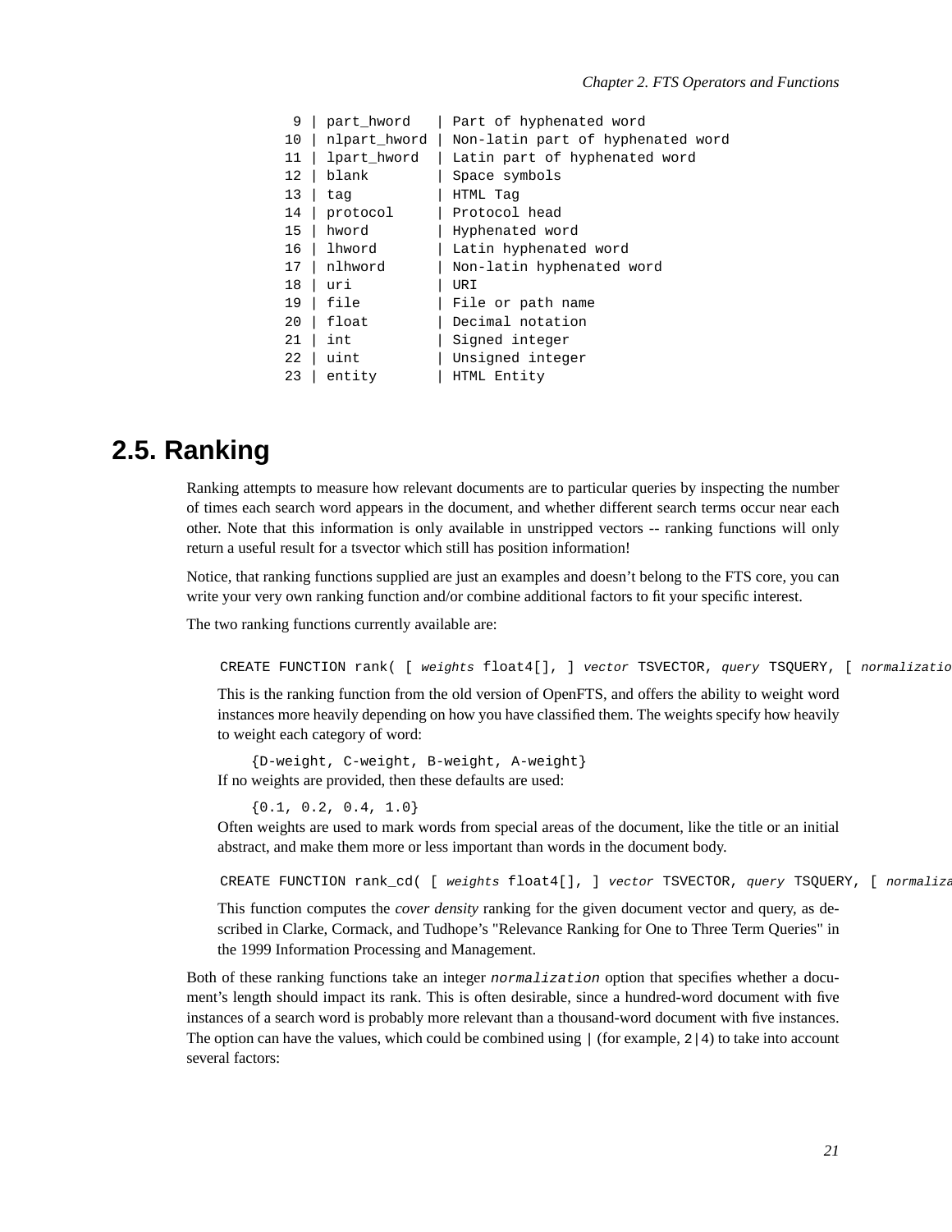```
 9 | part_hword   | Part of hyphenated word
10 | nlpart_hword | Non-latin part of hyphenated word
11 | lpart_hword  | Latin part of hyphenated word
12 | blank        | Space symbols
13 | tag          | HTML Tag
14 | protocol     | Protocol head
15 | hword        | Hyphenated word
16 | lhword       | Latin hyphenated word
17 | nlhword      | Non-latin hyphenated word
18 | uri          | URI
19 | file         | File or path name
20 | float        | Decimal notation
21 | int          | Signed integer
22 | uint         | Unsigned integer
23 | entity       | HTML Entity
```

## 2.5. Ranking

Ranking attempts to measure how relevant documents are to particular queries by inspecting the number of times each search word appears in the document, and whether different search terms occur near each other. Note that this information is only available in unstripped vectors -- ranking functions will only return a useful result for a tsvector which still has position information!

Notice, that ranking functions supplied are just an examples and doesn't belong to the FTS core, you can write your very own ranking function and/or combine additional factors to fit your specific interest.

The two ranking functions currently available are:

```
CREATE FUNCTION rank( [ weights float4[], ] vector TSVECTOR, query TSQUERY, [ normalizatio
```

This is the ranking function from the old version of OpenFTS, and offers the ability to weight word instances more heavily depending on how you have classified them. The weights specify how heavily to weight each category of word:

```
{D-weight, C-weight, B-weight, A-weight}
```

If no weights are provided, then these defaults are used:

```
{0.1, 0.2, 0.4, 1.0}
```

Often weights are used to mark words from special areas of the document, like the title or an initial abstract, and make them more or less important than words in the document body.

```
CREATE FUNCTION rank_cd( [ weights float4[], ] vector TSVECTOR, query TSQUERY, [ normaliza
```

This function computes the *cover density* ranking for the given document vector and query, as described in Clarke, Cormack, and Tudhope's "Relevance Ranking for One to Three Term Queries" in the 1999 Information Processing and Management.

Both of these ranking functions take an integer `normalization` option that specifies whether a document's length should impact its rank. This is often desirable, since a hundred-word document with five instances of a search word is probably more relevant than a thousand-word document with five instances. The option can have the values, which could be combined using `|` (for example, `2|4`) to take into account several factors: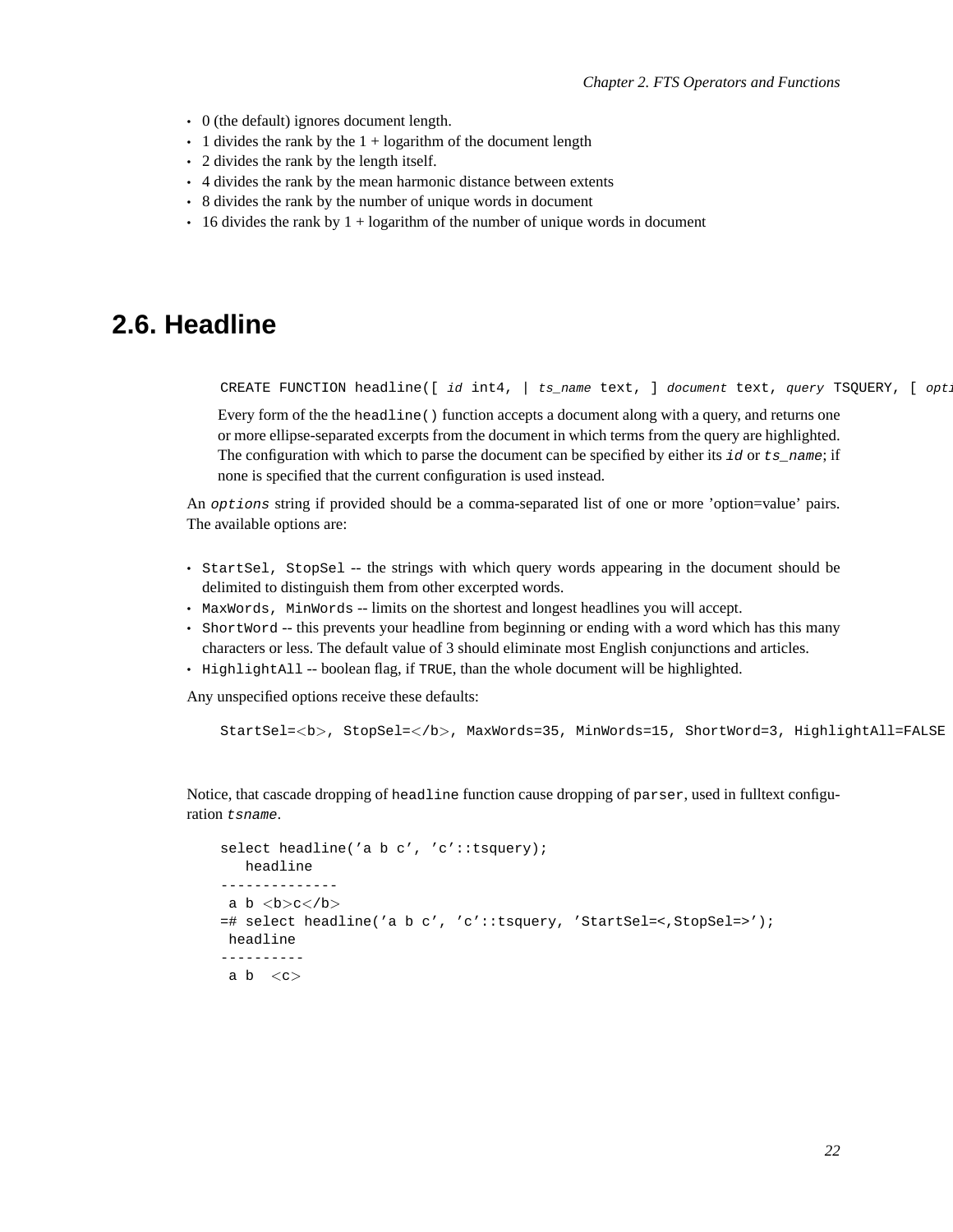- 0 (the default) ignores document length.
- 1 divides the rank by the 1 + logarithm of the document length
- 2 divides the rank by the length itself.
- 4 divides the rank by the mean harmonic distance between extents
- 8 divides the rank by the number of unique words in document
- 16 divides the rank by 1 + logarithm of the number of unique words in document

## 2.6. Headline

```
CREATE FUNCTION headline([ id int4, | ts_name text, ] document text, query TSQUERY, [ opti
```

Every form of the the `headline()` function accepts a document along with a query, and returns one or more ellipse-separated excerpts from the document in which terms from the query are highlighted. The configuration with which to parse the document can be specified by either its *id* or *ts_name*; if none is specified that the current configuration is used instead.

An *options* string if provided should be a comma-separated list of one or more 'option=value' pairs. The available options are:

- `StartSel, StopSel` -- the strings with which query words appearing in the document should be delimited to distinguish them from other excerpted words.
- `MaxWords, MinWords` -- limits on the shortest and longest headlines you will accept.
- `ShortWord` -- this prevents your headline from beginning or ending with a word which has this many characters or less. The default value of 3 should eliminate most English conjunctions and articles.
- `HighlightAll` -- boolean flag, if `TRUE`, than the whole document will be highlighted.

Any unspecified options receive these defaults:

```
StartSel=<b>, StopSel=</b>, MaxWords=35, MinWords=15, ShortWord=3, HighlightAll=FALSE
```

Notice, that cascade dropping of `headline` function cause dropping of `parser`, used in fulltext configuration *tsname*.

```
select headline('a b c', 'c'::tsquery);
   headline
--------------
 a b <b>c</b>
=# select headline('a b c', 'c'::tsquery, 'StartSel=<,StopSel=>');
 headline
----------
 a b  <c>
```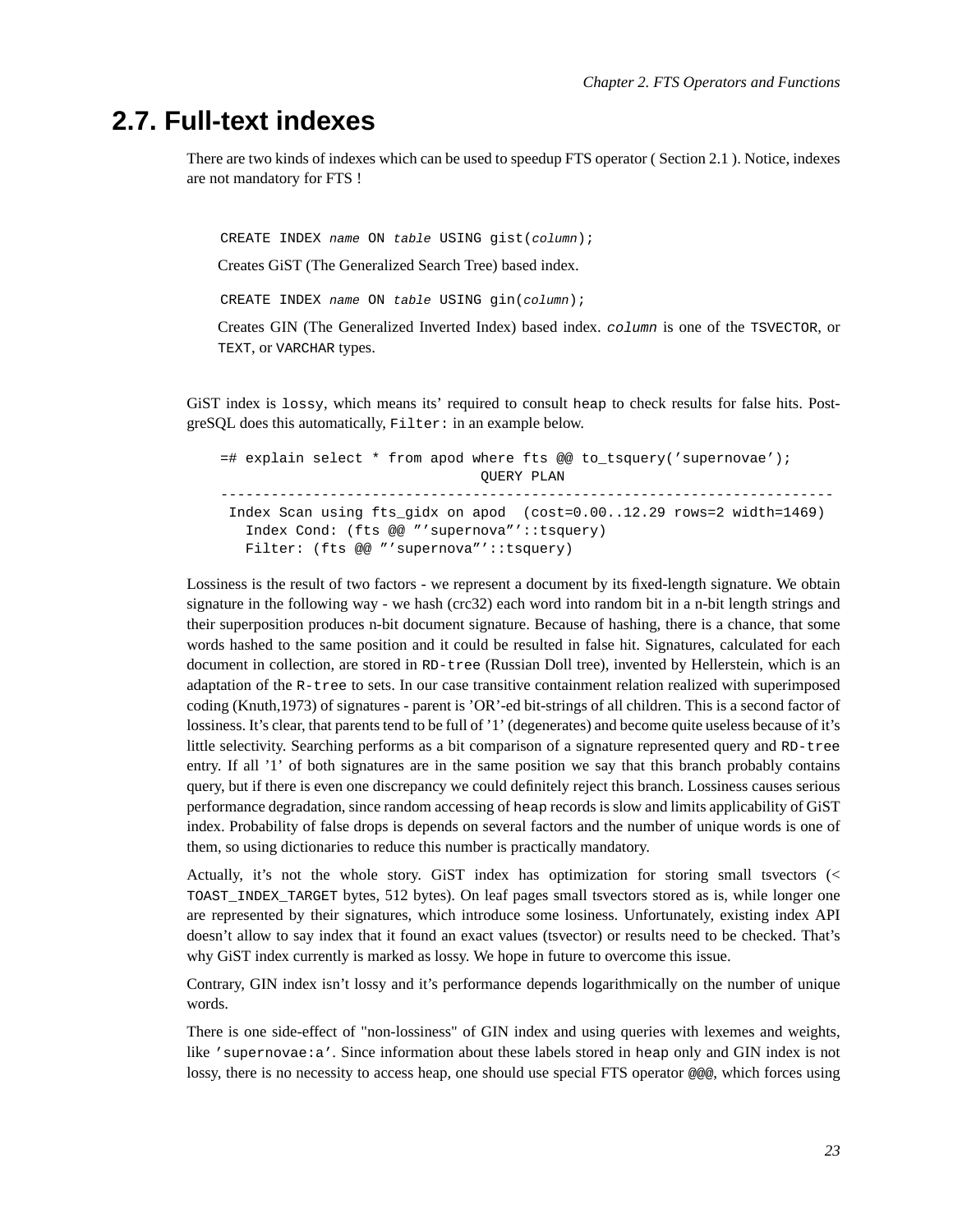## 2.7. Full-text indexes

There are two kinds of indexes which can be used to speedup FTS operator ( Section 2.1 ). Notice, indexes are not mandatory for FTS !

```
CREATE INDEX name ON table USING gist(column);
```

Creates GiST (The Generalized Search Tree) based index.

```
CREATE INDEX name ON table USING gin(column);
```

Creates GIN (The Generalized Inverted Index) based index. *column* is one of the `TSVECTOR`, or `TEXT`, or `VARCHAR` types.

GiST index is `lossy`, which means its' required to consult `heap` to check results for false hits. PostgreSQL does this automatically, `Filter:` in an example below.

```
=# explain select * from apod where fts @@ to_tsquery('supernovae');
                                QUERY PLAN
-------------------------------------------------------------------------
 Index Scan using fts_gidx on apod  (cost=0.00..12.29 rows=2 width=1469)
   Index Cond: (fts @@ '''supernova'''::tsquery)
   Filter: (fts @@ '''supernova'''::tsquery)
```

Lossiness is the result of two factors - we represent a document by its fixed-length signature. We obtain signature in the following way - we hash (crc32) each word into random bit in a n-bit length strings and their superposition produces n-bit document signature. Because of hashing, there is a chance, that some words hashed to the same position and it could be resulted in false hit. Signatures, calculated for each document in collection, are stored in `RD-tree` (Russian Doll tree), invented by Hellerstein, which is an adaptation of the `R-tree` to sets. In our case transitive containment relation realized with superimposed coding (Knuth,1973) of signatures - parent is 'OR'-ed bit-strings of all children. This is a second factor of lossiness. It's clear, that parents tend to be full of '1' (degenerates) and become quite useless because of it's little selectivity. Searching performs as a bit comparison of a signature represented query and `RD-tree` entry. If all '1' of both signatures are in the same position we say that this branch probably contains query, but if there is even one discrepancy we could definitely reject this branch. Lossiness causes serious performance degradation, since random accessing of `heap` records is slow and limits applicability of GiST index. Probability of false drops is depends on several factors and the number of unique words is one of them, so using dictionaries to reduce this number is practically mandatory.

Actually, it's not the whole story. GiST index has optimization for storing small tsvectors (< `TOAST_INDEX_TARGET` bytes, 512 bytes). On leaf pages small tsvectors stored as is, while longer one are represented by their signatures, which introduce some losiness. Unfortunately, existing index API doesn't allow to say index that it found an exact values (tsvector) or results need to be checked. That's why GiST index currently is marked as lossy. We hope in future to overcome this issue.

Contrary, GIN index isn't lossy and it's performance depends logarithmically on the number of unique words.

There is one side-effect of "non-lossiness" of GIN index and using queries with lexemes and weights, like `'supernovae:a'`. Since information about these labels stored in `heap` only and GIN index is not lossy, there is no necessity to access heap, one should use special FTS operator `@@@`, which forces using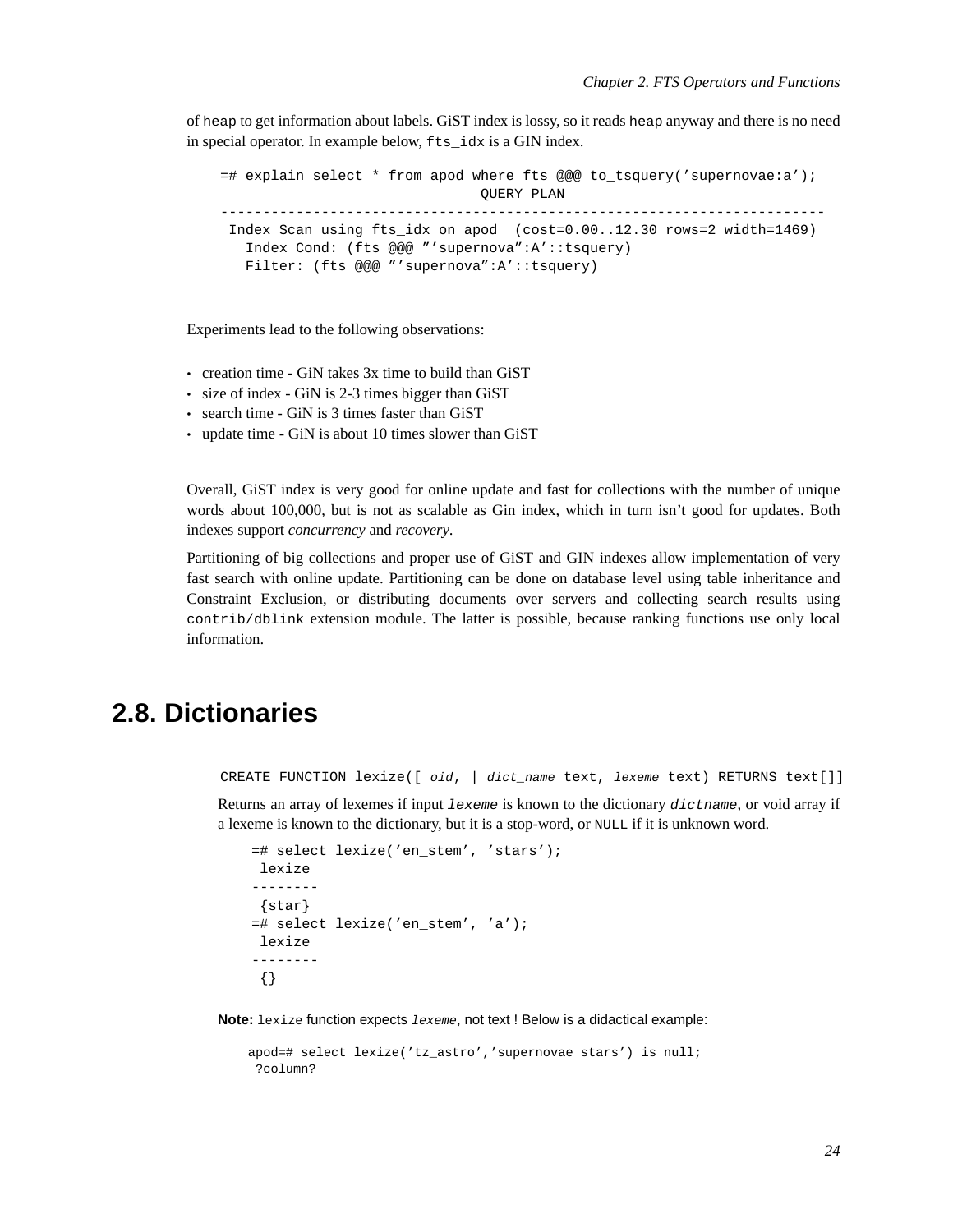of heap to get information about labels. GiST index is lossy, so it reads heap anyway and there is no need in special operator. In example below, fts_idx is a GIN index.

```
=# explain select * from apod where fts @@@ to_tsquery('supernovae:a');
                              QUERY PLAN
------------------------------------------------------------------------
 Index Scan using fts_idx on apod  (cost=0.00..12.30 rows=2 width=1469)
   Index Cond: (fts @@@ '''supernova'':A'::tsquery)
   Filter: (fts @@@ '''supernova'':A'::tsquery)
```

Experiments lead to the following observations:

- creation time - GiN takes 3x time to build than GiST
- size of index - GiN is 2-3 times bigger than GiST
- search time - GiN is 3 times faster than GiST
- update time - GiN is about 10 times slower than GiST

Overall, GiST index is very good for online update and fast for collections with the number of unique words about 100,000, but is not as scalable as Gin index, which in turn isn't good for updates. Both indexes support *concurrency* and *recovery*.

Partitioning of big collections and proper use of GiST and GIN indexes allow implementation of very fast search with online update. Partitioning can be done on database level using table inheritance and Constraint Exclusion, or distributing documents over servers and collecting search results using contrib/dblink extension module. The latter is possible, because ranking functions use only local information.

## 2.8. Dictionaries

```
CREATE FUNCTION lexize([ oid, | dict_name text, lexeme text) RETURNS text[]]
```

Returns an array of lexemes if input *lexeme* is known to the dictionary *dictname*, or void array if a lexeme is known to the dictionary, but it is a stop-word, or NULL if it is unknown word.

```
=# select lexize('en_stem', 'stars');
 lexize
--------
 {star}
=# select lexize('en_stem', 'a');
 lexize
--------
 {}
```

**Note:** lexize function expects *lexeme*, not text ! Below is a didactical example:

```
apod=# select lexize('tz_astro','supernovae stars') is null;
 ?column?
```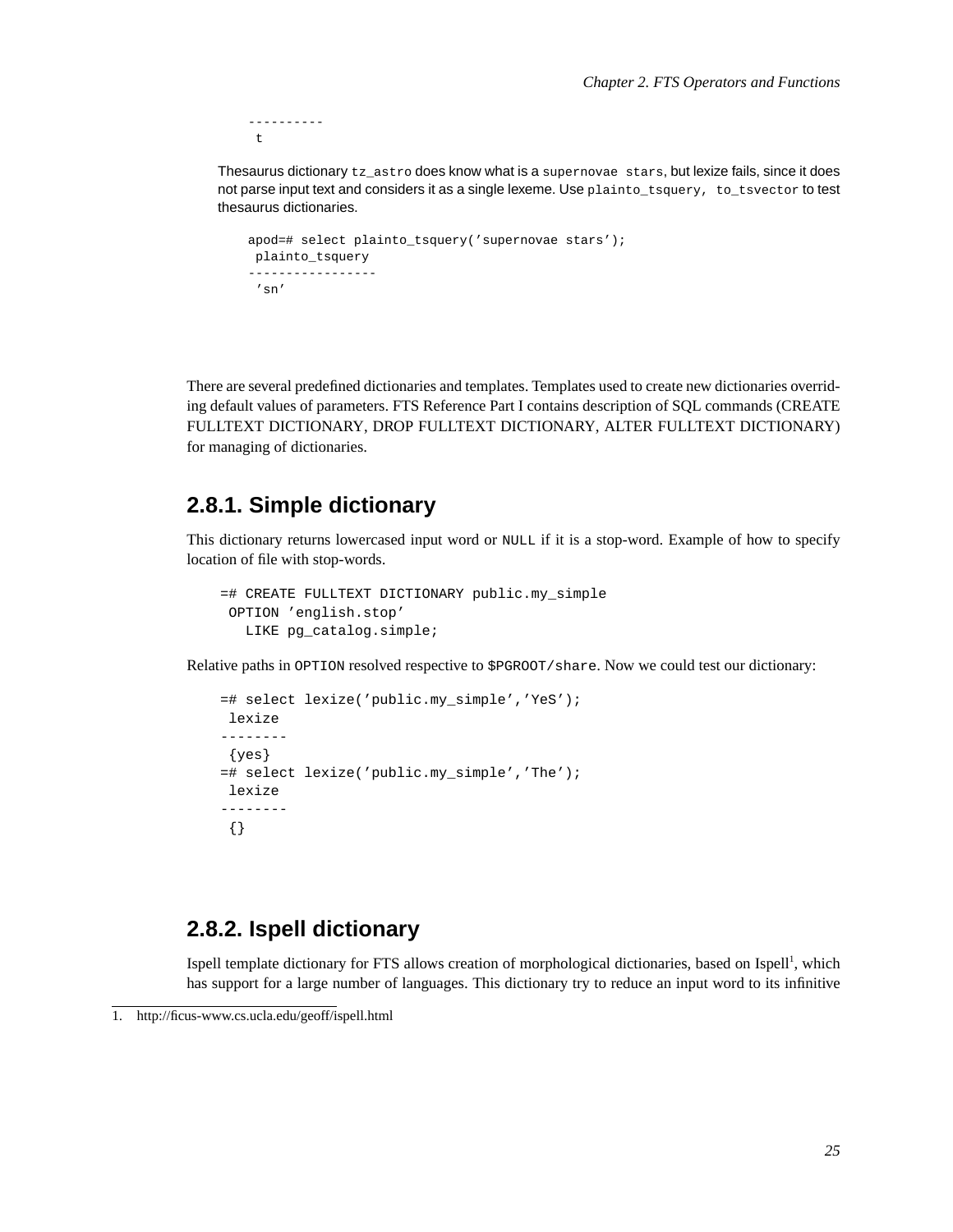```
----------
 t
```

Thesaurus dictionary `tz_astro` does know what is a `supernovae stars`, but lexize fails, since it does not parse input text and considers it as a single lexeme. Use `plainto_tsquery, to_tsvector` to test thesaurus dictionaries.

```
apod=# select plainto_tsquery('supernovae stars');
 plainto_tsquery
-----------------
 'sn'
```

There are several predefined dictionaries and templates. Templates used to create new dictionaries overriding default values of parameters. FTS Reference Part I contains description of SQL commands (CREATE FULLTEXT DICTIONARY, DROP FULLTEXT DICTIONARY, ALTER FULLTEXT DICTIONARY) for managing of dictionaries.

## 2.8.1. Simple dictionary

This dictionary returns lowercased input word or `NULL` if it is a stop-word. Example of how to specify location of file with stop-words.

```
=# CREATE FULLTEXT DICTIONARY public.my_simple
 OPTION 'english.stop'
   LIKE pg_catalog.simple;
```

Relative paths in `OPTION` resolved respective to `$PGROOT/share`. Now we could test our dictionary:

```
=# select lexize('public.my_simple','YeS');
 lexize
--------
 {yes}
=# select lexize('public.my_simple','The');
 lexize
--------
 {}
```

## 2.8.2. Ispell dictionary

Ispell template dictionary for FTS allows creation of morphological dictionaries, based on Ispell[1], which has support for a large number of languages. This dictionary try to reduce an input word to its infinitive

1. http://ficus-www.cs.ucla.edu/geoff/ispell.html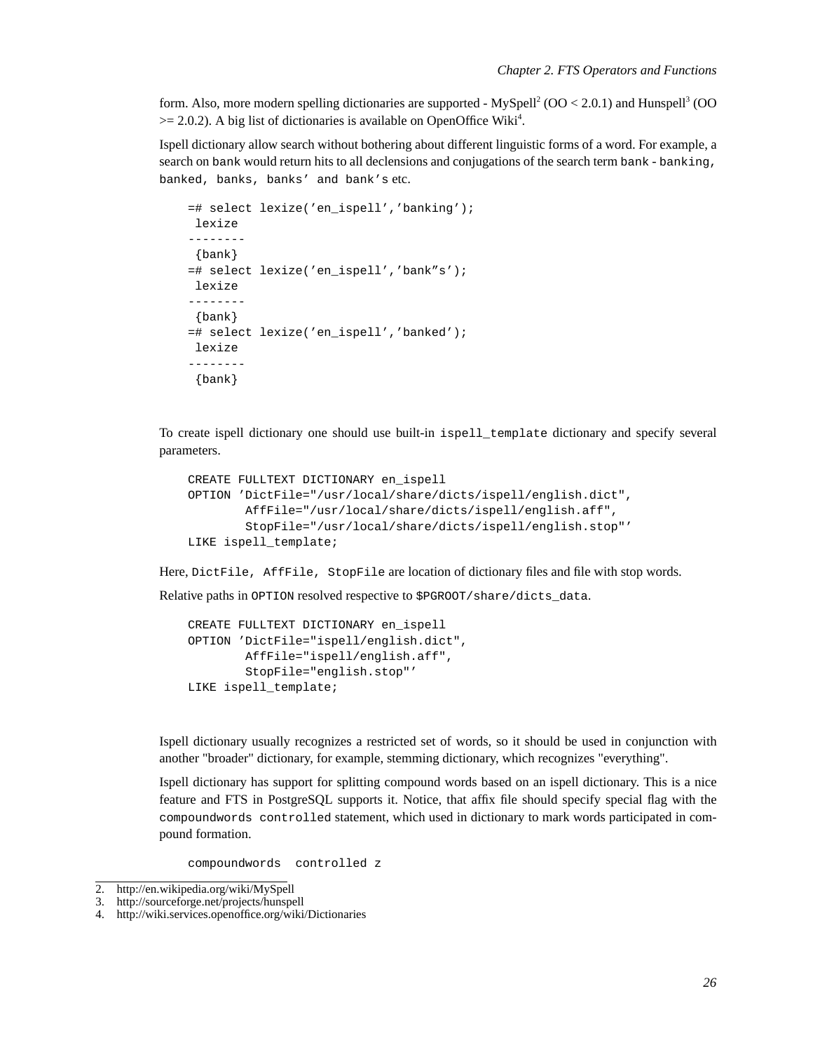form. Also, more modern spelling dictionaries are supported - MySpell[2] (OO < 2.0.1) and Hunspell[3] (OO >= 2.0.2). A big list of dictionaries is available on OpenOffice Wiki[4].

Ispell dictionary allow search without bothering about different linguistic forms of a word. For example, a search on `bank` would return hits to all declensions and conjugations of the search term `bank` - `banking, banked, banks, banks' and bank's` etc.

```
=# select lexize('en_ispell','banking');
 lexize
--------
 {bank}
=# select lexize('en_ispell','bank''s');
 lexize
--------
 {bank}
=# select lexize('en_ispell','banked');
 lexize
--------
 {bank}
```

To create ispell dictionary one should use built-in `ispell_template` dictionary and specify several parameters.

```
CREATE FULLTEXT DICTIONARY en_ispell
OPTION 'DictFile="/usr/local/share/dicts/ispell/english.dict",
        AffFile="/usr/local/share/dicts/ispell/english.aff",
        StopFile="/usr/local/share/dicts/ispell/english.stop"'
LIKE ispell_template;
```

Here, `DictFile, AffFile, StopFile` are location of dictionary files and file with stop words.

Relative paths in `OPTION` resolved respective to `$PGROOT/share/dicts_data`.

```
CREATE FULLTEXT DICTIONARY en_ispell
OPTION 'DictFile="ispell/english.dict",
        AffFile="ispell/english.aff",
        StopFile="english.stop"'
LIKE ispell_template;
```

Ispell dictionary usually recognizes a restricted set of words, so it should be used in conjunction with another "broader" dictionary, for example, stemming dictionary, which recognizes "everything".

Ispell dictionary has support for splitting compound words based on an ispell dictionary. This is a nice feature and FTS in PostgreSQL supports it. Notice, that affix file should specify special flag with the `compoundwords controlled` statement, which used in dictionary to mark words participated in compound formation.

```
compoundwords  controlled z
```

2. http://en.wikipedia.org/wiki/MySpell
3. http://sourceforge.net/projects/hunspell
4. http://wiki.services.openoffice.org/wiki/Dictionaries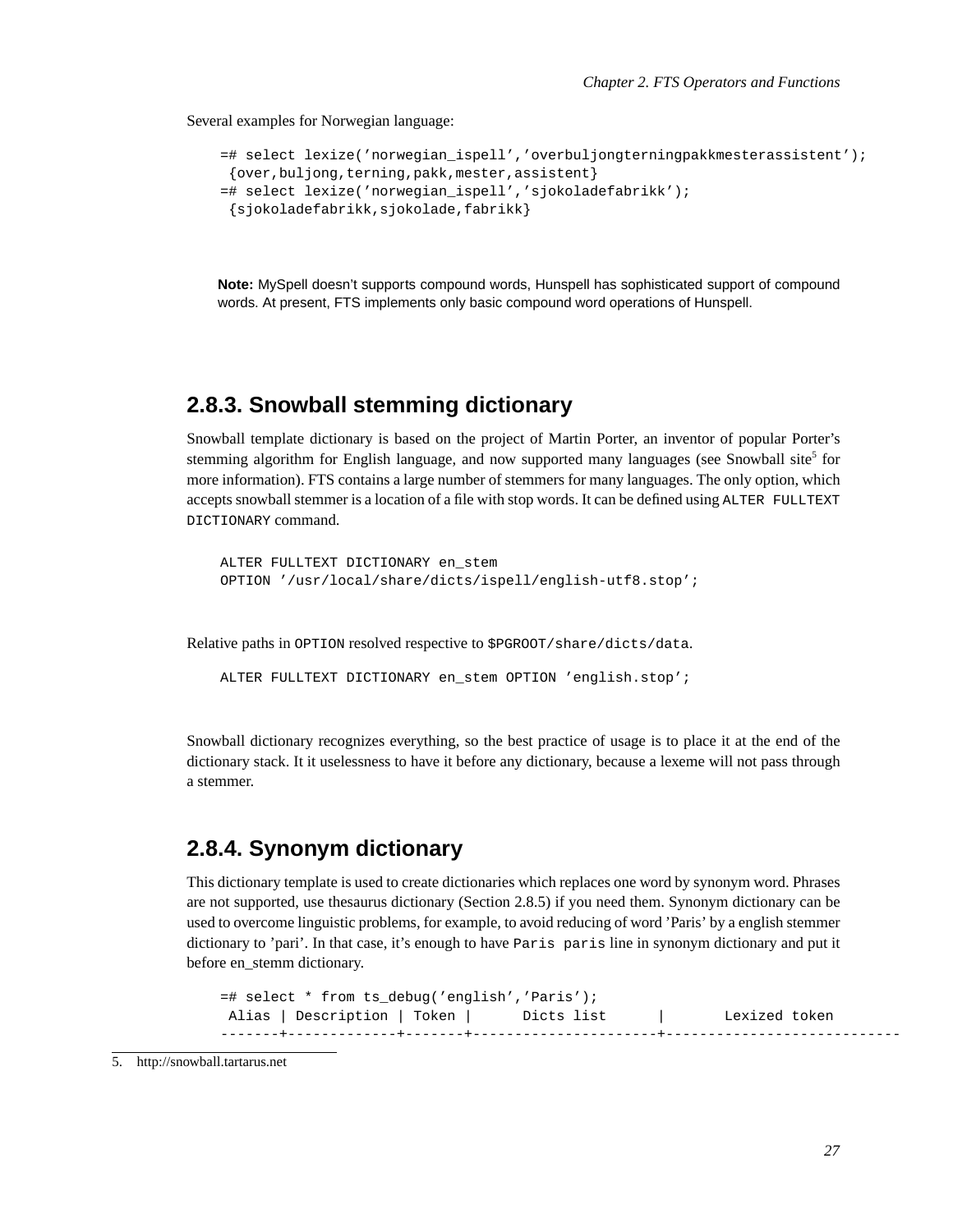Several examples for Norwegian language:

```
=# select lexize('norwegian_ispell','overbuljongterningpakkmesterassistent');
 {over,buljong,terning,pakk,mester,assistent}
=# select lexize('norwegian_ispell','sjokoladefabrikk');
 {sjokoladefabrikk,sjokolade,fabrikk}
```

**Note:** MySpell doesn't supports compound words, Hunspell has sophisticated support of compound words. At present, FTS implements only basic compound word operations of Hunspell.

### 2.8.3. Snowball stemming dictionary

Snowball template dictionary is based on the project of Martin Porter, an inventor of popular Porter's stemming algorithm for English language, and now supported many languages (see Snowball site[5] for more information). FTS contains a large number of stemmers for many languages. The only option, which accepts snowball stemmer is a location of a file with stop words. It can be defined using `ALTER FULLTEXT DICTIONARY` command.

```
ALTER FULLTEXT DICTIONARY en_stem
OPTION '/usr/local/share/dicts/ispell/english-utf8.stop';
```

Relative paths in `OPTION` resolved respective to `$PGROOT/share/dicts/data`.

```
ALTER FULLTEXT DICTIONARY en_stem OPTION 'english.stop';
```

Snowball dictionary recognizes everything, so the best practice of usage is to place it at the end of the dictionary stack. It it uselessness to have it before any dictionary, because a lexeme will not pass through a stemmer.

### 2.8.4. Synonym dictionary

This dictionary template is used to create dictionaries which replaces one word by synonym word. Phrases are not supported, use thesaurus dictionary (Section 2.8.5) if you need them. Synonym dictionary can be used to overcome linguistic problems, for example, to avoid reducing of word 'Paris' by a english stemmer dictionary to 'pari'. In that case, it's enough to have `Paris paris` line in synonym dictionary and put it before en_stemm dictionary.

```
=# select * from ts_debug('english','Paris');
 Alias | Description | Token |      Dicts list      |       Lexized token
-------+-------------+-------+----------------------+----------------------------
```

5. http://snowball.tartarus.net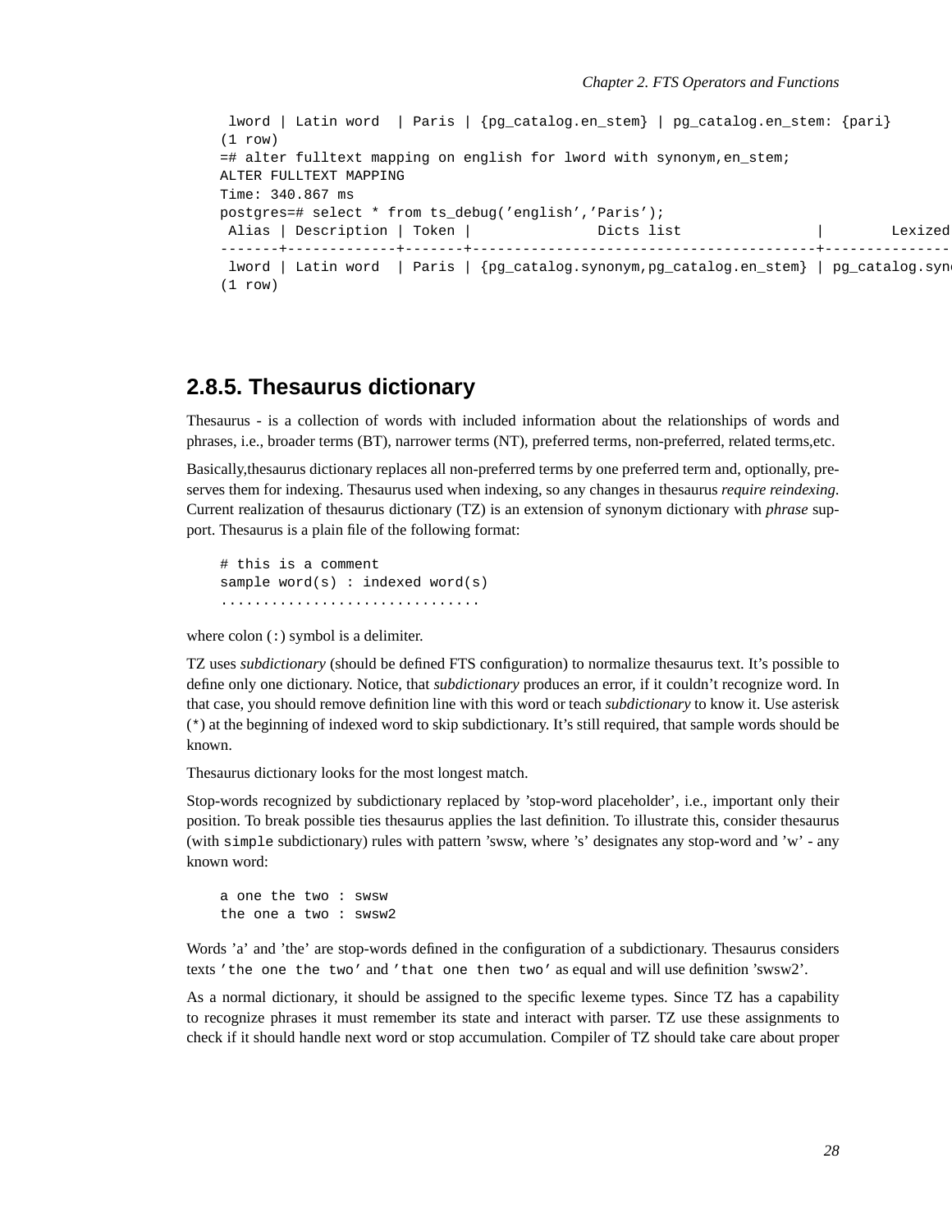```
 lword | Latin word  | Paris | {pg_catalog.en_stem} | pg_catalog.en_stem: {pari}
(1 row)
=# alter fulltext mapping on english for lword with synonym,en_stem;
ALTER FULLTEXT MAPPING
Time: 340.867 ms
postgres=# select * from ts_debug('english','Paris');
 Alias | Description | Token |               Dicts list                |        Lexized
-------+-------------+-------+-----------------------------------------+---------------
 lword | Latin word  | Paris | {pg_catalog.synonym,pg_catalog.en_stem} | pg_catalog.syno
(1 row)
```

### 2.8.5. Thesaurus dictionary

Thesaurus - is a collection of words with included information about the relationships of words and phrases, i.e., broader terms (BT), narrower terms (NT), preferred terms, non-preferred, related terms,etc.

Basically,thesaurus dictionary replaces all non-preferred terms by one preferred term and, optionally, preserves them for indexing. Thesaurus used when indexing, so any changes in thesaurus *require reindexing*. Current realization of thesaurus dictionary (TZ) is an extension of synonym dictionary with *phrase* support. Thesaurus is a plain file of the following format:

```
# this is a comment
sample word(s) : indexed word(s)
...............................
```

where colon (`:`) symbol is a delimiter.

TZ uses *subdictionary* (should be defined FTS configuration) to normalize thesaurus text. It's possible to define only one dictionary. Notice, that *subdictionary* produces an error, if it couldn't recognize word. In that case, you should remove definition line with this word or teach *subdictionary* to know it. Use asterisk (`*`) at the beginning of indexed word to skip subdictionary. It's still required, that sample words should be known.

Thesaurus dictionary looks for the most longest match.

Stop-words recognized by subdictionary replaced by 'stop-word placeholder', i.e., important only their position. To break possible ties thesaurus applies the last definition. To illustrate this, consider thesaurus (with `simple` subdictionary) rules with pattern 'swsw, where 's' designates any stop-word and 'w' - any known word:

```
a one the two : swsw
the one a two : swsw2
```

Words 'a' and 'the' are stop-words defined in the configuration of a subdictionary. Thesaurus considers texts `'the one the two'` and `'that one then two'` as equal and will use definition 'swsw2'.

As a normal dictionary, it should be assigned to the specific lexeme types. Since TZ has a capability to recognize phrases it must remember its state and interact with parser. TZ use these assignments to check if it should handle next word or stop accumulation. Compiler of TZ should take care about proper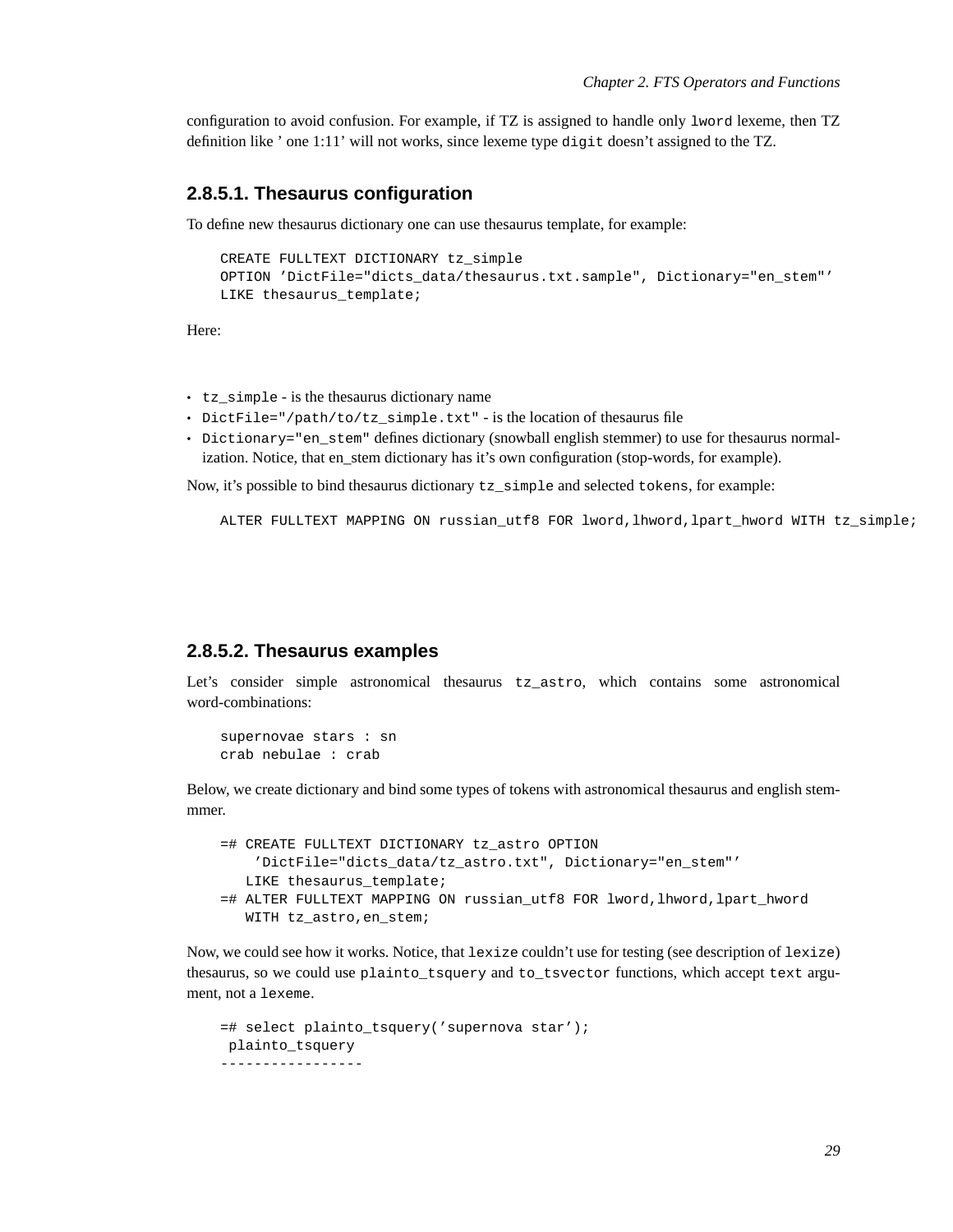configuration to avoid confusion. For example, if TZ is assigned to handle only `lword` lexeme, then TZ definition like ' one 1:11' will not works, since lexeme type `digit` doesn't assigned to the TZ.

#### 2.8.5.1. Thesaurus configuration

To define new thesaurus dictionary one can use thesaurus template, for example:

```
CREATE FULLTEXT DICTIONARY tz_simple
OPTION 'DictFile="dicts_data/thesaurus.txt.sample", Dictionary="en_stem"'
LIKE thesaurus_template;
```

Here:

- `tz_simple` - is the thesaurus dictionary name
- `DictFile="/path/to/tz_simple.txt"` - is the location of thesaurus file
- `Dictionary="en_stem"` defines dictionary (snowball english stemmer) to use for thesaurus normalization. Notice, that en_stem dictionary has it's own configuration (stop-words, for example).

Now, it's possible to bind thesaurus dictionary `tz_simple` and selected `tokens`, for example:

```
ALTER FULLTEXT MAPPING ON russian_utf8 FOR lword,lhword,lpart_hword WITH tz_simple;
```

#### 2.8.5.2. Thesaurus examples

Let's consider simple astronomical thesaurus `tz_astro`, which contains some astronomical word-combinations:

```
supernovae stars : sn
crab nebulae : crab
```

Below, we create dictionary and bind some types of tokens with astronomical thesaurus and english stemmer.

```
=# CREATE FULLTEXT DICTIONARY tz_astro OPTION
    'DictFile="dicts_data/tz_astro.txt", Dictionary="en_stem"'
   LIKE thesaurus_template;
=# ALTER FULLTEXT MAPPING ON russian_utf8 FOR lword,lhword,lpart_hword
   WITH tz_astro,en_stem;
```

Now, we could see how it works. Notice, that `lexize` couldn't use for testing (see description of `lexize`) thesaurus, so we could use `plainto_tsquery` and `to_tsvector` functions, which accept `text` argument, not a `lexeme`.

```
=# select plainto_tsquery('supernova star');
 plainto_tsquery
-----------------
```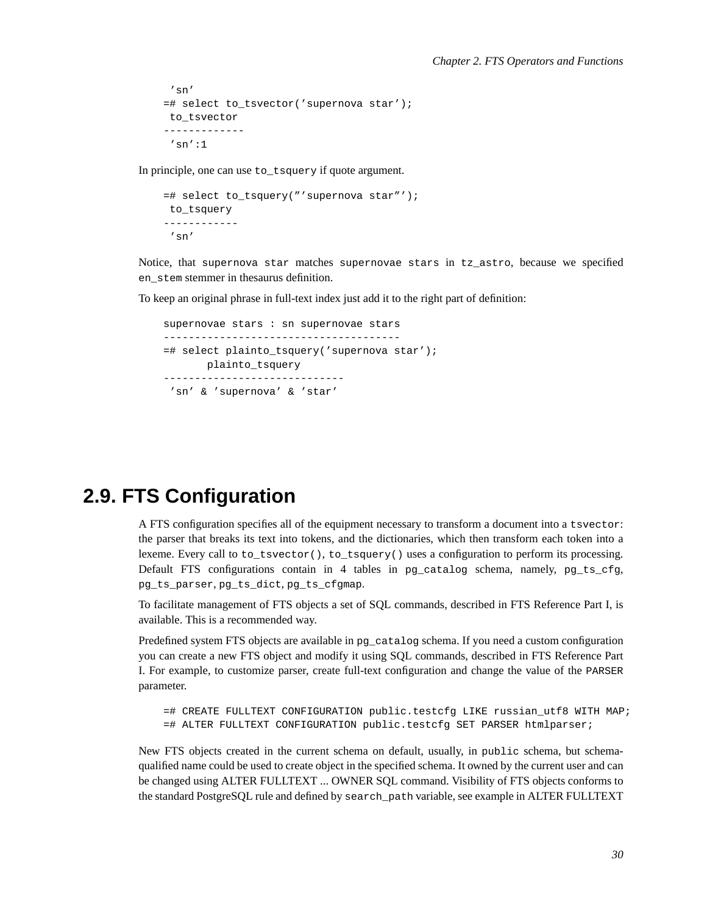```
 'sn'
=# select to_tsvector('supernova star');
 to_tsvector
-------------
 'sn':1
```

In principle, one can use `to_tsquery` if quote argument.

```
=# select to_tsquery('''supernova star''');
 to_tsquery
------------
 'sn'
```

Notice, that `supernova star` matches `supernovae stars` in `tz_astro`, because we specified `en_stem` stemmer in thesaurus definition.

To keep an original phrase in full-text index just add it to the right part of definition:

```
supernovae stars : sn supernovae stars
--------------------------------------
=# select plainto_tsquery('supernova star');
       plainto_tsquery
-----------------------------
 'sn' & 'supernova' & 'star'
```

## 2.9. FTS Configuration

A FTS configuration specifies all of the equipment necessary to transform a document into a `tsvector`: the parser that breaks its text into tokens, and the dictionaries, which then transform each token into a lexeme. Every call to `to_tsvector()`, `to_tsquery()` uses a configuration to perform its processing. Default FTS configurations contain in 4 tables in `pg_catalog` schema, namely, `pg_ts_cfg`, `pg_ts_parser`, `pg_ts_dict`, `pg_ts_cfgmap`.

To facilitate management of FTS objects a set of SQL commands, described in FTS Reference Part I, is available. This is a recommended way.

Predefined system FTS objects are available in `pg_catalog` schema. If you need a custom configuration you can create a new FTS object and modify it using SQL commands, described in FTS Reference Part I. For example, to customize parser, create full-text configuration and change the value of the `PARSER` parameter.

```
=# CREATE FULLTEXT CONFIGURATION public.testcfg LIKE russian_utf8 WITH MAP;
=# ALTER FULLTEXT CONFIGURATION public.testcfg SET PARSER htmlparser;
```

New FTS objects created in the current schema on default, usually, in `public` schema, but schema-qualified name could be used to create object in the specified schema. It owned by the current user and can be changed using ALTER FULLTEXT ... OWNER SQL command. Visibility of FTS objects conforms to the standard PostgreSQL rule and defined by `search_path` variable, see example in ALTER FULLTEXT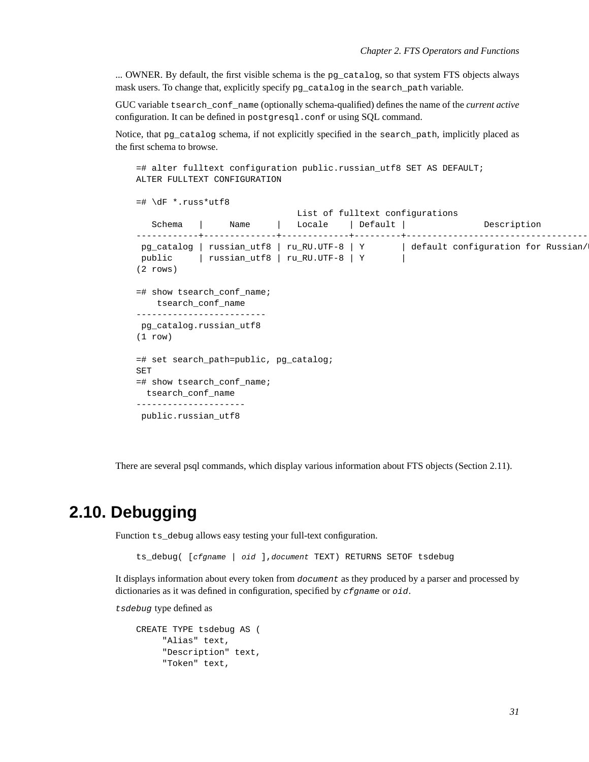... OWNER. By default, the first visible schema is the `pg_catalog`, so that system FTS objects always mask users. To change that, explicitly specify `pg_catalog` in the `search_path` variable.

GUC variable `tsearch_conf_name` (optionally schema-qualified) defines the name of the *current active* configuration. It can be defined in `postgresql.conf` or using SQL command.

Notice, that `pg_catalog` schema, if not explicitly specified in the `search_path`, implicitly placed as the first schema to browse.

```
=# alter fulltext configuration public.russian_utf8 SET AS DEFAULT;
ALTER FULLTEXT CONFIGURATION

=# \dF *.russ*utf8
                               List of fulltext configurations
   Schema   |     Name     |   Locale    | Default |              Description
------------+--------------+-------------+---------+-----------------------------------
 pg_catalog | russian_utf8 | ru_RU.UTF-8 | Y       | default configuration for Russian/
 public     | russian_utf8 | ru_RU.UTF-8 | Y       |
(2 rows)

=# show tsearch_conf_name;
    tsearch_conf_name
-------------------------
 pg_catalog.russian_utf8
(1 row)

=# set search_path=public, pg_catalog;
SET
=# show tsearch_conf_name;
  tsearch_conf_name
---------------------
 public.russian_utf8
```

There are several psql commands, which display various information about FTS objects (Section 2.11).

## 2.10. Debugging

Function `ts_debug` allows easy testing your full-text configuration.

```
ts_debug( [cfgname | oid ],document TEXT) RETURNS SETOF tsdebug
```

It displays information about every token from *`document`* as they produced by a parser and processed by dictionaries as it was defined in configuration, specified by *`cfgname`* or *`oid`*.

*`tsdebug`* type defined as

```
CREATE TYPE tsdebug AS (
     "Alias" text,
     "Description" text,
     "Token" text,
```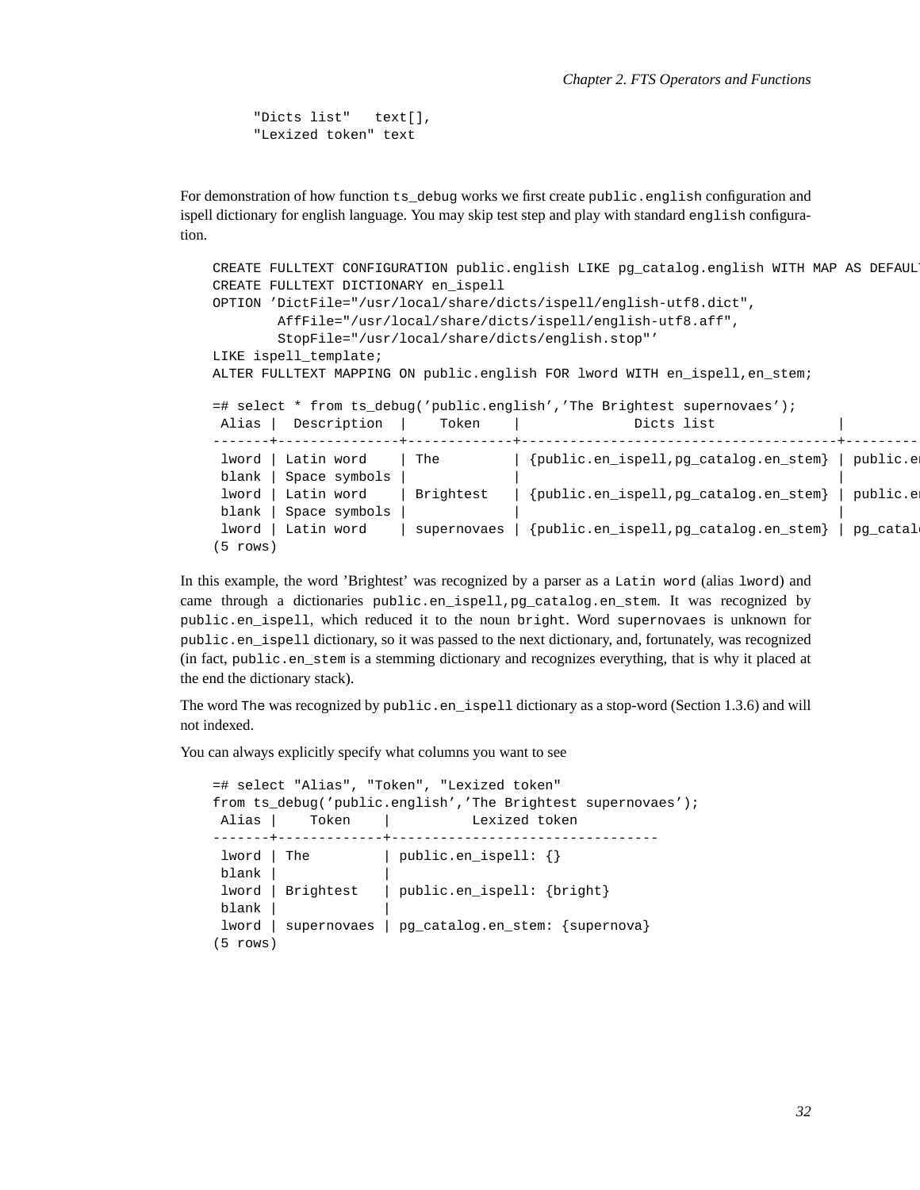```
    "Dicts list"   text[],
    "Lexized token" text
```

For demonstration of how function `ts_debug` works we first create `public.english` configuration and ispell dictionary for english language. You may skip test step and play with standard `english` configuration.

```
CREATE FULLTEXT CONFIGURATION public.english LIKE pg_catalog.english WITH MAP AS DEFAUL
CREATE FULLTEXT DICTIONARY en_ispell
OPTION 'DictFile="/usr/local/share/dicts/ispell/english-utf8.dict",
        AffFile="/usr/local/share/dicts/ispell/english-utf8.aff",
        StopFile="/usr/local/share/dicts/english.stop"'
LIKE ispell_template;
ALTER FULLTEXT MAPPING ON public.english FOR lword WITH en_ispell,en_stem;

=# select * from ts_debug('public.english','The Brightest supernovaes');
 Alias |  Description  |    Token    |              Dicts list               |
-------+---------------+-------------+---------------------------------------+---------
 lword | Latin word    | The         | {public.en_ispell,pg_catalog.en_stem} | public.en
 blank | Space symbols |             |                                       |
 lword | Latin word    | Brightest   | {public.en_ispell,pg_catalog.en_stem} | public.en
 blank | Space symbols |             |                                       |
 lword | Latin word    | supernovaes | {public.en_ispell,pg_catalog.en_stem} | pg_catalo
(5 rows)
```

In this example, the word 'Brightest' was recognized by a parser as a `Latin word` (alias `lword`) and came through a dictionaries `public.en_ispell,pg_catalog.en_stem`. It was recognized by `public.en_ispell`, which reduced it to the noun `bright`. Word `supernovaes` is unknown for `public.en_ispell` dictionary, so it was passed to the next dictionary, and, fortunately, was recognized (in fact, `public.en_stem` is a stemming dictionary and recognizes everything, that is why it placed at the end the dictionary stack).

The word `The` was recognized by `public.en_ispell` dictionary as a stop-word (Section 1.3.6) and will not indexed.

You can always explicitly specify what columns you want to see

```
=# select "Alias", "Token", "Lexized token"
from ts_debug('public.english','The Brightest supernovaes');
 Alias |    Token    |          Lexized token
-------+-------------+--------------------------------
 lword | The         | public.en_ispell: {}
 blank |             |
 lword | Brightest   | public.en_ispell: {bright}
 blank |             |
 lword | supernovaes | pg_catalog.en_stem: {supernova}
(5 rows)
```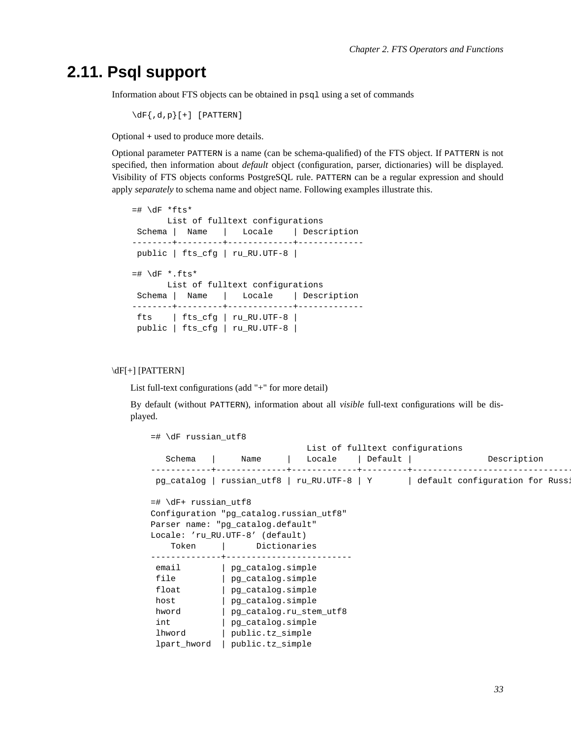## 2.11. Psql support

Information about FTS objects can be obtained in `psql` using a set of commands

```
\dF{,d,p}[+] [PATTERN]
```

Optional + used to produce more details.

Optional parameter `PATTERN` is a name (can be schema-qualified) of the FTS object. If `PATTERN` is not specified, then information about *default* object (configuration, parser, dictionaries) will be displayed. Visibility of FTS objects conforms PostgreSQL rule. `PATTERN` can be a regular expression and should apply *separately* to schema name and object name. Following examples illustrate this.

```
=# \dF *fts*
       List of fulltext configurations
 Schema |  Name   |   Locale    | Description
--------+---------+-------------+-------------
 public | fts_cfg | ru_RU.UTF-8 |

=# \dF *.fts*
       List of fulltext configurations
 Schema |  Name   |   Locale    | Description
--------+---------+-------------+-------------
 fts    | fts_cfg | ru_RU.UTF-8 |
 public | fts_cfg | ru_RU.UTF-8 |
```

\dF[+] [PATTERN]

List full-text configurations (add "+" for more detail)

By default (without `PATTERN`), information about all *visible* full-text configurations will be displayed.

```
=# \dF russian_utf8
                             List of fulltext configurations
   Schema   |     Name     |   Locale    | Default |              Description
------------+--------------+-------------+---------+---------------------------------
 pg_catalog | russian_utf8 | ru_RU.UTF-8 | Y       | default configuration for Russi

=# \dF+ russian_utf8
Configuration "pg_catalog.russian_utf8"
Parser name: "pg_catalog.default"
Locale: 'ru_RU.UTF-8' (default)
    Token     |      Dictionaries
--------------+-------------------------
 email        | pg_catalog.simple
 file         | pg_catalog.simple
 float        | pg_catalog.simple
 host         | pg_catalog.simple
 hword        | pg_catalog.ru_stem_utf8
 int          | pg_catalog.simple
 lhword       | public.tz_simple
 lpart_hword  | public.tz_simple
```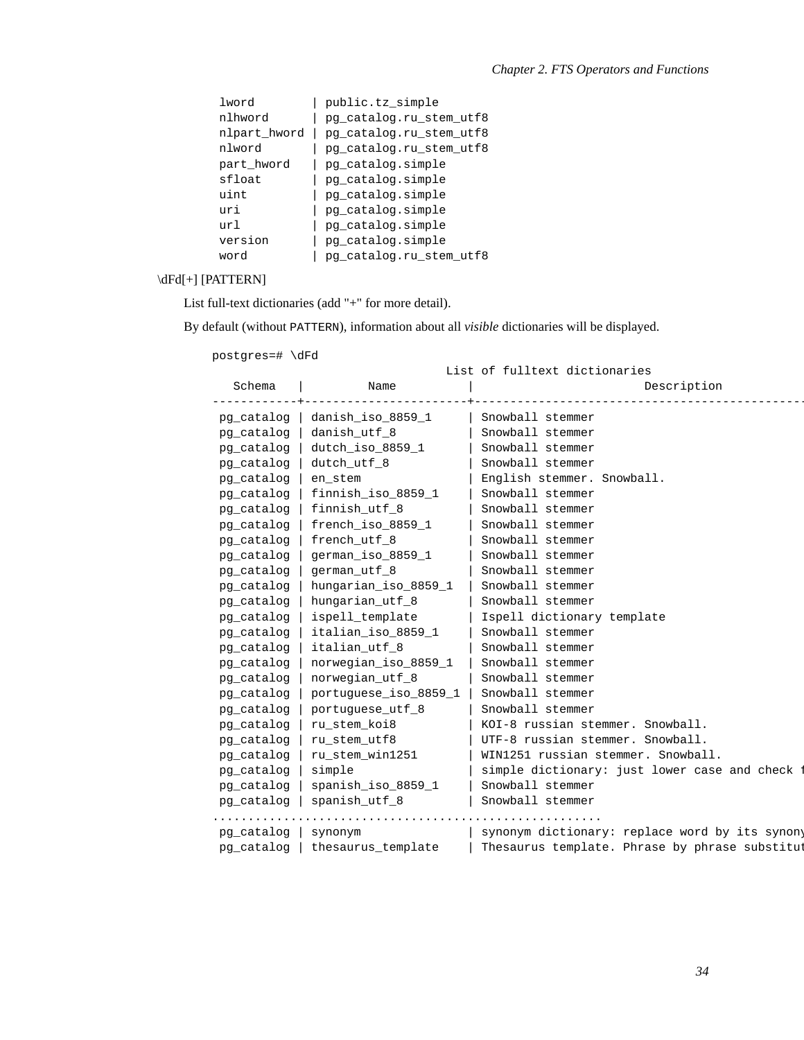```
 lword        | public.tz_simple
 nlhword      | pg_catalog.ru_stem_utf8
 nlpart_hword | pg_catalog.ru_stem_utf8
 nlword       | pg_catalog.ru_stem_utf8
 part_hword   | pg_catalog.simple
 sfloat       | pg_catalog.simple
 uint         | pg_catalog.simple
 uri          | pg_catalog.simple
 url          | pg_catalog.simple
 version      | pg_catalog.simple
 word         | pg_catalog.ru_stem_utf8
```

\dFd[+] [PATTERN]

List full-text dictionaries (add "+" for more detail).

By default (without PATTERN), information about all *visible* dictionaries will be displayed.

```
postgres=# \dFd
                          List of fulltext dictionaries
   Schema   |         Name          |                        Description
------------+-----------------------+---------------------------------------------
 pg_catalog | danish_iso_8859_1     | Snowball stemmer
 pg_catalog | danish_utf_8          | Snowball stemmer
 pg_catalog | dutch_iso_8859_1      | Snowball stemmer
 pg_catalog | dutch_utf_8           | Snowball stemmer
 pg_catalog | en_stem               | English stemmer. Snowball.
 pg_catalog | finnish_iso_8859_1    | Snowball stemmer
 pg_catalog | finnish_utf_8         | Snowball stemmer
 pg_catalog | french_iso_8859_1     | Snowball stemmer
 pg_catalog | french_utf_8          | Snowball stemmer
 pg_catalog | german_iso_8859_1     | Snowball stemmer
 pg_catalog | german_utf_8          | Snowball stemmer
 pg_catalog | hungarian_iso_8859_1  | Snowball stemmer
 pg_catalog | hungarian_utf_8       | Snowball stemmer
 pg_catalog | ispell_template       | Ispell dictionary template
 pg_catalog | italian_iso_8859_1    | Snowball stemmer
 pg_catalog | italian_utf_8         | Snowball stemmer
 pg_catalog | norwegian_iso_8859_1  | Snowball stemmer
 pg_catalog | norwegian_utf_8       | Snowball stemmer
 pg_catalog | portuguese_iso_8859_1 | Snowball stemmer
 pg_catalog | portuguese_utf_8      | Snowball stemmer
 pg_catalog | ru_stem_koi8          | KOI-8 russian stemmer. Snowball.
 pg_catalog | ru_stem_utf8          | UTF-8 russian stemmer. Snowball.
 pg_catalog | ru_stem_win1251       | WIN1251 russian stemmer. Snowball.
 pg_catalog | simple                | simple dictionary: just lower case and check f
 pg_catalog | spanish_iso_8859_1    | Snowball stemmer
 pg_catalog | spanish_utf_8         | Snowball stemmer
.......................................................
 pg_catalog | synonym               | synonym dictionary: replace word by its synony
 pg_catalog | thesaurus_template    | Thesaurus template. Phrase by phrase substitut
```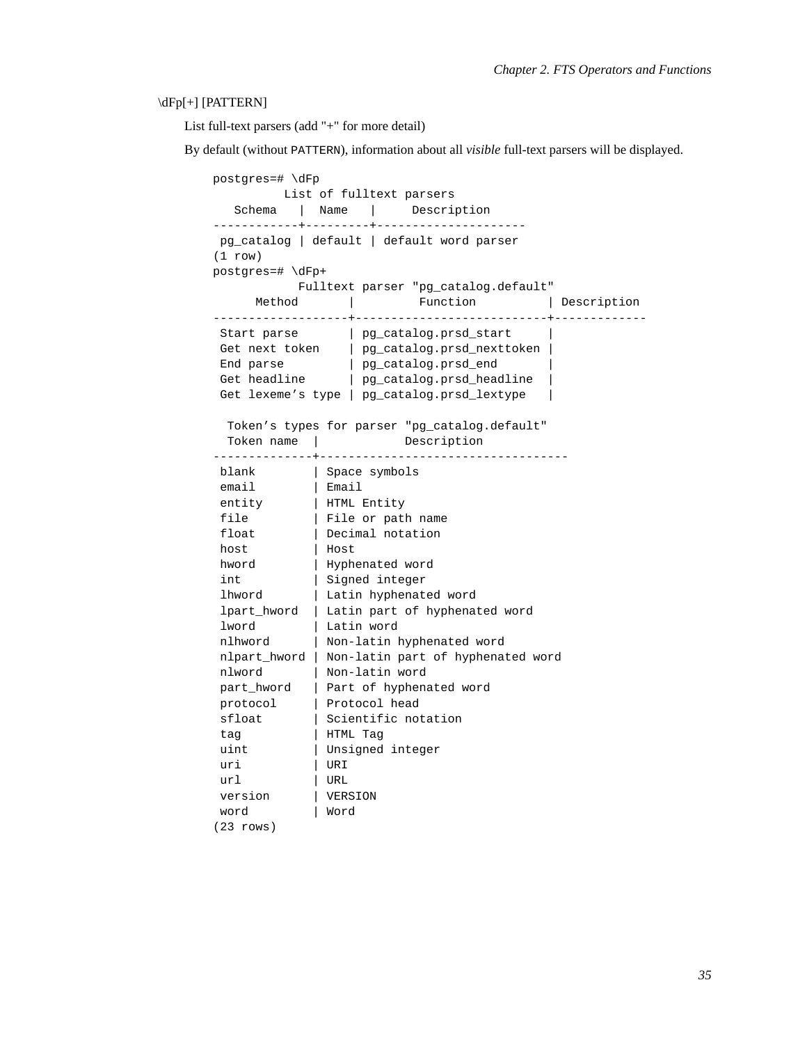\dFp[+] [PATTERN]

List full-text parsers (add "+" for more detail)

By default (without `PATTERN`), information about all *visible* full-text parsers will be displayed.

```
postgres=# \dFp
          List of fulltext parsers
   Schema   |  Name   |     Description
------------+---------+---------------------
 pg_catalog | default | default word parser
(1 row)
postgres=# \dFp+
            Fulltext parser "pg_catalog.default"
      Method       |         Function          | Description
-------------------+---------------------------+-------------
 Start parse       | pg_catalog.prsd_start     |
 Get next token    | pg_catalog.prsd_nexttoken |
 End parse         | pg_catalog.prsd_end       |
 Get headline      | pg_catalog.prsd_headline  |
 Get lexeme's type | pg_catalog.prsd_lextype   |

  Token's types for parser "pg_catalog.default"
  Token name  |            Description
--------------+-----------------------------------
 blank        | Space symbols
 email        | Email
 entity       | HTML Entity
 file         | File or path name
 float        | Decimal notation
 host         | Host
 hword        | Hyphenated word
 int          | Signed integer
 lhword       | Latin hyphenated word
 lpart_hword  | Latin part of hyphenated word
 lword        | Latin word
 nlhword      | Non-latin hyphenated word
 nlpart_hword | Non-latin part of hyphenated word
 nlword       | Non-latin word
 part_hword   | Part of hyphenated word
 protocol     | Protocol head
 sfloat       | Scientific notation
 tag          | HTML Tag
 uint         | Unsigned integer
 uri          | URI
 url          | URL
 version      | VERSION
 word         | Word
(23 rows)
```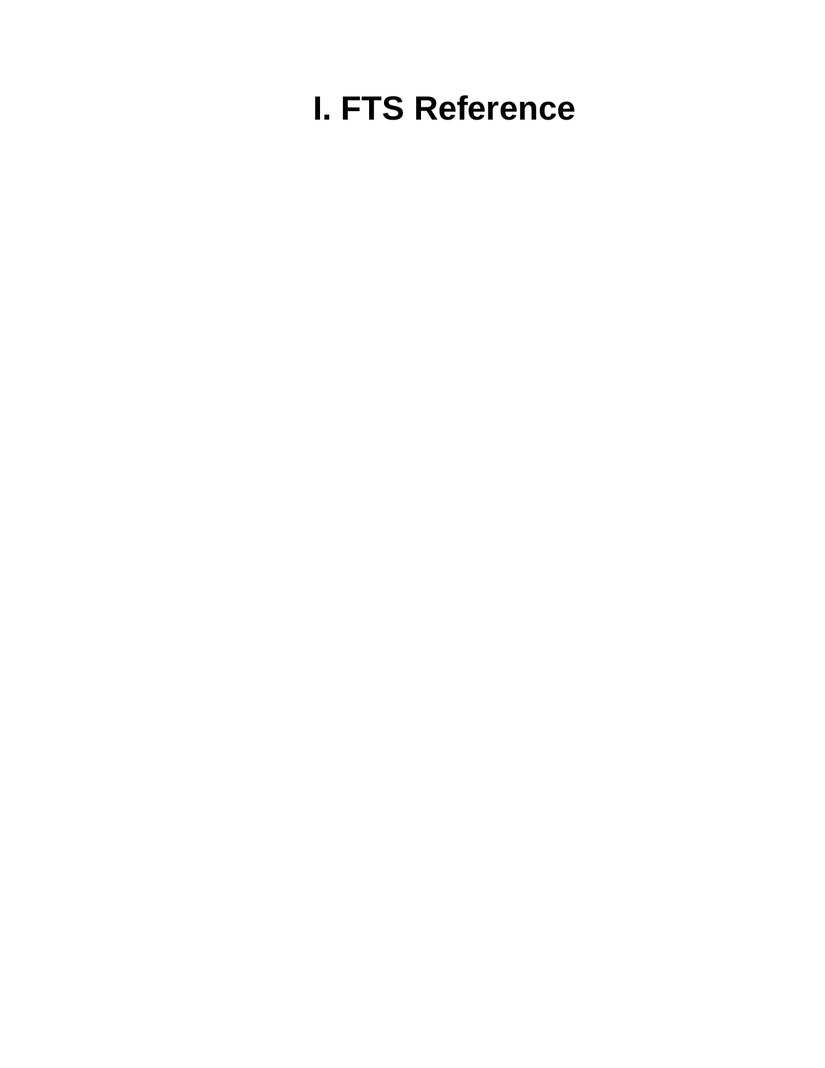# I. FTS Reference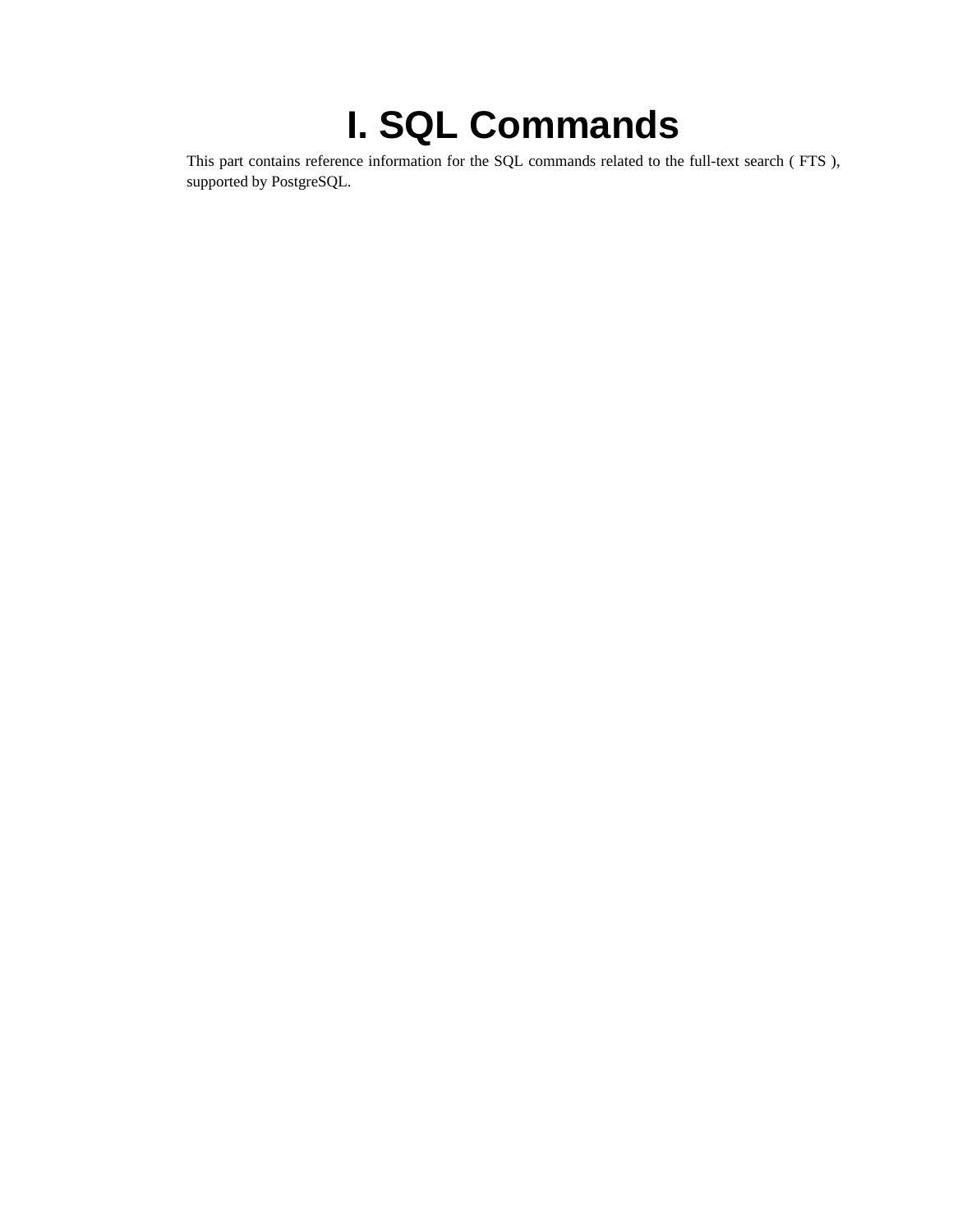# I. SQL Commands

This part contains reference information for the SQL commands related to the full-text search ( FTS ), supported by PostgreSQL.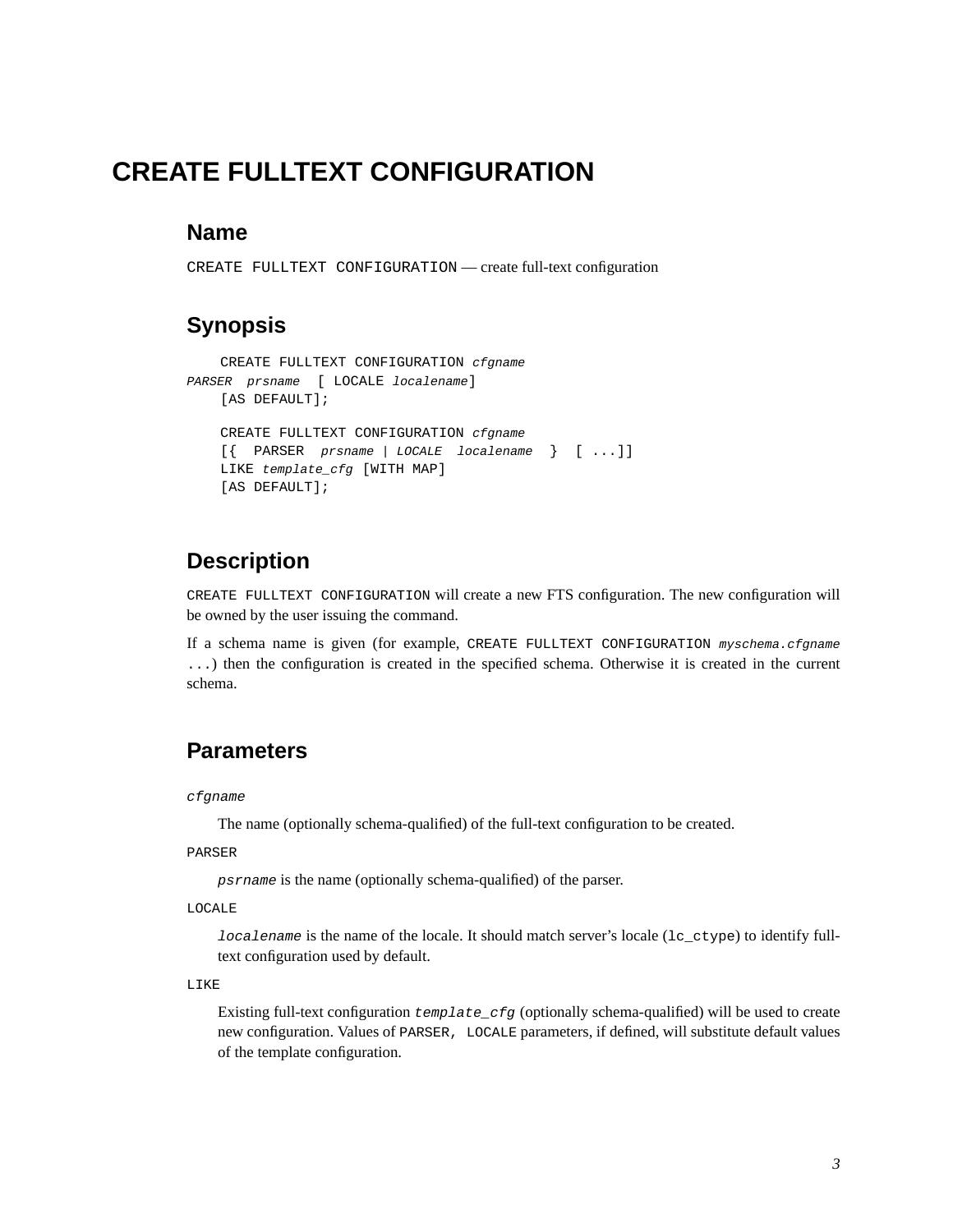# CREATE FULLTEXT CONFIGURATION

## Name

CREATE FULLTEXT CONFIGURATION — create full-text configuration

## Synopsis

```
    CREATE FULLTEXT CONFIGURATION cfgname
PARSER  prsname  [ LOCALE localename]
    [AS DEFAULT];

    CREATE FULLTEXT CONFIGURATION cfgname
    [{  PARSER  prsname | LOCALE  localename  }  [ ...]]
    LIKE template_cfg [WITH MAP]
    [AS DEFAULT];
```

## Description

CREATE FULLTEXT CONFIGURATION will create a new FTS configuration. The new configuration will be owned by the user issuing the command.

If a schema name is given (for example, CREATE FULLTEXT CONFIGURATION *myschema.cfgname* ...) then the configuration is created in the specified schema. Otherwise it is created in the current schema.

## Parameters

*cfgname*

The name (optionally schema-qualified) of the full-text configuration to be created.

PARSER

*psrname* is the name (optionally schema-qualified) of the parser.

LOCALE

*localename* is the name of the locale. It should match server's locale (lc_ctype) to identify full-text configuration used by default.

LIKE

Existing full-text configuration *template_cfg* (optionally schema-qualified) will be used to create new configuration. Values of PARSER, LOCALE parameters, if defined, will substitute default values of the template configuration.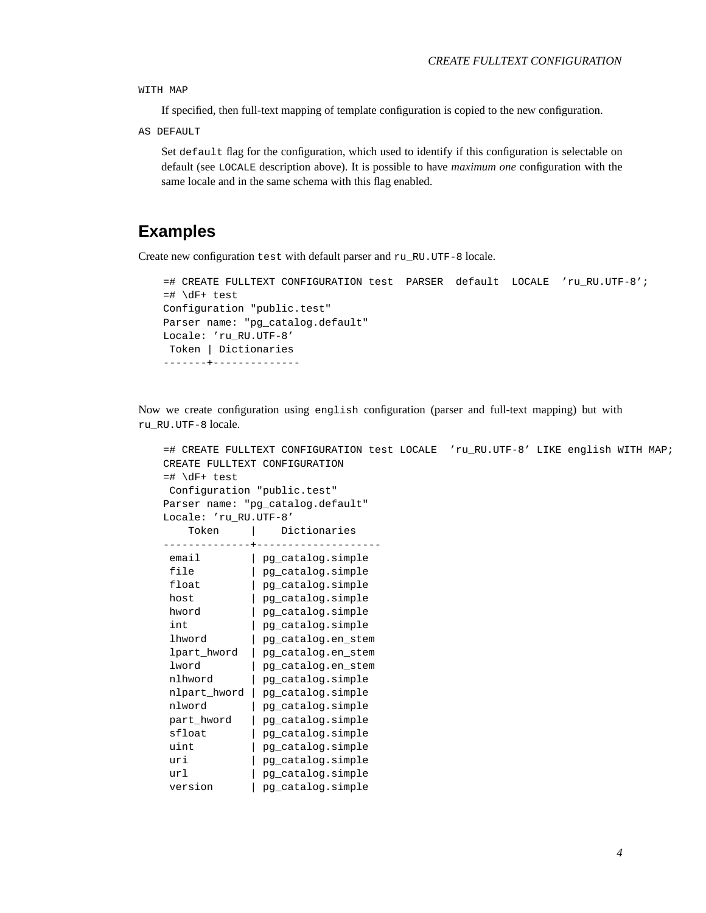WITH MAP

If specified, then full-text mapping of template configuration is copied to the new configuration.

AS DEFAULT

Set `default` flag for the configuration, which used to identify if this configuration is selectable on default (see `LOCALE` description above). It is possible to have *maximum one* configuration with the same locale and in the same schema with this flag enabled.

## Examples

Create new configuration `test` with default parser and `ru_RU.UTF-8` locale.

```
=# CREATE FULLTEXT CONFIGURATION test  PARSER  default  LOCALE  'ru_RU.UTF-8';
=# \dF+ test
Configuration "public.test"
Parser name: "pg_catalog.default"
Locale: 'ru_RU.UTF-8'
 Token | Dictionaries
-------+--------------
```

Now we create configuration using `english` configuration (parser and full-text mapping) but with `ru_RU.UTF-8` locale.

```
=# CREATE FULLTEXT CONFIGURATION test LOCALE  'ru_RU.UTF-8' LIKE english WITH MAP;
CREATE FULLTEXT CONFIGURATION
=# \dF+ test
 Configuration "public.test"
Parser name: "pg_catalog.default"
Locale: 'ru_RU.UTF-8'
    Token     |    Dictionaries
--------------+--------------------
 email        | pg_catalog.simple
 file         | pg_catalog.simple
 float        | pg_catalog.simple
 host         | pg_catalog.simple
 hword        | pg_catalog.simple
 int          | pg_catalog.simple
 lhword       | pg_catalog.en_stem
 lpart_hword  | pg_catalog.en_stem
 lword        | pg_catalog.en_stem
 nlhword      | pg_catalog.simple
 nlpart_hword | pg_catalog.simple
 nlword       | pg_catalog.simple
 part_hword   | pg_catalog.simple
 sfloat       | pg_catalog.simple
 uint         | pg_catalog.simple
 uri          | pg_catalog.simple
 url          | pg_catalog.simple
 version      | pg_catalog.simple
```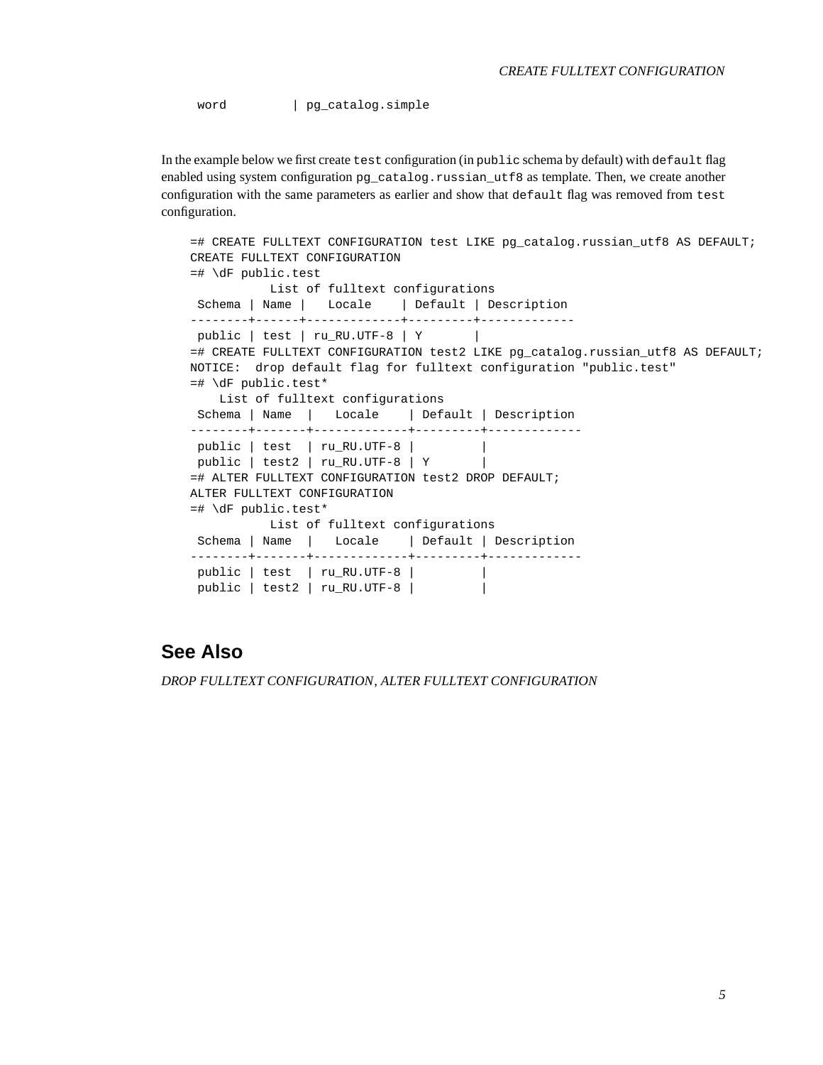```
 word          | pg_catalog.simple
```

In the example below we first create `test` configuration (in `public` schema by default) with `default` flag enabled using system configuration `pg_catalog.russian_utf8` as template. Then, we create another configuration with the same parameters as earlier and show that `default` flag was removed from `test` configuration.

```
=# CREATE FULLTEXT CONFIGURATION test LIKE pg_catalog.russian_utf8 AS DEFAULT;
CREATE FULLTEXT CONFIGURATION
=# \dF public.test
           List of fulltext configurations
 Schema | Name |    Locale    | Default | Description
--------+------+-------------+---------+-------------
 public | test | ru_RU.UTF-8 | Y       |
=# CREATE FULLTEXT CONFIGURATION test2 LIKE pg_catalog.russian_utf8 AS DEFAULT;
NOTICE:  drop default flag for fulltext configuration "public.test"
=# \dF public.test*
    List of fulltext configurations
 Schema | Name  |    Locale    | Default | Description
--------+-------+-------------+---------+-------------
 public | test  | ru_RU.UTF-8 |         |
 public | test2 | ru_RU.UTF-8 | Y       |
=# ALTER FULLTEXT CONFIGURATION test2 DROP DEFAULT;
ALTER FULLTEXT CONFIGURATION
=# \dF public.test*
           List of fulltext configurations
 Schema | Name  |    Locale    | Default | Description
--------+-------+-------------+---------+-------------
 public | test  | ru_RU.UTF-8 |         |
 public | test2 | ru_RU.UTF-8 |         |
```

## See Also

*DROP FULLTEXT CONFIGURATION*, *ALTER FULLTEXT CONFIGURATION*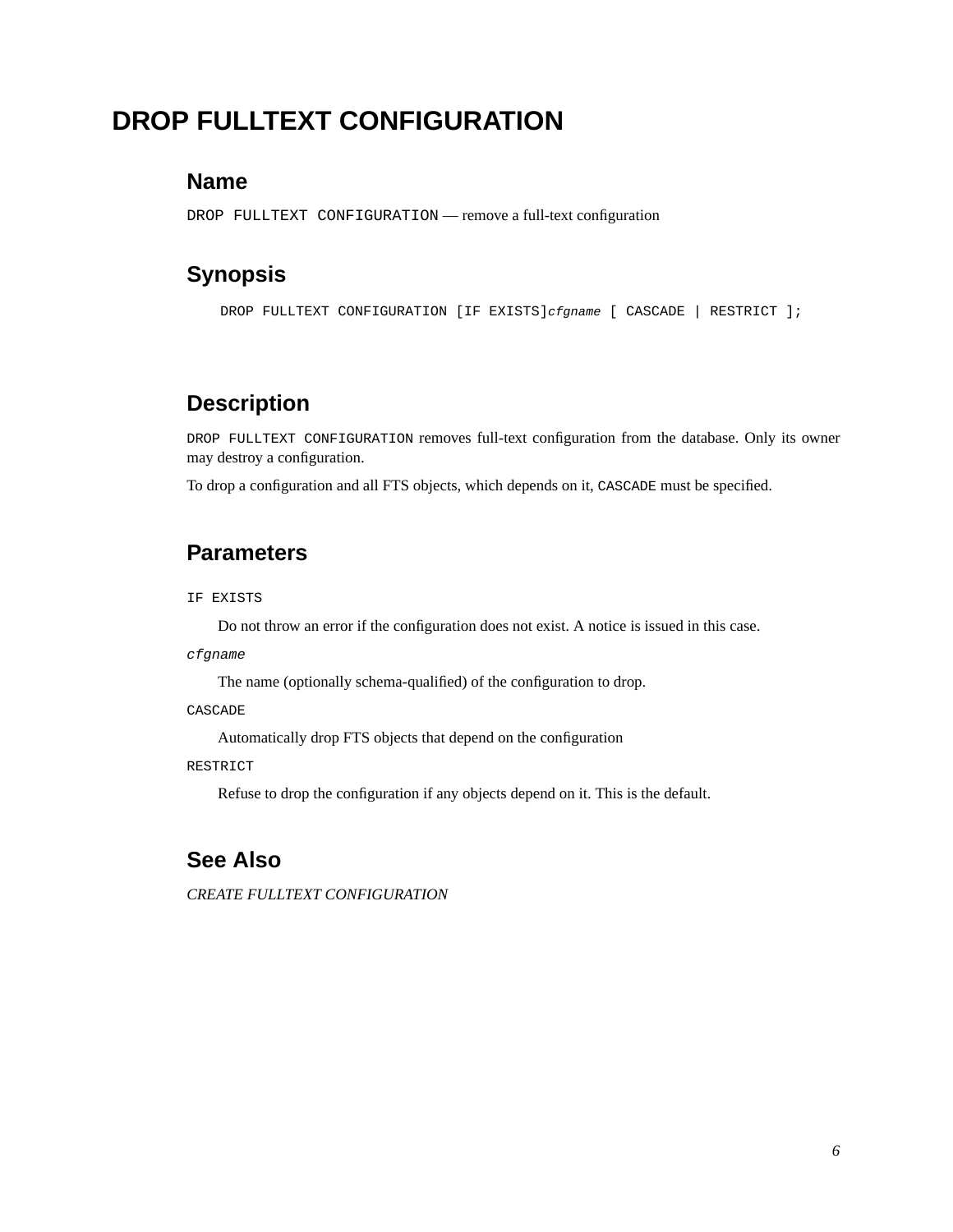# DROP FULLTEXT CONFIGURATION

## Name

DROP FULLTEXT CONFIGURATION — remove a full-text configuration

## Synopsis

```
DROP FULLTEXT CONFIGURATION [IF EXISTS]cfgname [ CASCADE | RESTRICT ];
```

## Description

DROP FULLTEXT CONFIGURATION removes full-text configuration from the database. Only its owner may destroy a configuration.

To drop a configuration and all FTS objects, which depends on it, CASCADE must be specified.

## Parameters

IF EXISTS

Do not throw an error if the configuration does not exist. A notice is issued in this case.

*cfgname*

The name (optionally schema-qualified) of the configuration to drop.

CASCADE

Automatically drop FTS objects that depend on the configuration

RESTRICT

Refuse to drop the configuration if any objects depend on it. This is the default.

## See Also

*CREATE FULLTEXT CONFIGURATION*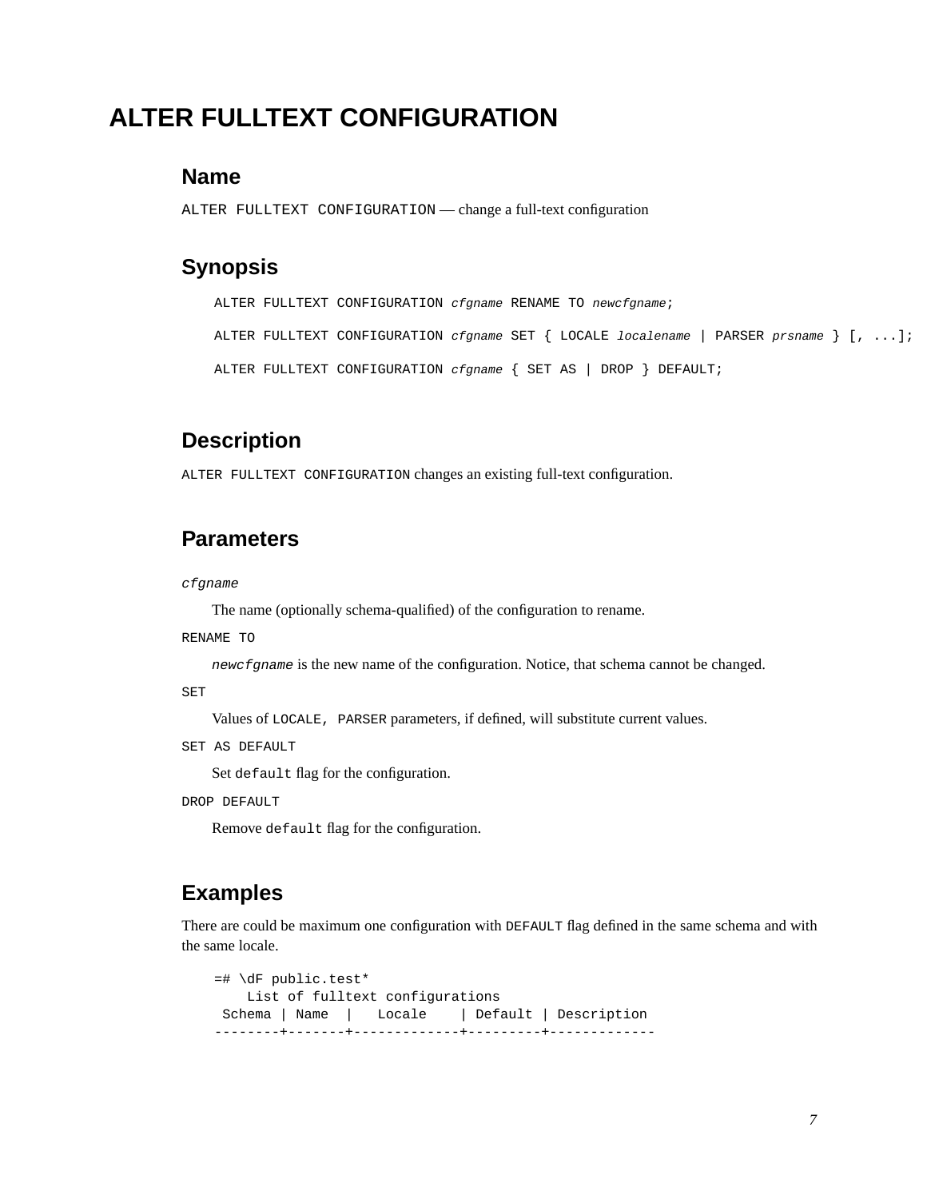# ALTER FULLTEXT CONFIGURATION

## Name

`ALTER FULLTEXT CONFIGURATION` — change a full-text configuration

## Synopsis

```
ALTER FULLTEXT CONFIGURATION cfgname RENAME TO newcfgname;

ALTER FULLTEXT CONFIGURATION cfgname SET { LOCALE localename | PARSER prsname } [, ...];

ALTER FULLTEXT CONFIGURATION cfgname { SET AS | DROP } DEFAULT;
```

## Description

`ALTER FULLTEXT CONFIGURATION` changes an existing full-text configuration.

## Parameters

*`cfgname`*

The name (optionally schema-qualified) of the configuration to rename.

`RENAME TO`

*`newcfgname`* is the new name of the configuration. Notice, that schema cannot be changed.

`SET`

Values of `LOCALE, PARSER` parameters, if defined, will substitute current values.

`SET AS DEFAULT`

Set `default` flag for the configuration.

`DROP DEFAULT`

Remove `default` flag for the configuration.

## Examples

There are could be maximum one configuration with `DEFAULT` flag defined in the same schema and with the same locale.

```
=# \dF public.test*
    List of fulltext configurations
 Schema | Name  |   Locale    | Default | Description
--------+-------+-------------+---------+-------------
```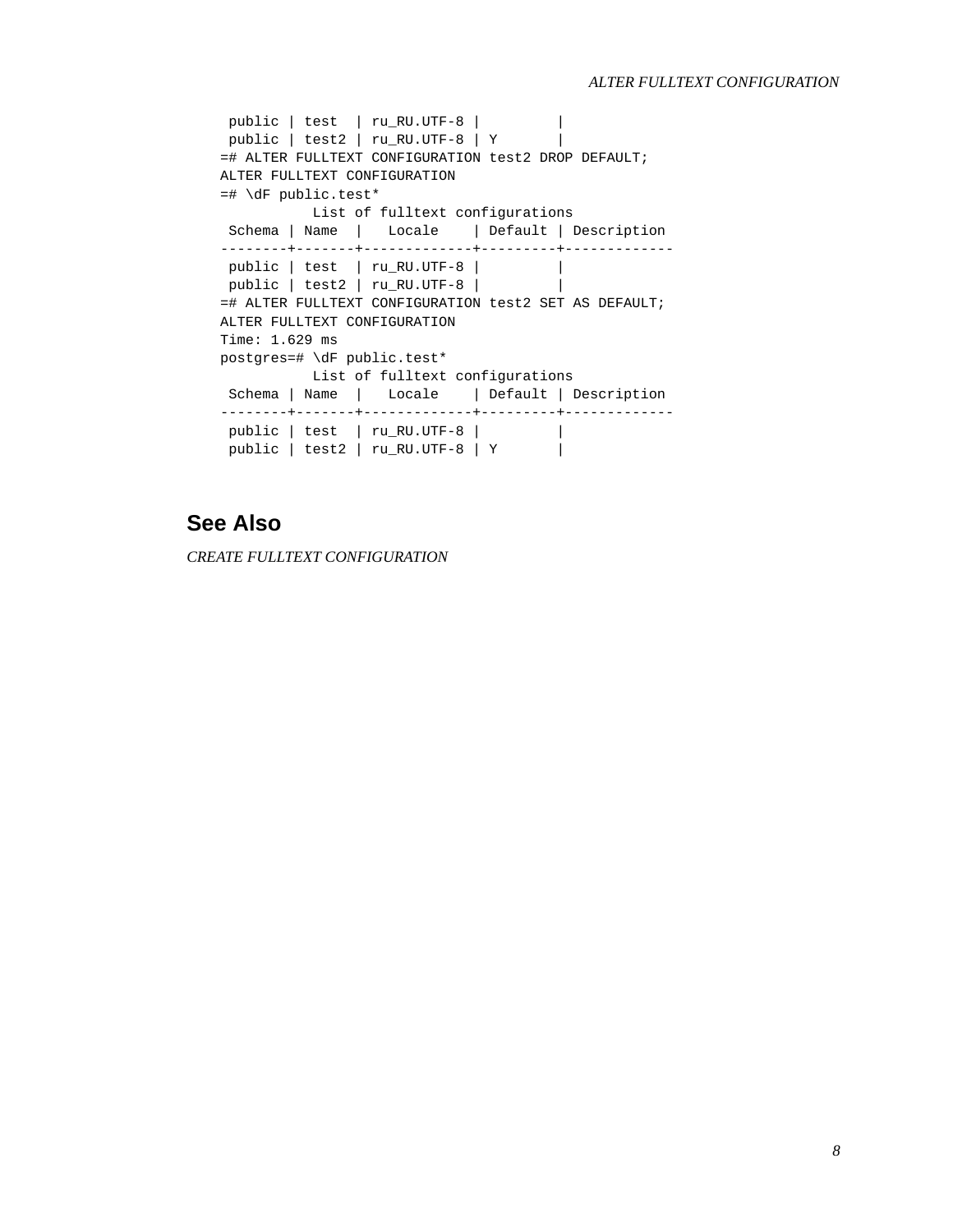```
 public | test  | ru_RU.UTF-8 |         |
 public | test2 | ru_RU.UTF-8 | Y       |
=# ALTER FULLTEXT CONFIGURATION test2 DROP DEFAULT;
ALTER FULLTEXT CONFIGURATION
=# \dF public.test*
           List of fulltext configurations
 Schema | Name  |   Locale    | Default | Description
--------+-------+-------------+---------+-------------
 public | test  | ru_RU.UTF-8 |         |
 public | test2 | ru_RU.UTF-8 |         |
=# ALTER FULLTEXT CONFIGURATION test2 SET AS DEFAULT;
ALTER FULLTEXT CONFIGURATION
Time: 1.629 ms
postgres=# \dF public.test*
           List of fulltext configurations
 Schema | Name  |   Locale    | Default | Description
--------+-------+-------------+---------+-------------
 public | test  | ru_RU.UTF-8 |         |
 public | test2 | ru_RU.UTF-8 | Y       |
```

## See Also

*CREATE FULLTEXT CONFIGURATION*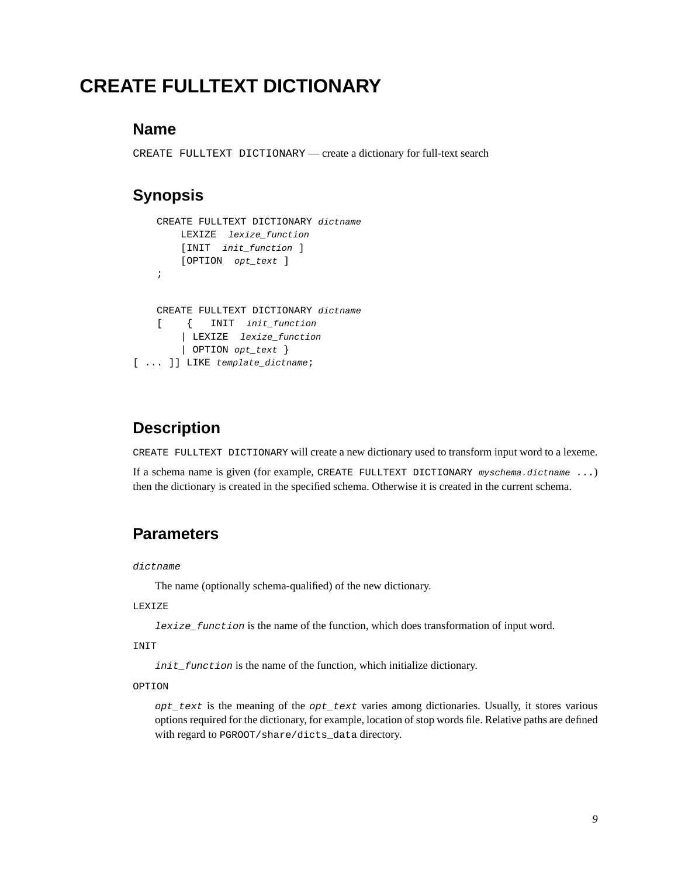# CREATE FULLTEXT DICTIONARY

## Name

CREATE FULLTEXT DICTIONARY — create a dictionary for full-text search

## Synopsis

```
    CREATE FULLTEXT DICTIONARY dictname
        LEXIZE  lexize_function
        [INIT  init_function ]
        [OPTION  opt_text ]
    ;


    CREATE FULLTEXT DICTIONARY dictname
    [    {   INIT  init_function
        | LEXIZE  lexize_function
        | OPTION opt_text }
[ ... ]] LIKE template_dictname;
```

## Description

CREATE FULLTEXT DICTIONARY will create a new dictionary used to transform input word to a lexeme.

If a schema name is given (for example, CREATE FULLTEXT DICTIONARY *myschema.dictname* ...) then the dictionary is created in the specified schema. Otherwise it is created in the current schema.

## Parameters

*dictname*

The name (optionally schema-qualified) of the new dictionary.

LEXIZE

*lexize_function* is the name of the function, which does transformation of input word.

INIT

*init_function* is the name of the function, which initialize dictionary.

OPTION

*opt_text* is the meaning of the *opt_text* varies among dictionaries. Usually, it stores various options required for the dictionary, for example, location of stop words file. Relative paths are defined with regard to PGROOT/share/dicts_data directory.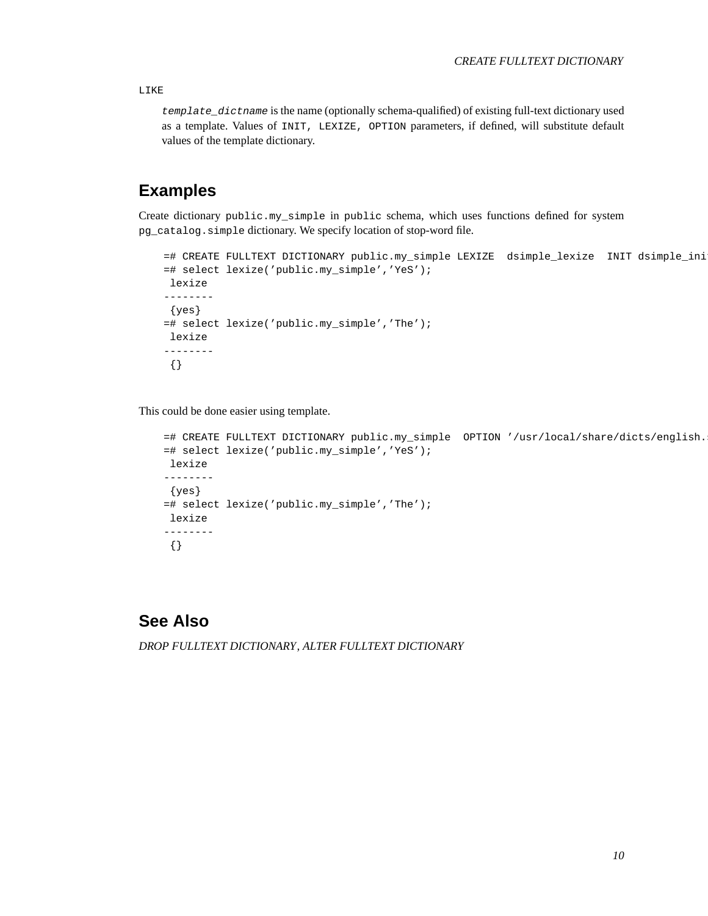LIKE

*template_dictname* is the name (optionally schema-qualified) of existing full-text dictionary used as a template. Values of INIT, LEXIZE, OPTION parameters, if defined, will substitute default values of the template dictionary.

## Examples

Create dictionary public.my_simple in public schema, which uses functions defined for system pg_catalog.simple dictionary. We specify location of stop-word file.

```
=# CREATE FULLTEXT DICTIONARY public.my_simple LEXIZE  dsimple_lexize  INIT dsimple_ini
=# select lexize('public.my_simple','YeS');
 lexize
--------
 {yes}
=# select lexize('public.my_simple','The');
 lexize
--------
 {}
```

This could be done easier using template.

```
=# CREATE FULLTEXT DICTIONARY public.my_simple  OPTION '/usr/local/share/dicts/english.
=# select lexize('public.my_simple','YeS');
 lexize
--------
 {yes}
=# select lexize('public.my_simple','The');
 lexize
--------
 {}
```

## See Also

*DROP FULLTEXT DICTIONARY*, *ALTER FULLTEXT DICTIONARY*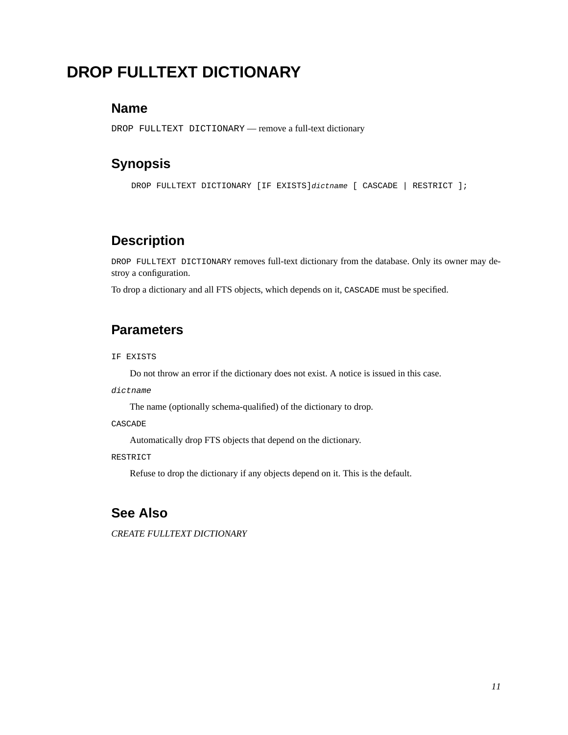# DROP FULLTEXT DICTIONARY

## Name

DROP FULLTEXT DICTIONARY — remove a full-text dictionary

## Synopsis

```
DROP FULLTEXT DICTIONARY [IF EXISTS]dictname [ CASCADE | RESTRICT ];
```

## Description

DROP FULLTEXT DICTIONARY removes full-text dictionary from the database. Only its owner may destroy a configuration.

To drop a dictionary and all FTS objects, which depends on it, CASCADE must be specified.

## Parameters

IF EXISTS

Do not throw an error if the dictionary does not exist. A notice is issued in this case.

*dictname*

The name (optionally schema-qualified) of the dictionary to drop.

CASCADE

Automatically drop FTS objects that depend on the dictionary.

RESTRICT

Refuse to drop the dictionary if any objects depend on it. This is the default.

## See Also

*CREATE FULLTEXT DICTIONARY*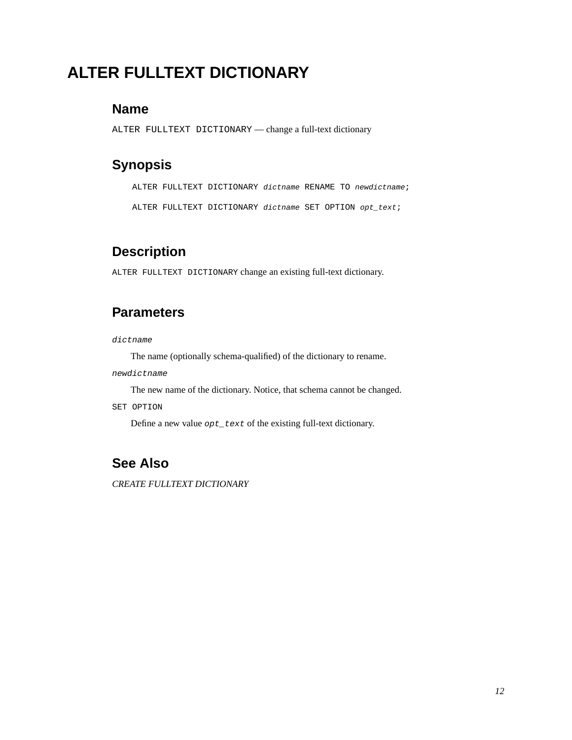# ALTER FULLTEXT DICTIONARY

## Name

`ALTER FULLTEXT DICTIONARY` — change a full-text dictionary

## Synopsis

```
ALTER FULLTEXT DICTIONARY dictname RENAME TO newdictname;

ALTER FULLTEXT DICTIONARY dictname SET OPTION opt_text;
```

## Description

`ALTER FULLTEXT DICTIONARY` change an existing full-text dictionary.

## Parameters

*dictname*

The name (optionally schema-qualified) of the dictionary to rename.

*newdictname*

The new name of the dictionary. Notice, that schema cannot be changed.

`SET OPTION`

Define a new value *opt_text* of the existing full-text dictionary.

## See Also

*CREATE FULLTEXT DICTIONARY*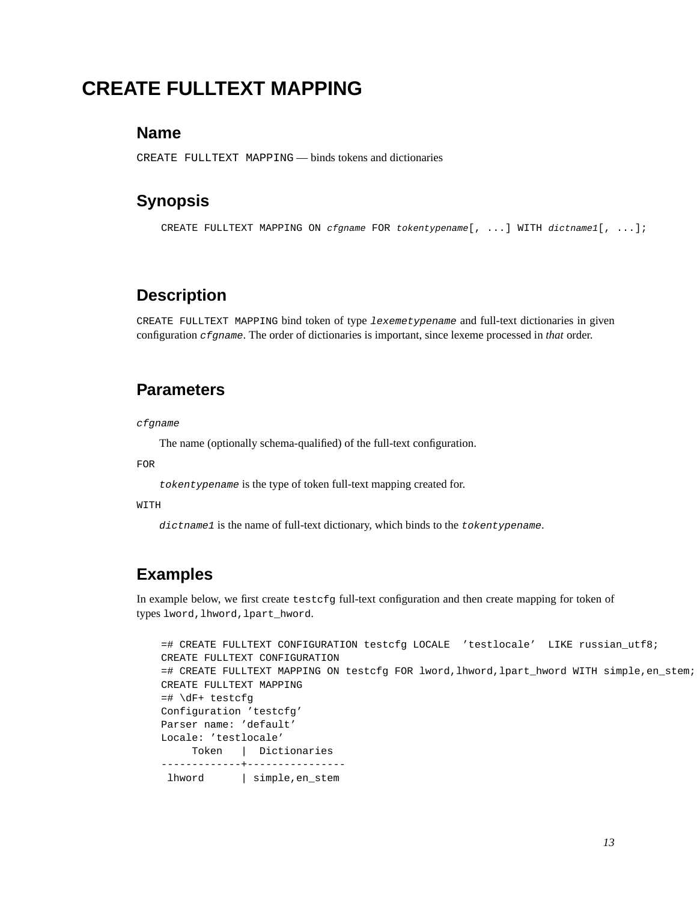# CREATE FULLTEXT MAPPING

## Name

`CREATE FULLTEXT MAPPING` — binds tokens and dictionaries

## Synopsis

```
CREATE FULLTEXT MAPPING ON cfgname FOR tokentypename[, ...] WITH dictname1[, ...];
```

## Description

`CREATE FULLTEXT MAPPING` bind token of type *`lexemetypename`* and full-text dictionaries in given configuration *`cfgname`*. The order of dictionaries is important, since lexeme processed in *that* order.

## Parameters

*`cfgname`*

The name (optionally schema-qualified) of the full-text configuration.

`FOR`

*`tokentypename`* is the type of token full-text mapping created for.

`WITH`

*`dictname1`* is the name of full-text dictionary, which binds to the *`tokentypename`*.

## Examples

In example below, we first create `testcfg` full-text configuration and then create mapping for token of types `lword,lhword,lpart_hword`.

```
=# CREATE FULLTEXT CONFIGURATION testcfg LOCALE  'testlocale'  LIKE russian_utf8;
CREATE FULLTEXT CONFIGURATION
=# CREATE FULLTEXT MAPPING ON testcfg FOR lword,lhword,lpart_hword WITH simple,en_stem;
CREATE FULLTEXT MAPPING
=# \dF+ testcfg
Configuration 'testcfg'
Parser name: 'default'
Locale: 'testlocale'
     Token   |  Dictionaries
-------------+----------------
 lhword      | simple,en_stem
```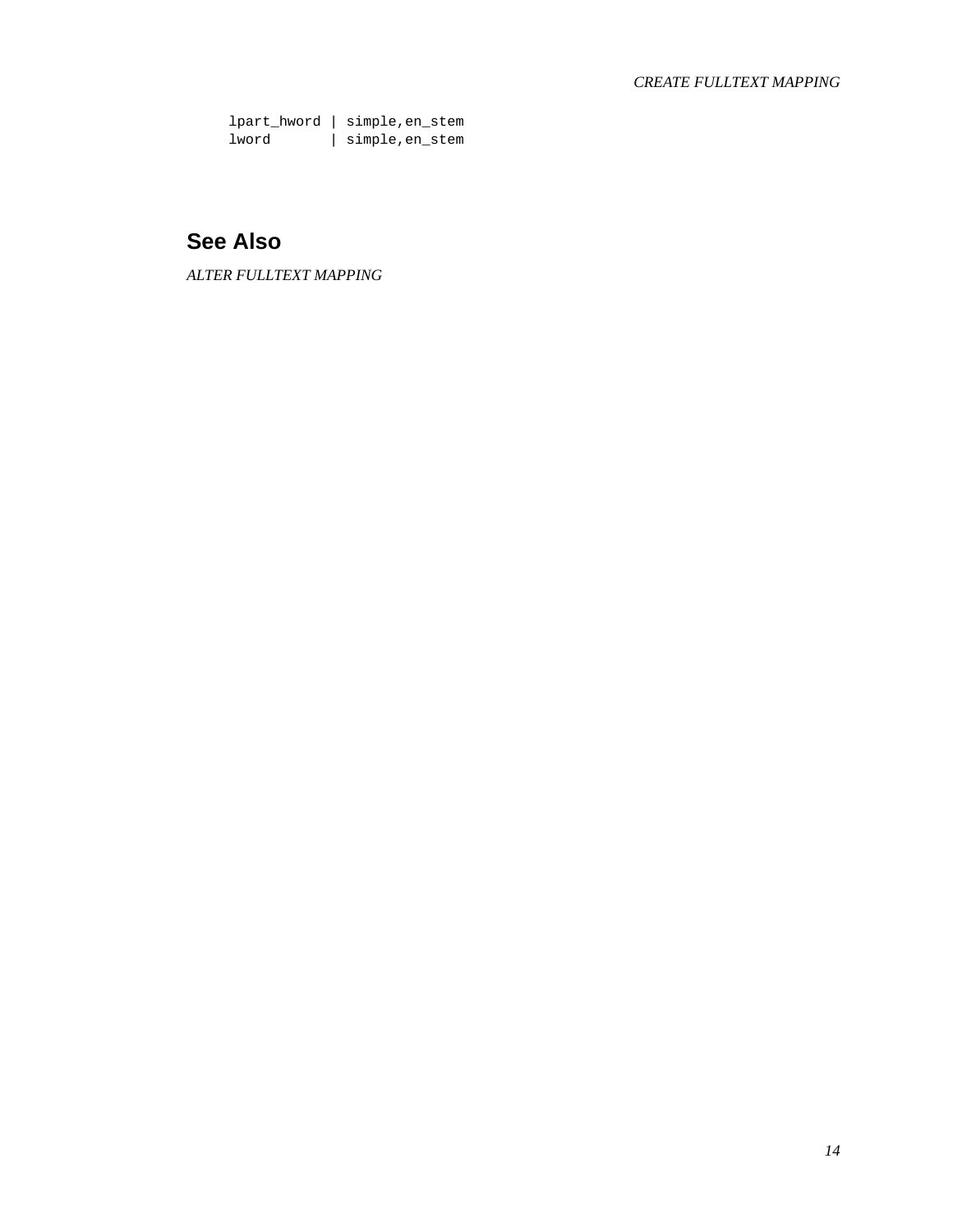```
lpart_hword | simple,en_stem
lword       | simple,en_stem
```

## See Also

*ALTER FULLTEXT MAPPING*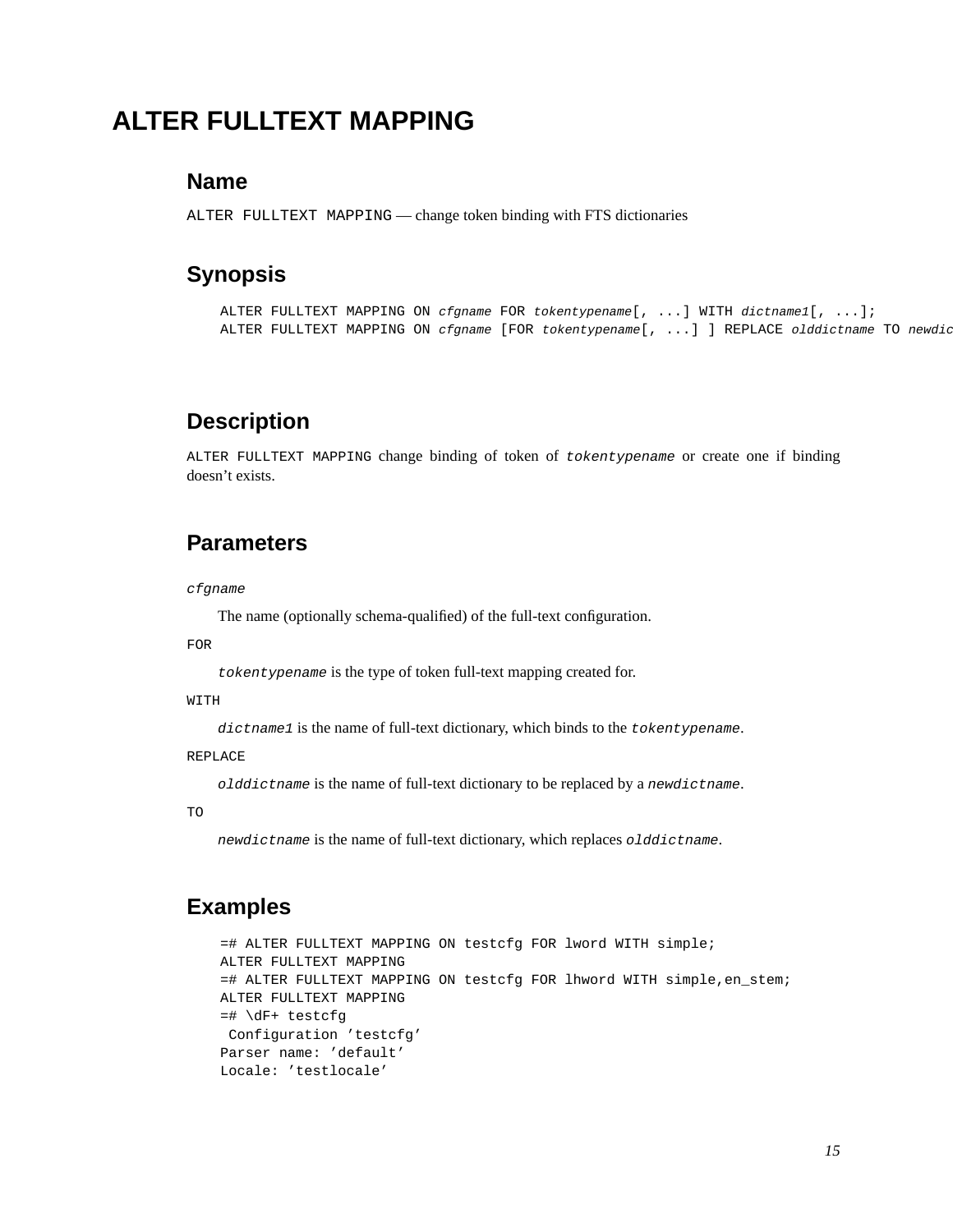# ALTER FULLTEXT MAPPING

## Name

ALTER FULLTEXT MAPPING — change token binding with FTS dictionaries

## Synopsis

```
ALTER FULLTEXT MAPPING ON cfgname FOR tokentypename[, ...] WITH dictname1[, ...];
ALTER FULLTEXT MAPPING ON cfgname [FOR tokentypename[, ...] ] REPLACE olddictname TO newdic
```

## Description

ALTER FULLTEXT MAPPING change binding of token of *tokentypename* or create one if binding doesn't exists.

## Parameters

*cfgname*

The name (optionally schema-qualified) of the full-text configuration.

FOR

*tokentypename* is the type of token full-text mapping created for.

WITH

*dictname1* is the name of full-text dictionary, which binds to the *tokentypename*.

REPLACE

*olddictname* is the name of full-text dictionary to be replaced by a *newdictname*.

TO

*newdictname* is the name of full-text dictionary, which replaces *olddictname*.

## Examples

```
=# ALTER FULLTEXT MAPPING ON testcfg FOR lword WITH simple;
ALTER FULLTEXT MAPPING
=# ALTER FULLTEXT MAPPING ON testcfg FOR lhword WITH simple,en_stem;
ALTER FULLTEXT MAPPING
=# \dF+ testcfg
 Configuration 'testcfg'
Parser name: 'default'
Locale: 'testlocale'
```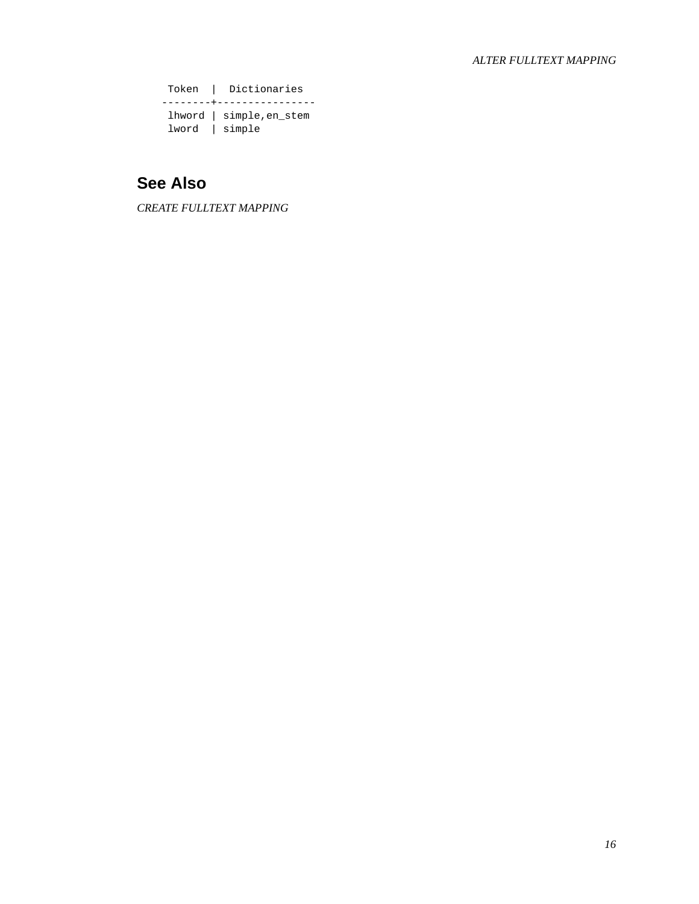```
 Token  |  Dictionaries
--------+----------------
 lhword | simple,en_stem
 lword  | simple
```

## See Also

*CREATE FULLTEXT MAPPING*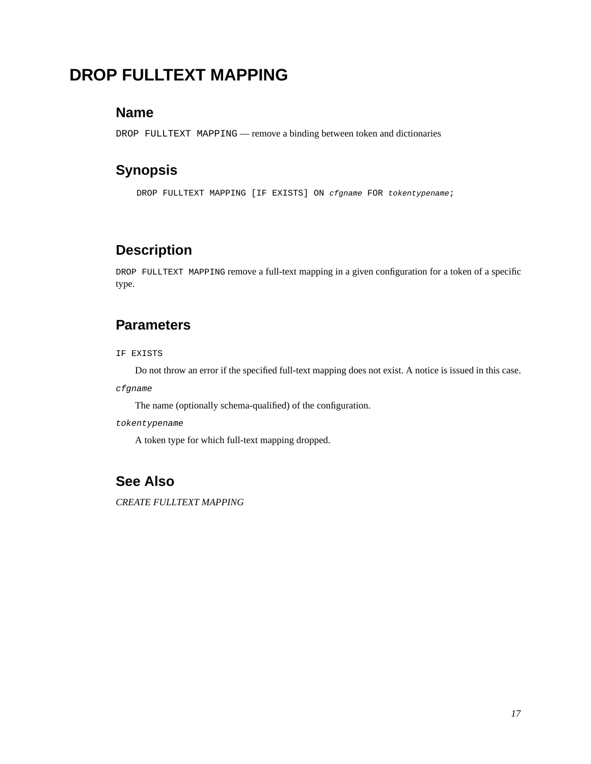# DROP FULLTEXT MAPPING

## Name

`DROP FULLTEXT MAPPING` — remove a binding between token and dictionaries

## Synopsis

```
DROP FULLTEXT MAPPING [IF EXISTS] ON cfgname FOR tokentypename;
```

## Description

`DROP FULLTEXT MAPPING` remove a full-text mapping in a given configuration for a token of a specific type.

## Parameters

`IF EXISTS`

Do not throw an error if the specified full-text mapping does not exist. A notice is issued in this case.

*`cfgname`*

The name (optionally schema-qualified) of the configuration.

*`tokentypename`*

A token type for which full-text mapping dropped.

## See Also

*CREATE FULLTEXT MAPPING*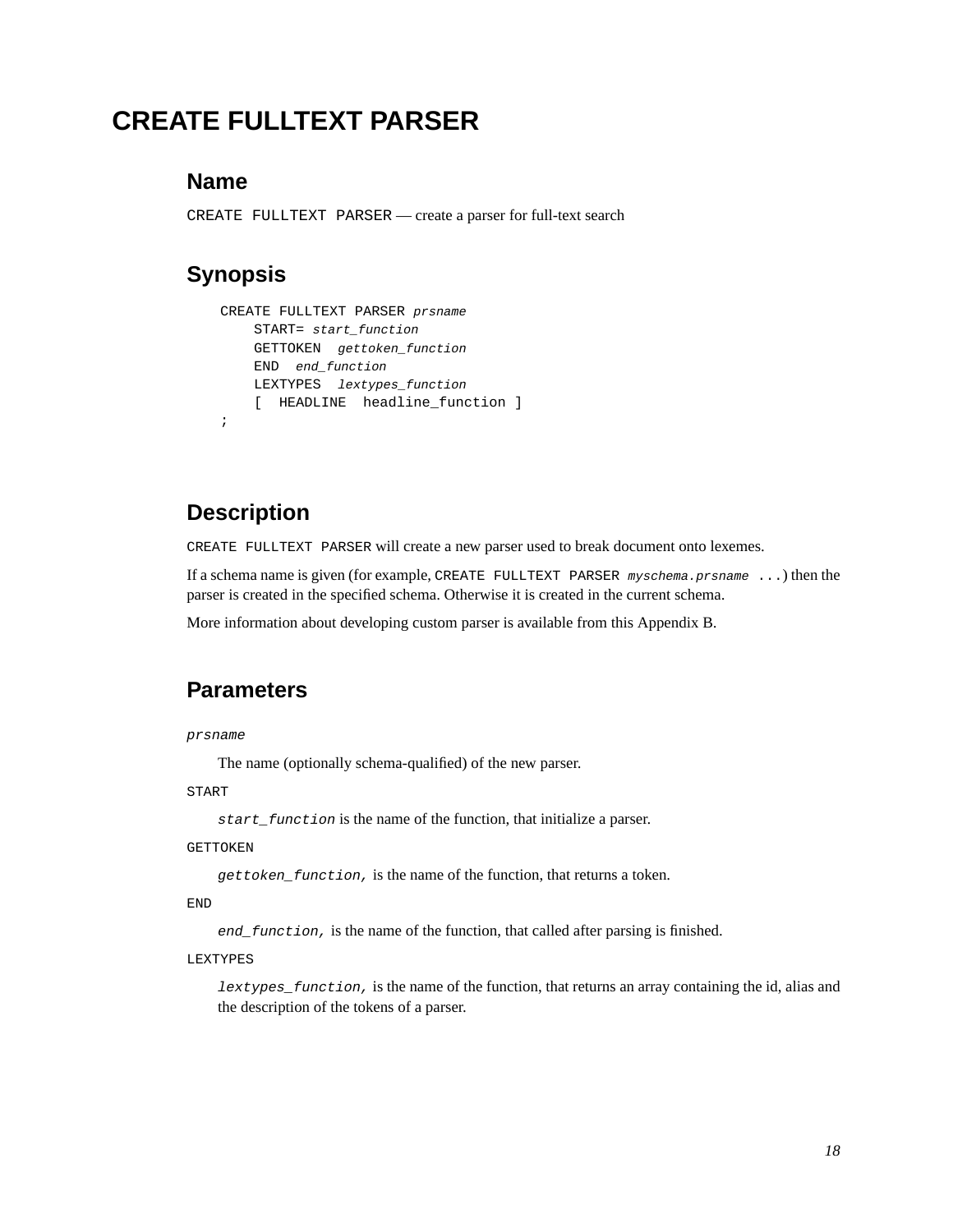# CREATE FULLTEXT PARSER

## Name

`CREATE FULLTEXT PARSER` — create a parser for full-text search

## Synopsis

```
CREATE FULLTEXT PARSER prsname
    START= start_function
    GETTOKEN  gettoken_function
    END  end_function
    LEXTYPES  lextypes_function
    [  HEADLINE  headline_function ]
;
```

## Description

`CREATE FULLTEXT PARSER` will create a new parser used to break document onto lexemes.

If a schema name is given (for example, `CREATE FULLTEXT PARSER` *`myschema.prsname`* `...`) then the parser is created in the specified schema. Otherwise it is created in the current schema.

More information about developing custom parser is available from this Appendix B.

## Parameters

*`prsname`*

The name (optionally schema-qualified) of the new parser.

`START`

*`start_function`* is the name of the function, that initialize a parser.

`GETTOKEN`

*`gettoken_function,`* is the name of the function, that returns a token.

`END`

*`end_function,`* is the name of the function, that called after parsing is finished.

`LEXTYPES`

*`lextypes_function,`* is the name of the function, that returns an array containing the id, alias and the description of the tokens of a parser.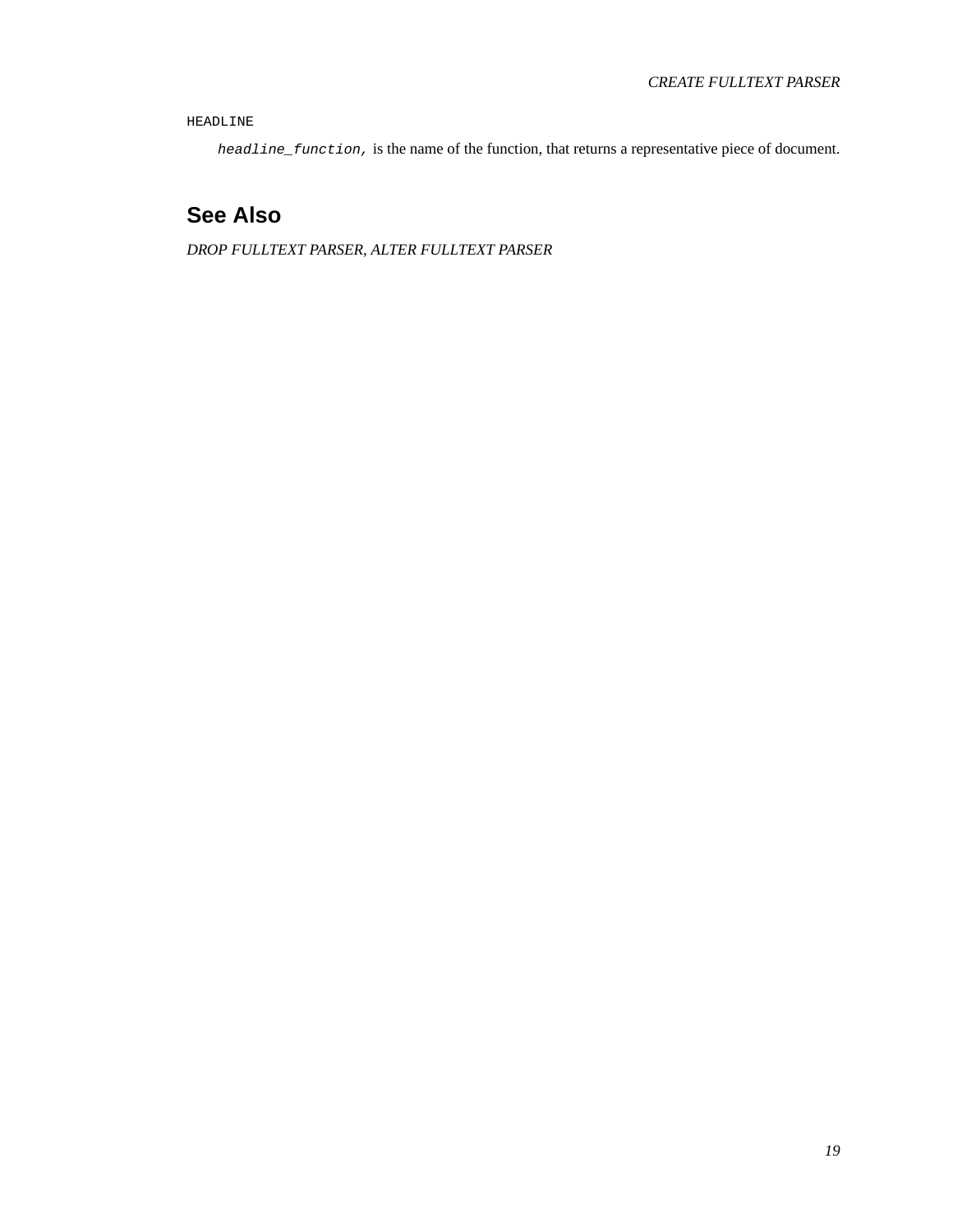HEADLINE

*headline_function,* is the name of the function, that returns a representative piece of document.

## See Also

*DROP FULLTEXT PARSER, ALTER FULLTEXT PARSER*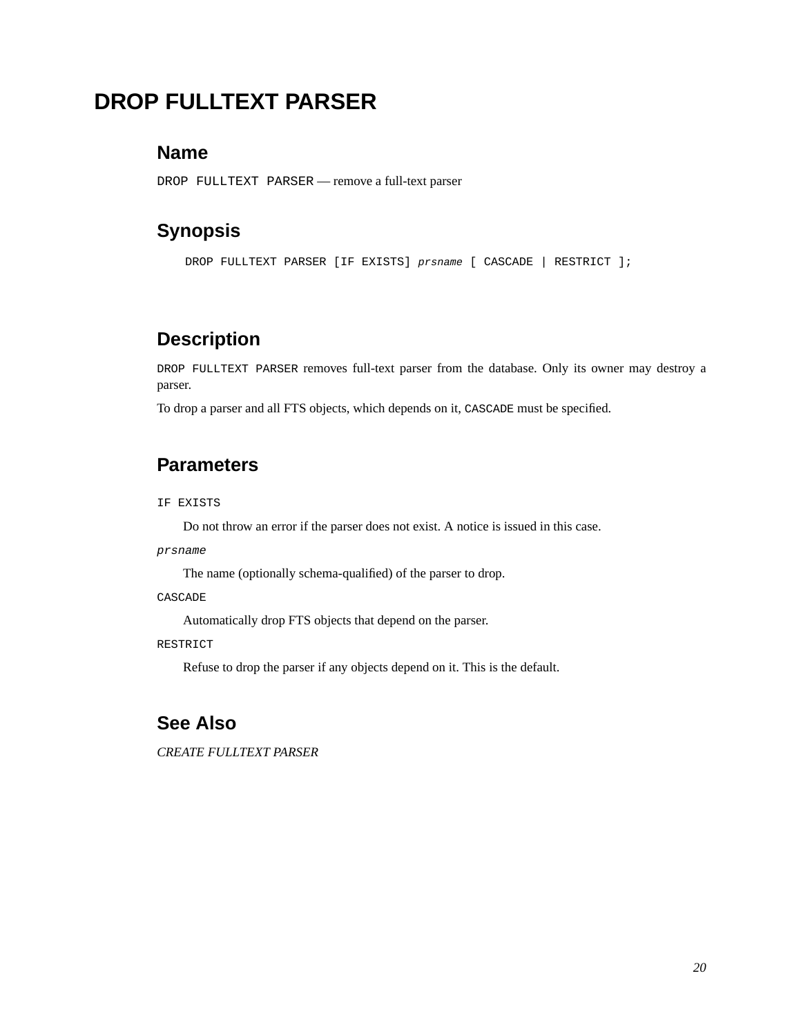# DROP FULLTEXT PARSER

## Name

`DROP FULLTEXT PARSER` — remove a full-text parser

## Synopsis

```
DROP FULLTEXT PARSER [IF EXISTS] prsname [ CASCADE | RESTRICT ];
```

## Description

`DROP FULLTEXT PARSER` removes full-text parser from the database. Only its owner may destroy a parser.

To drop a parser and all FTS objects, which depends on it, `CASCADE` must be specified.

## Parameters

`IF EXISTS`

Do not throw an error if the parser does not exist. A notice is issued in this case.

*`prsname`*

The name (optionally schema-qualified) of the parser to drop.

`CASCADE`

Automatically drop FTS objects that depend on the parser.

`RESTRICT`

Refuse to drop the parser if any objects depend on it. This is the default.

## See Also

*CREATE FULLTEXT PARSER*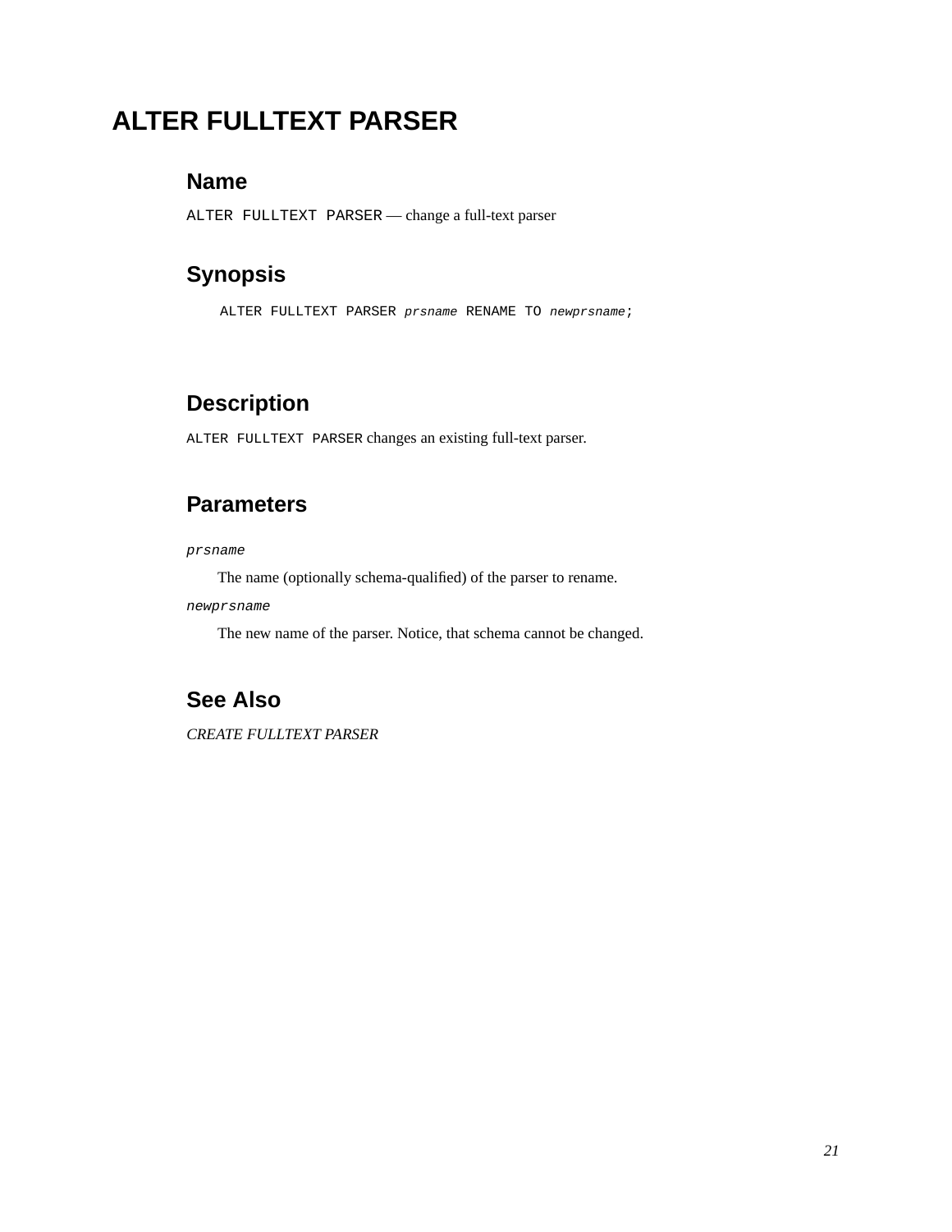# ALTER FULLTEXT PARSER

## Name

`ALTER FULLTEXT PARSER` — change a full-text parser

## Synopsis

```
ALTER FULLTEXT PARSER prsname RENAME TO newprsname;
```

## Description

`ALTER FULLTEXT PARSER` changes an existing full-text parser.

## Parameters

*prsname*

The name (optionally schema-qualified) of the parser to rename.

*newprsname*

The new name of the parser. Notice, that schema cannot be changed.

## See Also

*CREATE FULLTEXT PARSER*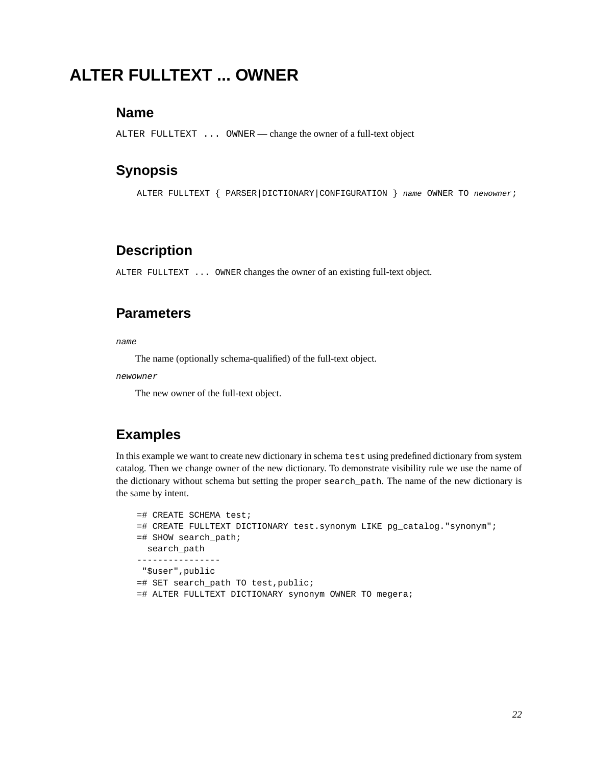# ALTER FULLTEXT ... OWNER

## Name

`ALTER FULLTEXT ... OWNER` — change the owner of a full-text object

## Synopsis

```
ALTER FULLTEXT { PARSER|DICTIONARY|CONFIGURATION } name OWNER TO newowner;
```

## Description

`ALTER FULLTEXT ... OWNER` changes the owner of an existing full-text object.

## Parameters

*name*

The name (optionally schema-qualified) of the full-text object.

*newowner*

The new owner of the full-text object.

## Examples

In this example we want to create new dictionary in schema `test` using predefined dictionary from system catalog. Then we change owner of the new dictionary. To demonstrate visibility rule we use the name of the dictionary without schema but setting the proper `search_path`. The name of the new dictionary is the same by intent.

```
=# CREATE SCHEMA test;
=# CREATE FULLTEXT DICTIONARY test.synonym LIKE pg_catalog."synonym";
=# SHOW search_path;
  search_path
----------------
 "$user",public
=# SET search_path TO test,public;
=# ALTER FULLTEXT DICTIONARY synonym OWNER TO megera;
```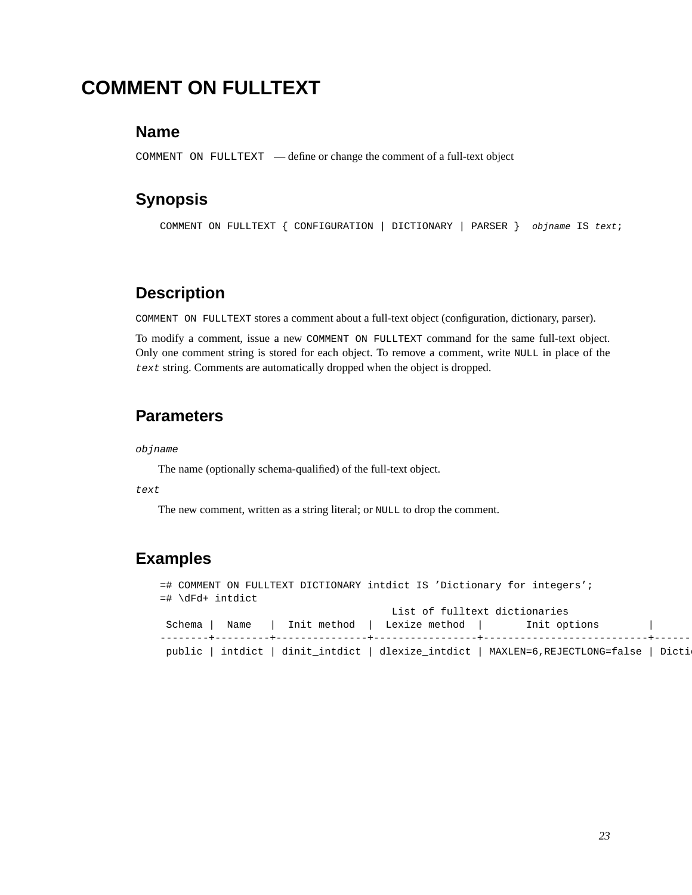# COMMENT ON FULLTEXT

## Name

COMMENT ON FULLTEXT — define or change the comment of a full-text object

## Synopsis

```
COMMENT ON FULLTEXT { CONFIGURATION | DICTIONARY | PARSER }  objname IS text;
```

## Description

COMMENT ON FULLTEXT stores a comment about a full-text object (configuration, dictionary, parser).

To modify a comment, issue a new COMMENT ON FULLTEXT command for the same full-text object. Only one comment string is stored for each object. To remove a comment, write NULL in place of the *text* string. Comments are automatically dropped when the object is dropped.

## Parameters

*objname*

The name (optionally schema-qualified) of the full-text object.

*text*

The new comment, written as a string literal; or NULL to drop the comment.

## Examples

```
=# COMMENT ON FULLTEXT DICTIONARY intdict IS 'Dictionary for integers';
=# \dFd+ intdict
                                    List of fulltext dictionaries
 Schema |  Name   |  Init method  |  Lexize method  |       Init options        |
--------+---------+---------------+-----------------+---------------------------+------
 public | intdict | dinit_intdict | dlexize_intdict | MAXLEN=6,REJECTLONG=false | Dicti
```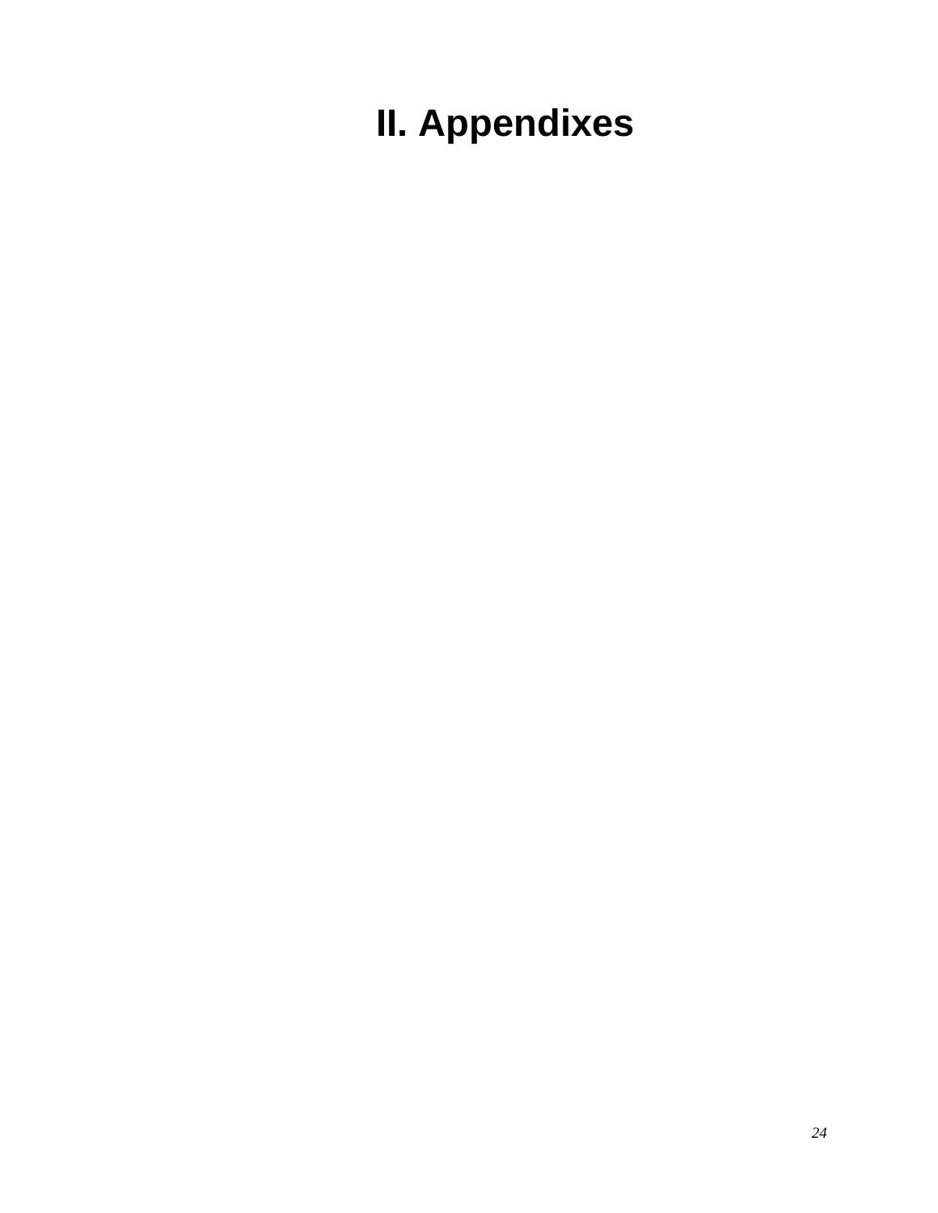# II. Appendixes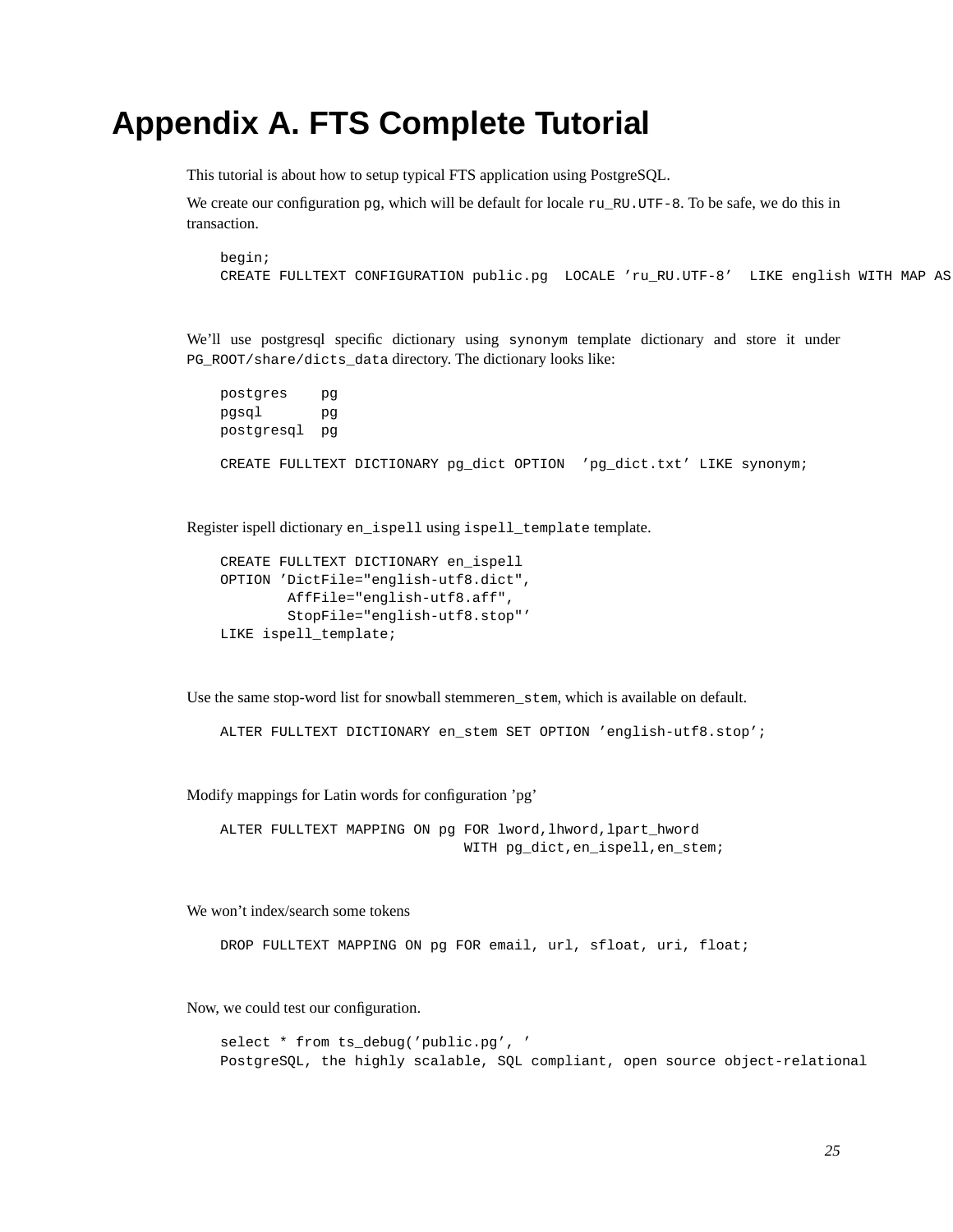# Appendix A. FTS Complete Tutorial

This tutorial is about how to setup typical FTS application using PostgreSQL.

We create our configuration pg, which will be default for locale ru_RU.UTF-8. To be safe, we do this in transaction.

```
begin;
CREATE FULLTEXT CONFIGURATION public.pg  LOCALE 'ru_RU.UTF-8'  LIKE english WITH MAP AS
```

We'll use postgresql specific dictionary using synonym template dictionary and store it under PG_ROOT/share/dicts_data directory. The dictionary looks like:

```
postgres    pg
pgsql       pg
postgresql  pg
```

```
CREATE FULLTEXT DICTIONARY pg_dict OPTION  'pg_dict.txt' LIKE synonym;
```

Register ispell dictionary en_ispell using ispell_template template.

```
CREATE FULLTEXT DICTIONARY en_ispell
OPTION 'DictFile="english-utf8.dict",
        AffFile="english-utf8.aff",
        StopFile="english-utf8.stop"'
LIKE ispell_template;
```

Use the same stop-word list for snowball stemmeren_stem, which is available on default.

```
ALTER FULLTEXT DICTIONARY en_stem SET OPTION 'english-utf8.stop';
```

Modify mappings for Latin words for configuration 'pg'

```
ALTER FULLTEXT MAPPING ON pg FOR lword,lhword,lpart_hword
                             WITH pg_dict,en_ispell,en_stem;
```

We won't index/search some tokens

```
DROP FULLTEXT MAPPING ON pg FOR email, url, sfloat, uri, float;
```

Now, we could test our configuration.

```
select * from ts_debug('public.pg', '
PostgreSQL, the highly scalable, SQL compliant, open source object-relational
```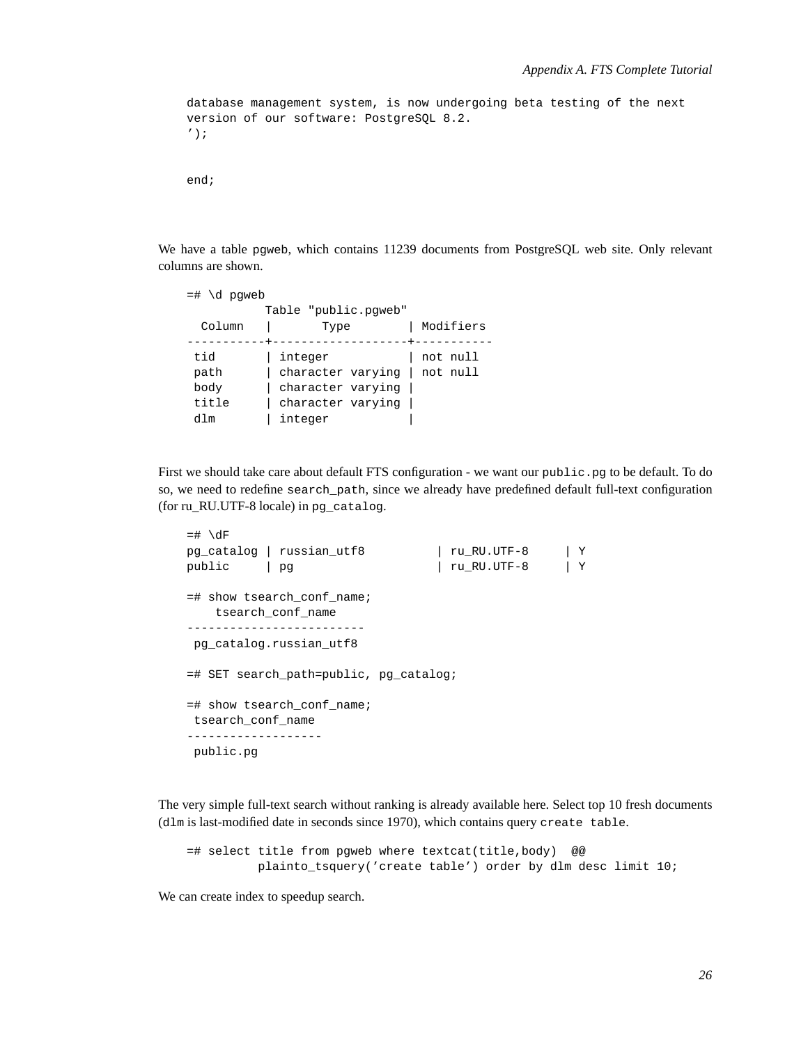```
database management system, is now undergoing beta testing of the next
version of our software: PostgreSQL 8.2.
');


end;
```

We have a table pgweb, which contains 11239 documents from PostgreSQL web site. Only relevant columns are shown.

```
=# \d pgweb
           Table "public.pgweb"
  Column   |       Type        | Modifiers
-----------+-------------------+-----------
 tid       | integer           | not null
 path      | character varying | not null
 body      | character varying |
 title     | character varying |
 dlm       | integer           |
```

First we should take care about default FTS configuration - we want our `public.pg` to be default. To do so, we need to redefine `search_path`, since we already have predefined default full-text configuration (for ru_RU.UTF-8 locale) in `pg_catalog`.

```
=# \dF
pg_catalog | russian_utf8          | ru_RU.UTF-8     | Y
public     | pg                    | ru_RU.UTF-8     | Y

=# show tsearch_conf_name;
    tsearch_conf_name
-------------------------
 pg_catalog.russian_utf8

=# SET search_path=public, pg_catalog;

=# show tsearch_conf_name;
 tsearch_conf_name
-------------------
 public.pg
```

The very simple full-text search without ranking is already available here. Select top 10 fresh documents (`dlm` is last-modified date in seconds since 1970), which contains query `create table`.

```
=# select title from pgweb where textcat(title,body)  @@
          plainto_tsquery('create table') order by dlm desc limit 10;
```

We can create index to speedup search.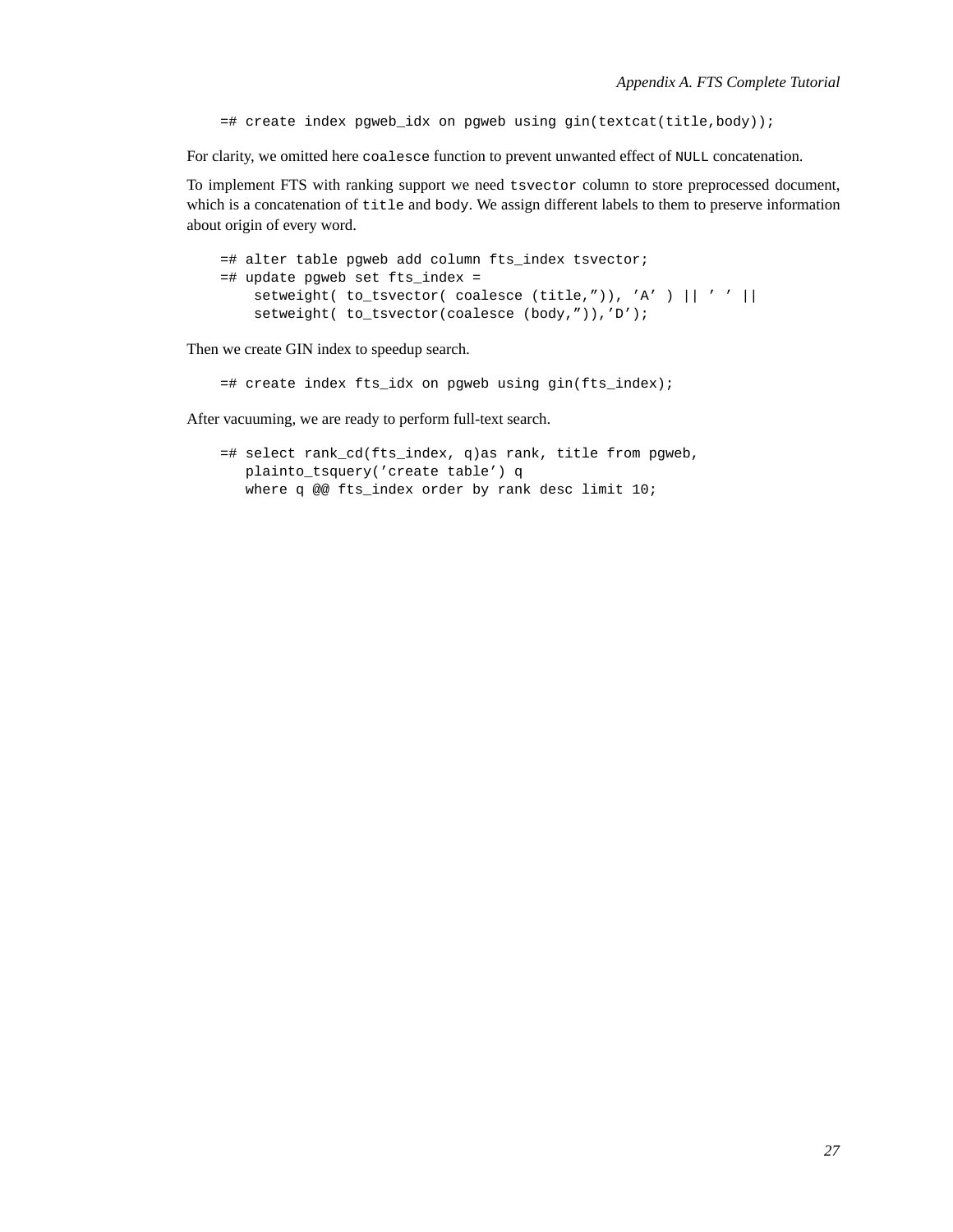```
=# create index pgweb_idx on pgweb using gin(textcat(title,body));
```

For clarity, we omitted here `coalesce` function to prevent unwanted effect of `NULL` concatenation.

To implement FTS with ranking support we need `tsvector` column to store preprocessed document, which is a concatenation of `title` and `body`. We assign different labels to them to preserve information about origin of every word.

```
=# alter table pgweb add column fts_index tsvector;
=# update pgweb set fts_index =
     setweight( to_tsvector( coalesce (title,”)), ’A’ ) || ’ ’ ||
     setweight( to_tsvector(coalesce (body,”)),’D’);
```

Then we create GIN index to speedup search.

```
=# create index fts_idx on pgweb using gin(fts_index);
```

After vacuuming, we are ready to perform full-text search.

```
=# select rank_cd(fts_index, q)as rank, title from pgweb,
   plainto_tsquery(’create table’) q
   where q @@ fts_index order by rank desc limit 10;
```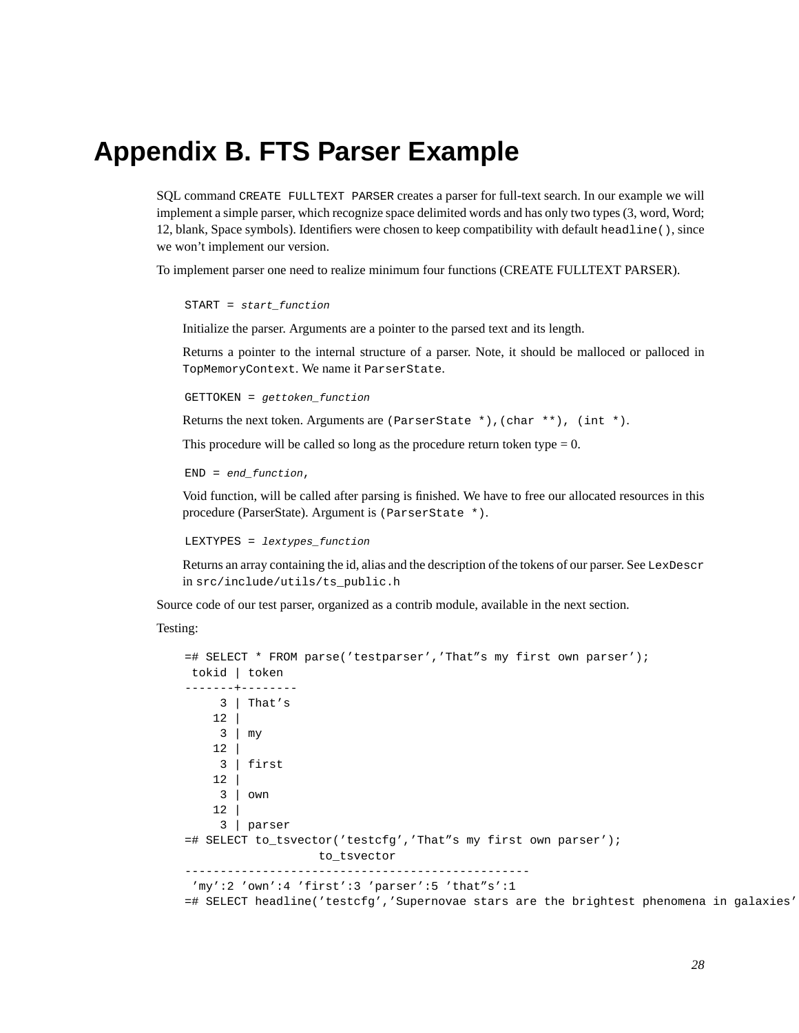# Appendix B. FTS Parser Example

SQL command `CREATE FULLTEXT PARSER` creates a parser for full-text search. In our example we will implement a simple parser, which recognize space delimited words and has only two types (3, word, Word; 12, blank, Space symbols). Identifiers were chosen to keep compatibility with default `headline()`, since we won't implement our version.

To implement parser one need to realize minimum four functions (CREATE FULLTEXT PARSER).

`START =` *`start_function`*

Initialize the parser. Arguments are a pointer to the parsed text and its length.

Returns a pointer to the internal structure of a parser. Note, it should be malloced or palloced in `TopMemoryContext`. We name it `ParserState`.

`GETTOKEN =` *`gettoken_function`*

Returns the next token. Arguments are `(ParserState *),(char **), (int *)`.

This procedure will be called so long as the procedure return token type = 0.

`END =` *`end_function`*`,`

Void function, will be called after parsing is finished. We have to free our allocated resources in this procedure (ParserState). Argument is `(ParserState *)`.

`LEXTYPES =` *`lextypes_function`*

Returns an array containing the id, alias and the description of the tokens of our parser. See `LexDescr` in `src/include/utils/ts_public.h`

Source code of our test parser, organized as a contrib module, available in the next section.

Testing:

```
=# SELECT * FROM parse('testparser','That''s my first own parser');
 tokid | token
-------+--------
     3 | That's
    12 |
     3 | my
    12 |
     3 | first
    12 |
     3 | own
    12 |
     3 | parser
=# SELECT to_tsvector('testcfg','That''s my first own parser');
                   to_tsvector
-------------------------------------------------
 'my':2 'own':4 'first':3 'parser':5 'that''s':1
=# SELECT headline('testcfg','Supernovae stars are the brightest phenomena in galaxies'
```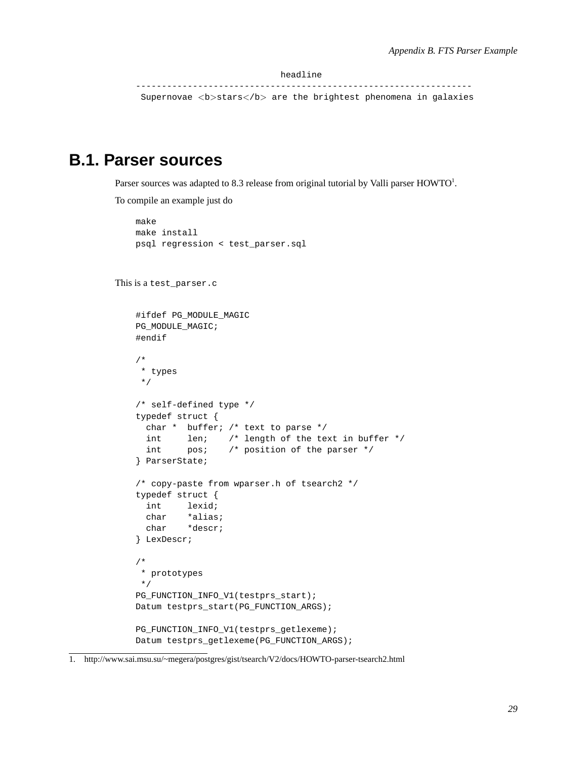```
                          headline
-----------------------------------------------------------------
 Supernovae <b>stars</b> are the brightest phenomena in galaxies
```

## B.1. Parser sources

Parser sources was adapted to 8.3 release from original tutorial by Valli parser HOWTO[1].

To compile an example just do

```
make
make install
psql regression < test_parser.sql
```

This is a `test_parser.c`

```
#ifdef PG_MODULE_MAGIC
PG_MODULE_MAGIC;
#endif

/*
 * types
 */

/* self-defined type */
typedef struct {
  char *  buffer; /* text to parse */
  int     len;    /* length of the text in buffer */
  int     pos;    /* position of the parser */
} ParserState;

/* copy-paste from wparser.h of tsearch2 */
typedef struct {
  int     lexid;
  char    *alias;
  char    *descr;
} LexDescr;

/*
 * prototypes
 */
PG_FUNCTION_INFO_V1(testprs_start);
Datum testprs_start(PG_FUNCTION_ARGS);

PG_FUNCTION_INFO_V1(testprs_getlexeme);
Datum testprs_getlexeme(PG_FUNCTION_ARGS);
```

1. http://www.sai.msu.su/~megera/postgres/gist/tsearch/V2/docs/HOWTO-parser-tsearch2.html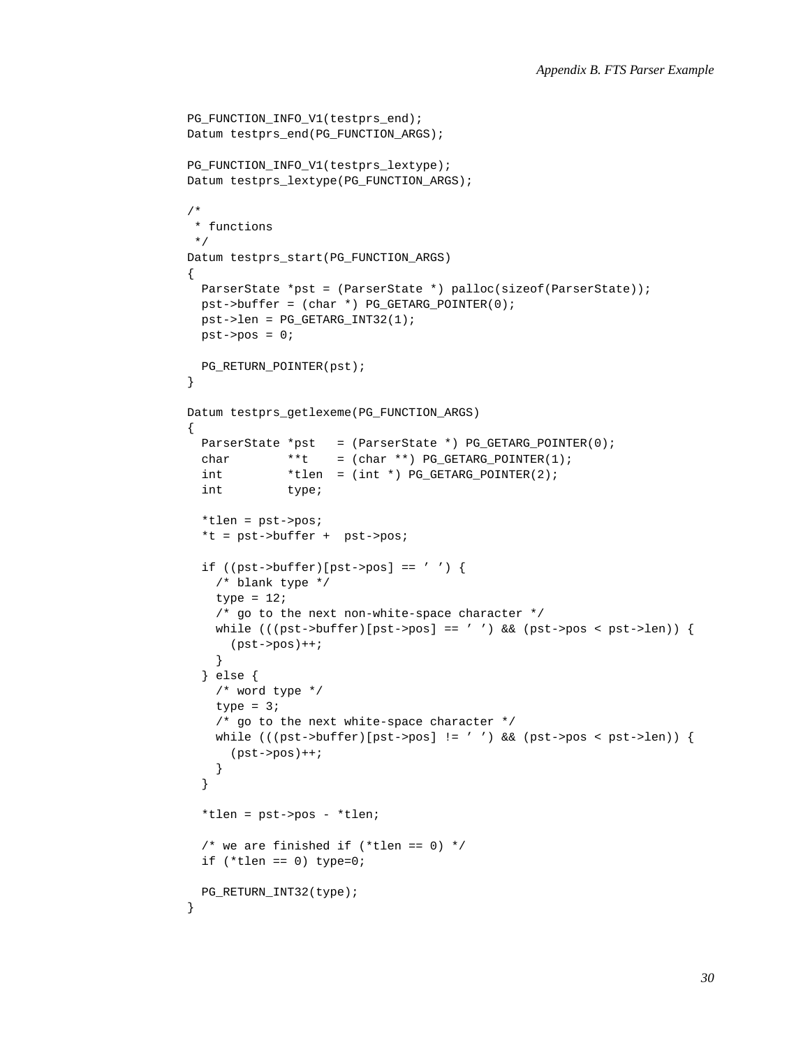```
PG_FUNCTION_INFO_V1(testprs_end);
Datum testprs_end(PG_FUNCTION_ARGS);

PG_FUNCTION_INFO_V1(testprs_lextype);
Datum testprs_lextype(PG_FUNCTION_ARGS);

/*
 * functions
 */
Datum testprs_start(PG_FUNCTION_ARGS)
{
  ParserState *pst = (ParserState *) palloc(sizeof(ParserState));
  pst->buffer = (char *) PG_GETARG_POINTER(0);
  pst->len = PG_GETARG_INT32(1);
  pst->pos = 0;

  PG_RETURN_POINTER(pst);
}

Datum testprs_getlexeme(PG_FUNCTION_ARGS)
{
  ParserState *pst   = (ParserState *) PG_GETARG_POINTER(0);
  char        **t    = (char **) PG_GETARG_POINTER(1);
  int         *tlen  = (int *) PG_GETARG_POINTER(2);
  int         type;

  *tlen = pst->pos;
  *t = pst->buffer +  pst->pos;

  if ((pst->buffer)[pst->pos] == ' ') {
    /* blank type */
    type = 12;
    /* go to the next non-white-space character */
    while (((pst->buffer)[pst->pos] == ' ') && (pst->pos < pst->len)) {
      (pst->pos)++;
    }
  } else {
    /* word type */
    type = 3;
    /* go to the next white-space character */
    while (((pst->buffer)[pst->pos] != ' ') && (pst->pos < pst->len)) {
      (pst->pos)++;
    }
  }

  *tlen = pst->pos - *tlen;

  /* we are finished if (*tlen == 0) */
  if (*tlen == 0) type=0;

  PG_RETURN_INT32(type);
}
```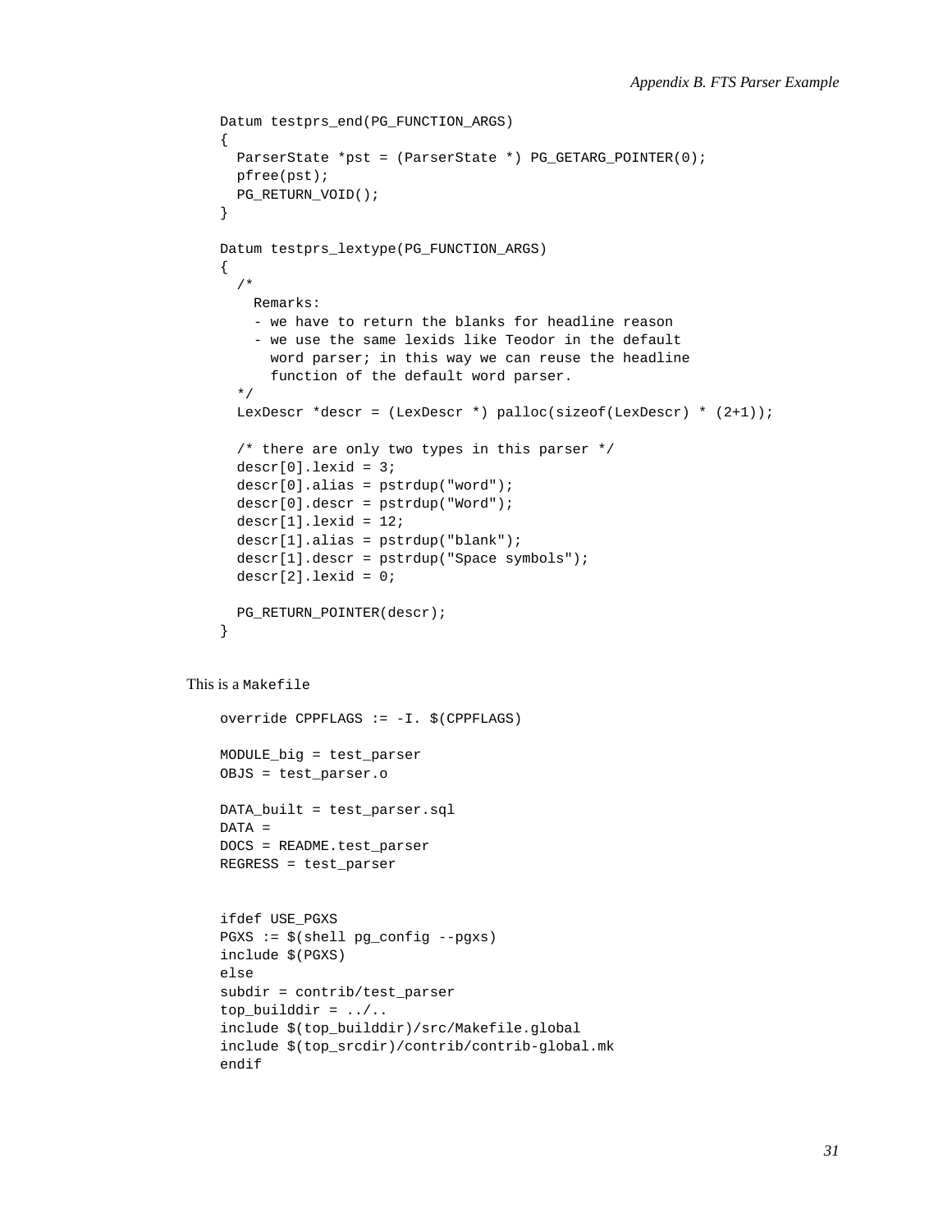```
Datum testprs_end(PG_FUNCTION_ARGS)
{
  ParserState *pst = (ParserState *) PG_GETARG_POINTER(0);
  pfree(pst);
  PG_RETURN_VOID();
}

Datum testprs_lextype(PG_FUNCTION_ARGS)
{
  /*
    Remarks:
    - we have to return the blanks for headline reason
    - we use the same lexids like Teodor in the default
      word parser; in this way we can reuse the headline
      function of the default word parser.
  */
  LexDescr *descr = (LexDescr *) palloc(sizeof(LexDescr) * (2+1));

  /* there are only two types in this parser */
  descr[0].lexid = 3;
  descr[0].alias = pstrdup("word");
  descr[0].descr = pstrdup("Word");
  descr[1].lexid = 12;
  descr[1].alias = pstrdup("blank");
  descr[1].descr = pstrdup("Space symbols");
  descr[2].lexid = 0;

  PG_RETURN_POINTER(descr);
}
```

This is a `Makefile`

```
override CPPFLAGS := -I. $(CPPFLAGS)

MODULE_big = test_parser
OBJS = test_parser.o

DATA_built = test_parser.sql
DATA =
DOCS = README.test_parser
REGRESS = test_parser


ifdef USE_PGXS
PGXS := $(shell pg_config --pgxs)
include $(PGXS)
else
subdir = contrib/test_parser
top_builddir = ../..
include $(top_builddir)/src/Makefile.global
include $(top_srcdir)/contrib/contrib-global.mk
endif
```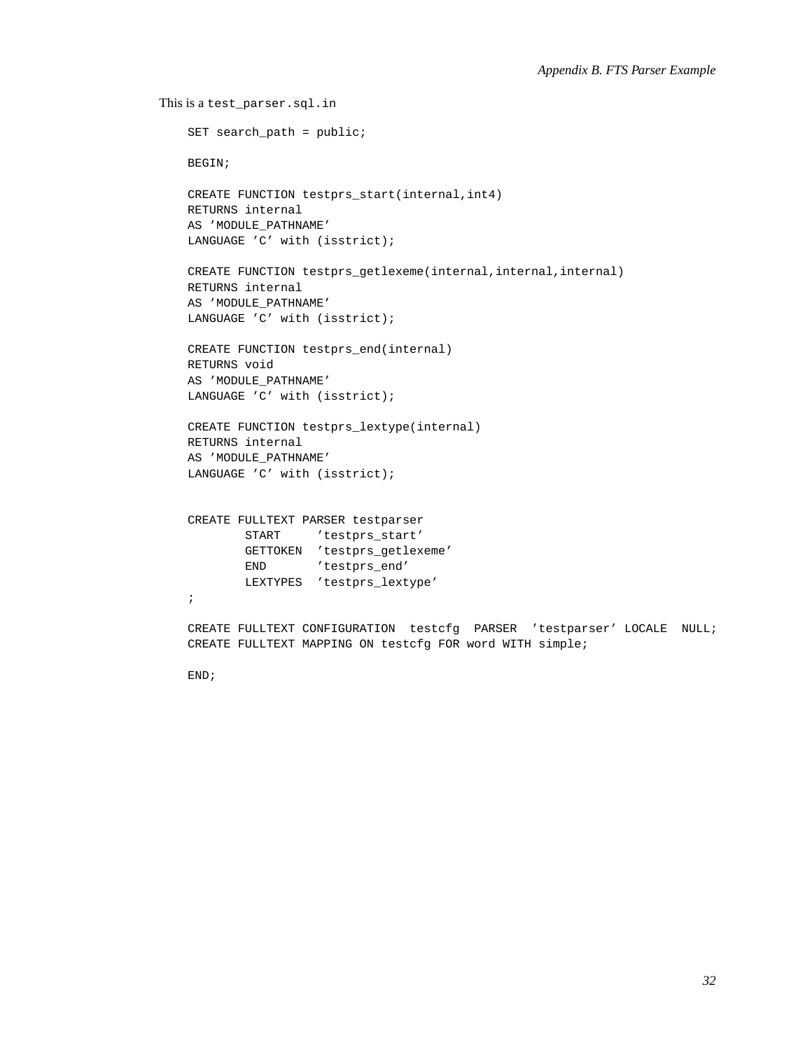This is a `test_parser.sql.in`

```
SET search_path = public;

BEGIN;

CREATE FUNCTION testprs_start(internal,int4)
RETURNS internal
AS 'MODULE_PATHNAME'
LANGUAGE 'C' with (isstrict);

CREATE FUNCTION testprs_getlexeme(internal,internal,internal)
RETURNS internal
AS 'MODULE_PATHNAME'
LANGUAGE 'C' with (isstrict);

CREATE FUNCTION testprs_end(internal)
RETURNS void
AS 'MODULE_PATHNAME'
LANGUAGE 'C' with (isstrict);

CREATE FUNCTION testprs_lextype(internal)
RETURNS internal
AS 'MODULE_PATHNAME'
LANGUAGE 'C' with (isstrict);


CREATE FULLTEXT PARSER testparser
        START     'testprs_start'
        GETTOKEN  'testprs_getlexeme'
        END       'testprs_end'
        LEXTYPES  'testprs_lextype'
;

CREATE FULLTEXT CONFIGURATION  testcfg  PARSER  'testparser' LOCALE  NULL;
CREATE FULLTEXT MAPPING ON testcfg FOR word WITH simple;

END;
```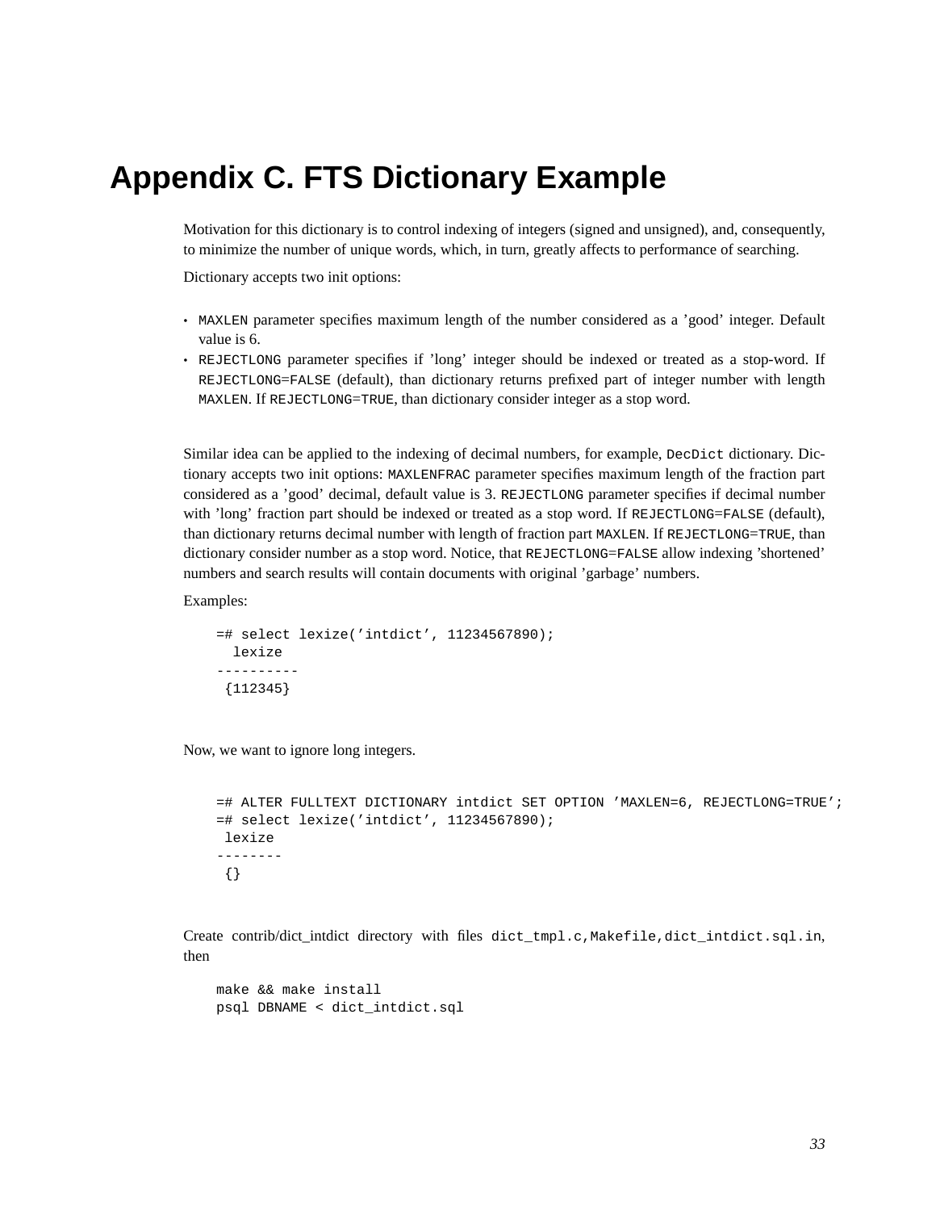# Appendix C. FTS Dictionary Example

Motivation for this dictionary is to control indexing of integers (signed and unsigned), and, consequently, to minimize the number of unique words, which, in turn, greatly affects to performance of searching.

Dictionary accepts two init options:

- `MAXLEN` parameter specifies maximum length of the number considered as a 'good' integer. Default value is 6.
- `REJECTLONG` parameter specifies if 'long' integer should be indexed or treated as a stop-word. If `REJECTLONG=FALSE` (default), than dictionary returns prefixed part of integer number with length `MAXLEN`. If `REJECTLONG=TRUE`, than dictionary consider integer as a stop word.

Similar idea can be applied to the indexing of decimal numbers, for example, `DecDict` dictionary. Dictionary accepts two init options: `MAXLENFRAC` parameter specifies maximum length of the fraction part considered as a 'good' decimal, default value is 3. `REJECTLONG` parameter specifies if decimal number with 'long' fraction part should be indexed or treated as a stop word. If `REJECTLONG=FALSE` (default), than dictionary returns decimal number with length of fraction part `MAXLEN`. If `REJECTLONG=TRUE`, than dictionary consider number as a stop word. Notice, that `REJECTLONG=FALSE` allow indexing 'shortened' numbers and search results will contain documents with original 'garbage' numbers.

Examples:

```
=# select lexize('intdict', 11234567890);
  lexize
----------
 {112345}
```

Now, we want to ignore long integers.

```
=# ALTER FULLTEXT DICTIONARY intdict SET OPTION 'MAXLEN=6, REJECTLONG=TRUE';
=# select lexize('intdict', 11234567890);
 lexize
--------
 {}
```

Create contrib/dict_intdict directory with files `dict_tmpl.c`,`Makefile`,`dict_intdict.sql.in`, then

```
make && make install
psql DBNAME < dict_intdict.sql
```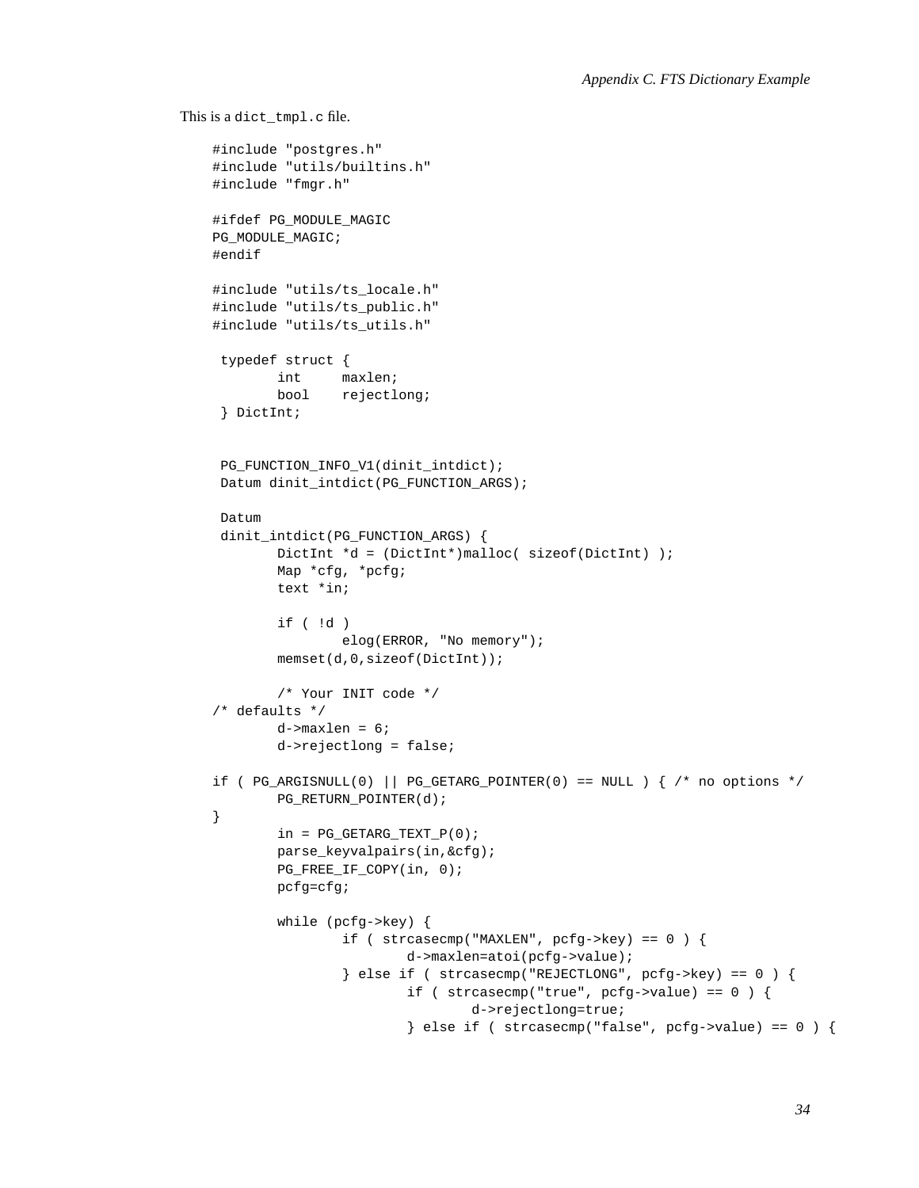This is a `dict_tmpl.c` file.

```
#include "postgres.h"
#include "utils/builtins.h"
#include "fmgr.h"

#ifdef PG_MODULE_MAGIC
PG_MODULE_MAGIC;
#endif

#include "utils/ts_locale.h"
#include "utils/ts_public.h"
#include "utils/ts_utils.h"

 typedef struct {
        int     maxlen;
        bool    rejectlong;
 } DictInt;


 PG_FUNCTION_INFO_V1(dinit_intdict);
 Datum dinit_intdict(PG_FUNCTION_ARGS);

 Datum
 dinit_intdict(PG_FUNCTION_ARGS) {
        DictInt *d = (DictInt*)malloc( sizeof(DictInt) );
        Map *cfg, *pcfg;
        text *in;

        if ( !d )
                elog(ERROR, "No memory");
        memset(d,0,sizeof(DictInt));

        /* Your INIT code */
/* defaults */
        d->maxlen = 6;
        d->rejectlong = false;

if ( PG_ARGISNULL(0) || PG_GETARG_POINTER(0) == NULL ) { /* no options */
        PG_RETURN_POINTER(d);
}
        in = PG_GETARG_TEXT_P(0);
        parse_keyvalpairs(in,&cfg);
        PG_FREE_IF_COPY(in, 0);
        pcfg=cfg;

        while (pcfg->key) {
                if ( strcasecmp("MAXLEN", pcfg->key) == 0 ) {
                        d->maxlen=atoi(pcfg->value);
                } else if ( strcasecmp("REJECTLONG", pcfg->key) == 0 ) {
                        if ( strcasecmp("true", pcfg->value) == 0 ) {
                                d->rejectlong=true;
                        } else if ( strcasecmp("false", pcfg->value) == 0 ) {
```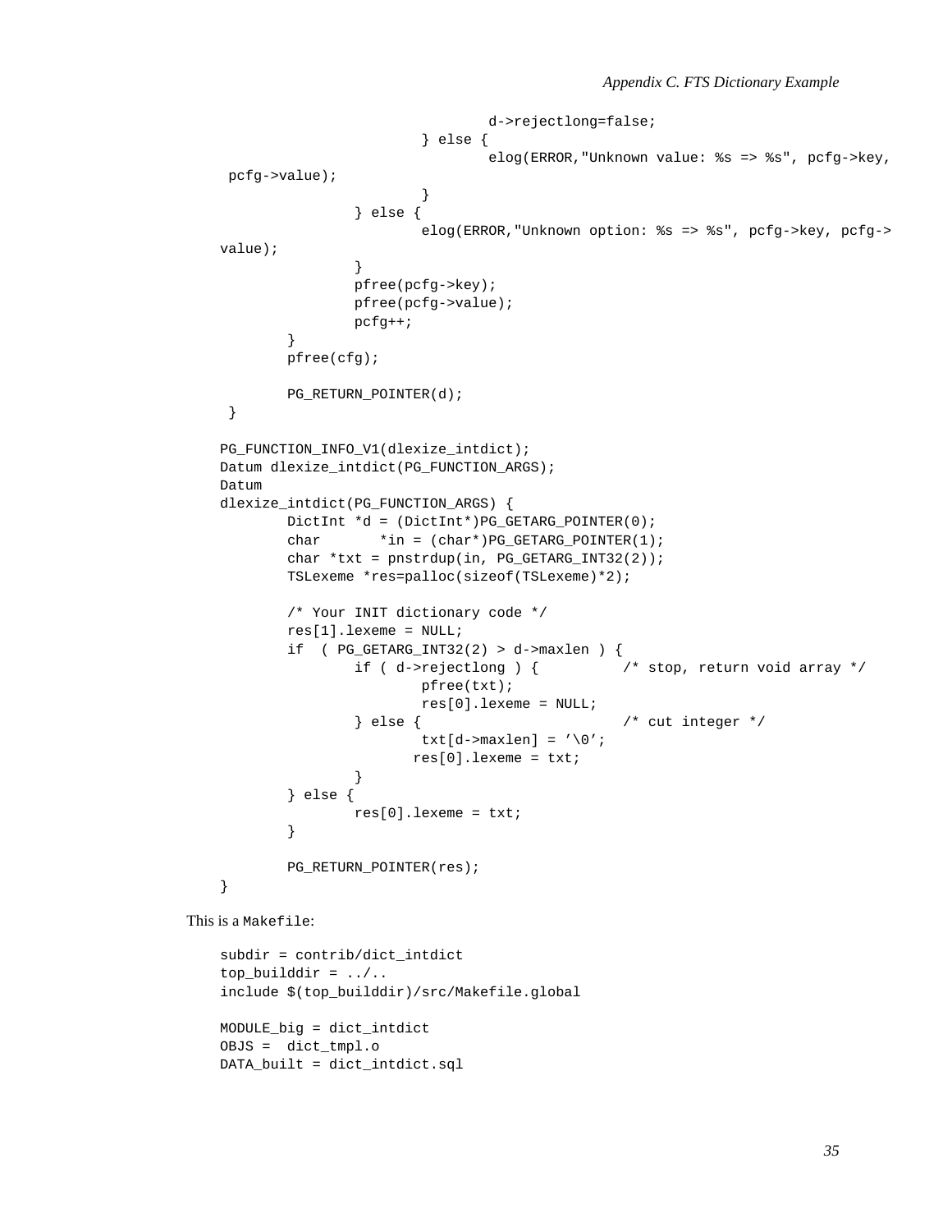```
                                d->rejectlong=false;
                        } else {
                                elog(ERROR,"Unknown value: %s => %s", pcfg->key,
 pcfg->value);
                        }
                } else {
                        elog(ERROR,"Unknown option: %s => %s", pcfg->key, pcfg->
value);
                }
                pfree(pcfg->key);
                pfree(pcfg->value);
                pcfg++;
        }
        pfree(cfg);

        PG_RETURN_POINTER(d);
 }

PG_FUNCTION_INFO_V1(dlexize_intdict);
Datum dlexize_intdict(PG_FUNCTION_ARGS);
Datum
dlexize_intdict(PG_FUNCTION_ARGS) {
        DictInt *d = (DictInt*)PG_GETARG_POINTER(0);
        char       *in = (char*)PG_GETARG_POINTER(1);
        char *txt = pnstrdup(in, PG_GETARG_INT32(2));
        TSLexeme *res=palloc(sizeof(TSLexeme)*2);

        /* Your INIT dictionary code */
        res[1].lexeme = NULL;
        if  ( PG_GETARG_INT32(2) > d->maxlen ) {
                if ( d->rejectlong ) {          /* stop, return void array */
                        pfree(txt);
                        res[0].lexeme = NULL;
                } else {                        /* cut integer */
                        txt[d->maxlen] = ’\0’;
                       res[0].lexeme = txt;
                }
        } else {
                res[0].lexeme = txt;
        }

        PG_RETURN_POINTER(res);
}
```

This is a `Makefile`:

```
subdir = contrib/dict_intdict
top_builddir = ../..
include $(top_builddir)/src/Makefile.global

MODULE_big = dict_intdict
OBJS =  dict_tmpl.o
DATA_built = dict_intdict.sql
```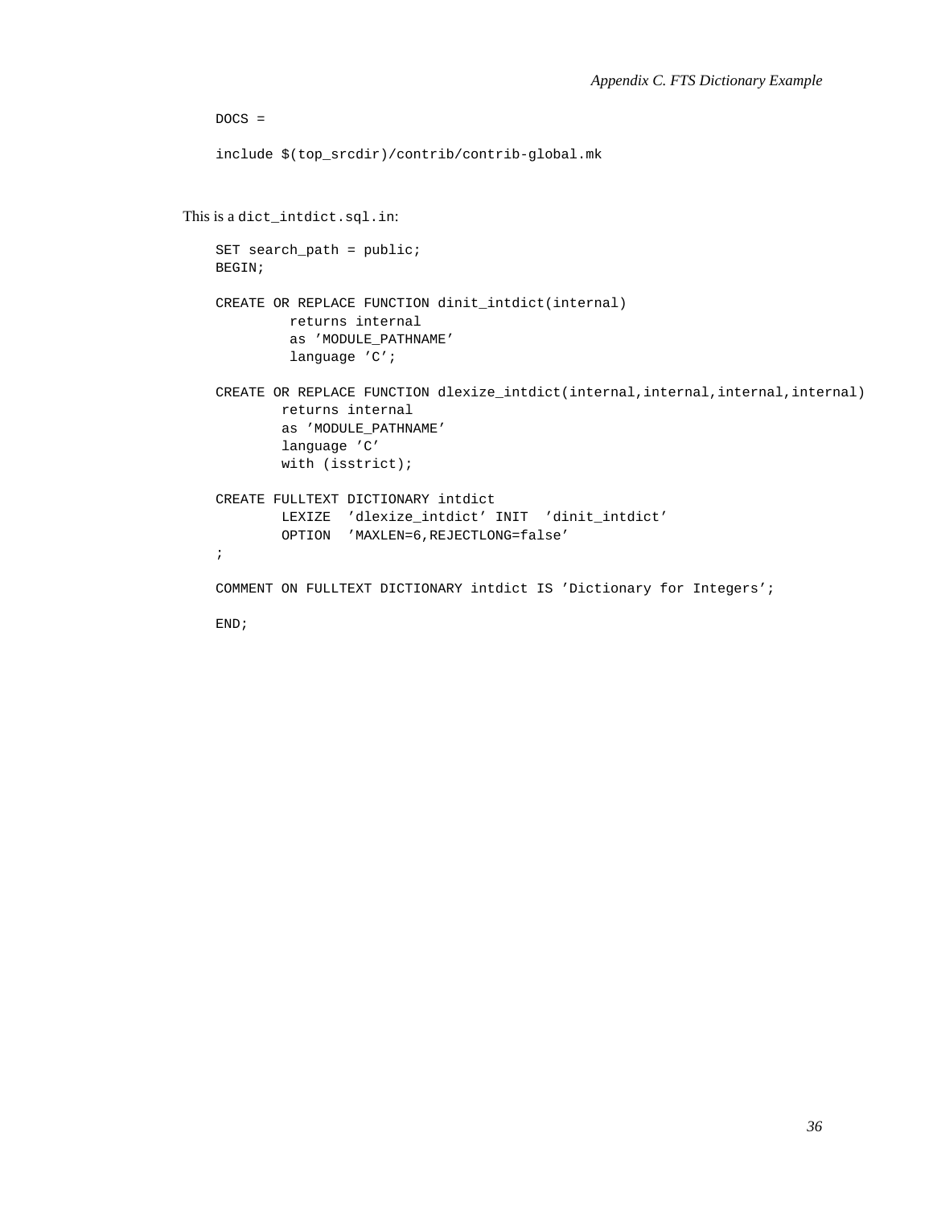```
DOCS =

include $(top_srcdir)/contrib/contrib-global.mk
```

This is a `dict_intdict.sql.in`:

```
SET search_path = public;
BEGIN;

CREATE OR REPLACE FUNCTION dinit_intdict(internal)
         returns internal
         as 'MODULE_PATHNAME'
         language 'C';

CREATE OR REPLACE FUNCTION dlexize_intdict(internal,internal,internal,internal)
        returns internal
        as 'MODULE_PATHNAME'
        language 'C'
        with (isstrict);

CREATE FULLTEXT DICTIONARY intdict
        LEXIZE  'dlexize_intdict' INIT  'dinit_intdict'
        OPTION  'MAXLEN=6,REJECTLONG=false'
;

COMMENT ON FULLTEXT DICTIONARY intdict IS 'Dictionary for Integers';

END;
```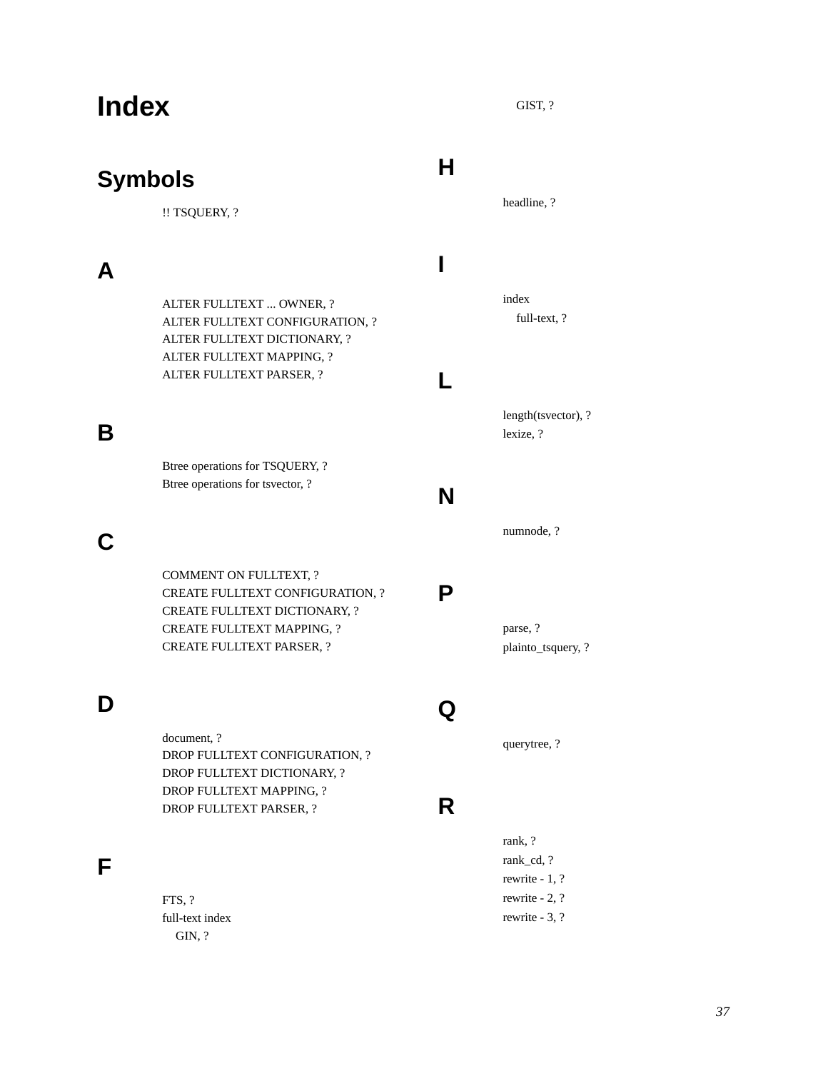# Index

## Symbols

- !! TSQUERY, ?

## A

- ALTER FULLTEXT ... OWNER, ?
- ALTER FULLTEXT CONFIGURATION, ?
- ALTER FULLTEXT DICTIONARY, ?
- ALTER FULLTEXT MAPPING, ?
- ALTER FULLTEXT PARSER, ?

## B

- Btree operations for TSQUERY, ?
- Btree operations for tsvector, ?

## C

- COMMENT ON FULLTEXT, ?
- CREATE FULLTEXT CONFIGURATION, ?
- CREATE FULLTEXT DICTIONARY, ?
- CREATE FULLTEXT MAPPING, ?
- CREATE FULLTEXT PARSER, ?

## D

- document, ?
- DROP FULLTEXT CONFIGURATION, ?
- DROP FULLTEXT DICTIONARY, ?
- DROP FULLTEXT MAPPING, ?
- DROP FULLTEXT PARSER, ?

## F

- FTS, ?
- full-text index
  - GIN, ?
  - GIST, ?

## H

- headline, ?

## I

- index
  - full-text, ?

## L

- length(tsvector), ?
- lexize, ?

## N

- numnode, ?

## P

- parse, ?
- plainto_tsquery, ?

## Q

- querytree, ?

## R

- rank, ?
- rank_cd, ?
- rewrite - 1, ?
- rewrite - 2, ?
- rewrite - 3, ?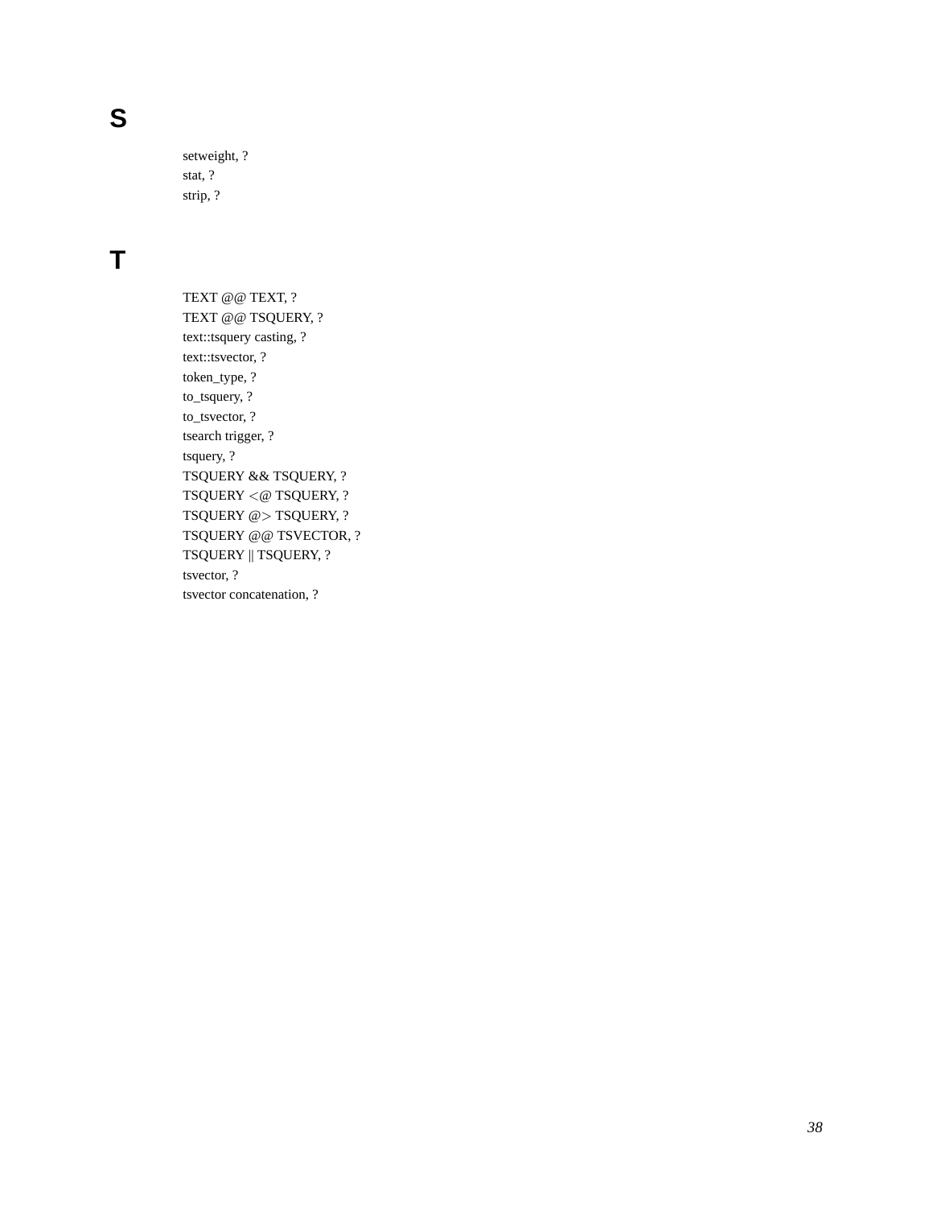## S

setweight, ?
stat, ?
strip, ?

## T

TEXT @@ TEXT, ?
TEXT @@ TSQUERY, ?
text::tsquery casting, ?
text::tsvector, ?
token_type, ?
to_tsquery, ?
to_tsvector, ?
tsearch trigger, ?
tsquery, ?
TSQUERY && TSQUERY, ?
TSQUERY <@ TSQUERY, ?
TSQUERY @> TSQUERY, ?
TSQUERY @@ TSVECTOR, ?
TSQUERY || TSQUERY, ?
tsvector, ?
tsvector concatenation, ?